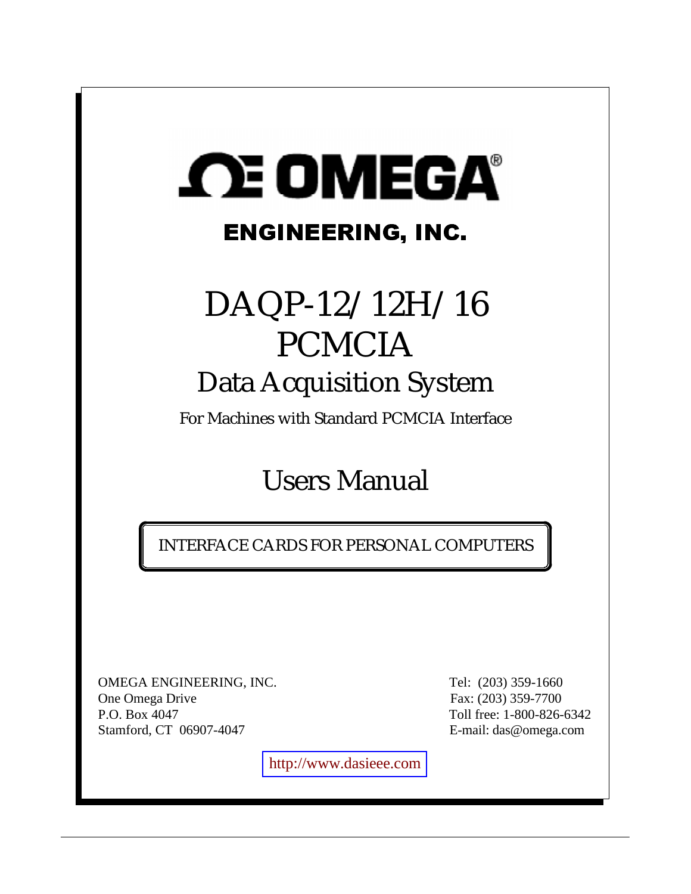# OMEGA

## ENGINEERING, INC.

# DAQP-12/12H/16
# PCMCIA
## Data Acquisition System

For Machines with Standard PCMCIA Interface

## Users Manual

INTERFACE CARDS FOR PERSONAL COMPUTERS

OMEGA ENGINEERING, INC.
One Omega Drive
P.O. Box 4047
Stamford, CT 06907-4047

Tel: (203) 359-1660
Fax: (203) 359-7700
Toll free: 1-800-826-6342
E-mail: das@omega.com

http://www.dasieee.com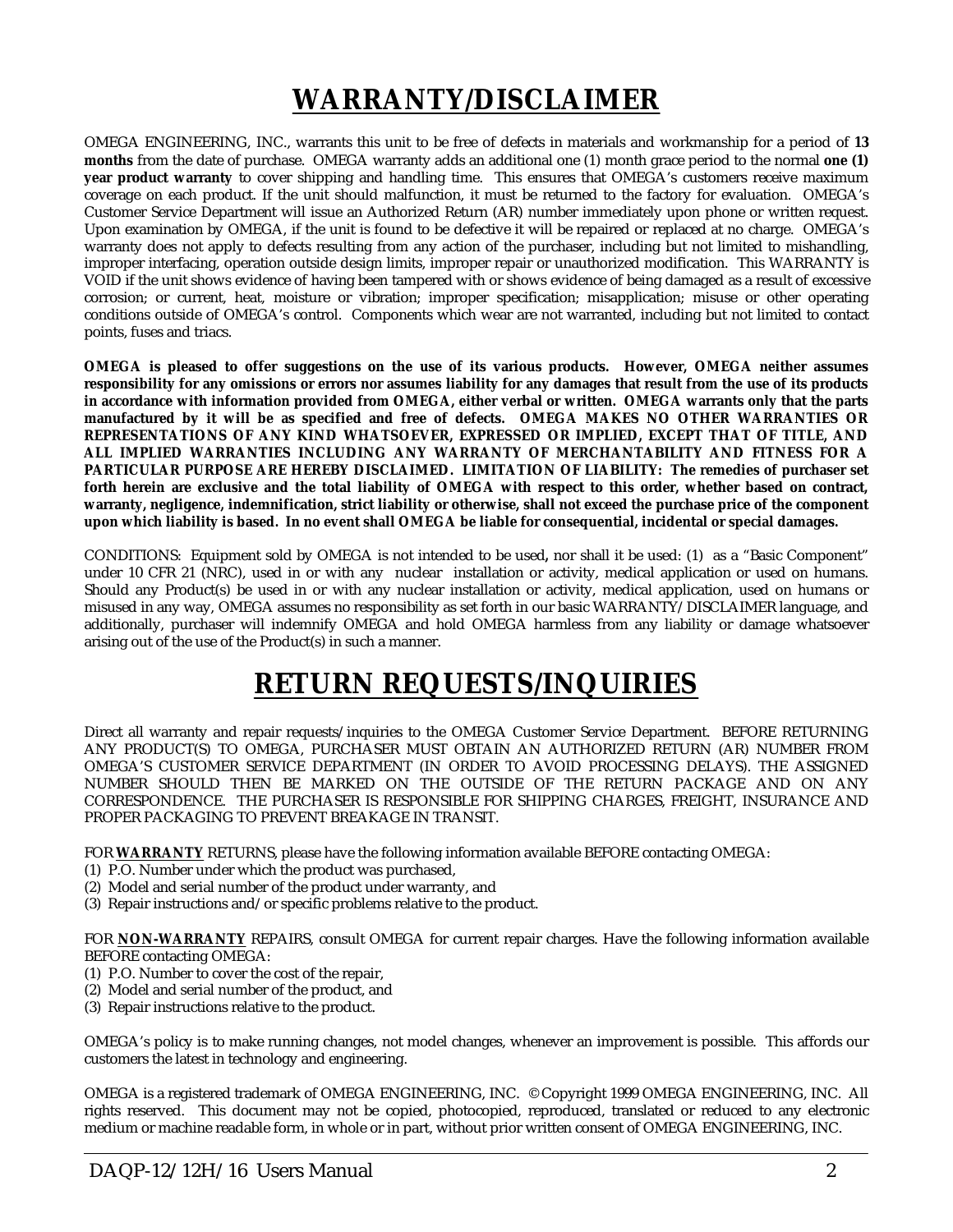# WARRANTY/DISCLAIMER

OMEGA ENGINEERING, INC., warrants this unit to be free of defects in materials and workmanship for a period of **13 months** from the date of purchase. OMEGA warranty adds an additional one (1) month grace period to the normal **one (1) year product warranty** to cover shipping and handling time. This ensures that OMEGA's customers receive maximum coverage on each product. If the unit should malfunction, it must be returned to the factory for evaluation. OMEGA's Customer Service Department will issue an Authorized Return (AR) number immediately upon phone or written request. Upon examination by OMEGA, if the unit is found to be defective it will be repaired or replaced at no charge. OMEGA's warranty does not apply to defects resulting from any action of the purchaser, including but not limited to mishandling, improper interfacing, operation outside design limits, improper repair or unauthorized modification. This WARRANTY is VOID if the unit shows evidence of having been tampered with or shows evidence of being damaged as a result of excessive corrosion; or current, heat, moisture or vibration; improper specification; misapplication; misuse or other operating conditions outside of OMEGA's control. Components which wear are not warranted, including but not limited to contact points, fuses and triacs.

**OMEGA is pleased to offer suggestions on the use of its various products. However, OMEGA neither assumes responsibility for any omissions or errors nor assumes liability for any damages that result from the use of its products in accordance with information provided from OMEGA, either verbal or written. OMEGA warrants only that the parts manufactured by it will be as specified and free of defects. OMEGA MAKES NO OTHER WARRANTIES OR REPRESENTATIONS OF ANY KIND WHATSOEVER, EXPRESSED OR IMPLIED, EXCEPT THAT OF TITLE, AND ALL IMPLIED WARRANTIES INCLUDING ANY WARRANTY OF MERCHANTABILITY AND FITNESS FOR A PARTICULAR PURPOSE ARE HEREBY DISCLAIMED. LIMITATION OF LIABILITY: The remedies of purchaser set forth herein are exclusive and the total liability of OMEGA with respect to this order, whether based on contract, warranty, negligence, indemnification, strict liability or otherwise, shall not exceed the purchase price of the component upon which liability is based. In no event shall OMEGA be liable for consequential, incidental or special damages.**

CONDITIONS: Equipment sold by OMEGA is not intended to be used, nor shall it be used: (1) as a "Basic Component" under 10 CFR 21 (NRC), used in or with any nuclear installation or activity, medical application or used on humans. Should any Product(s) be used in or with any nuclear installation or activity, medical application, used on humans or misused in any way, OMEGA assumes no responsibility as set forth in our basic WARRANTY/DISCLAIMER language, and additionally, purchaser will indemnify OMEGA and hold OMEGA harmless from any liability or damage whatsoever arising out of the use of the Product(s) in such a manner.

# RETURN REQUESTS/INQUIRIES

Direct all warranty and repair requests/inquiries to the OMEGA Customer Service Department. BEFORE RETURNING ANY PRODUCT(S) TO OMEGA, PURCHASER MUST OBTAIN AN AUTHORIZED RETURN (AR) NUMBER FROM OMEGA'S CUSTOMER SERVICE DEPARTMENT (IN ORDER TO AVOID PROCESSING DELAYS). THE ASSIGNED NUMBER SHOULD THEN BE MARKED ON THE OUTSIDE OF THE RETURN PACKAGE AND ON ANY CORRESPONDENCE. THE PURCHASER IS RESPONSIBLE FOR SHIPPING CHARGES, FREIGHT, INSURANCE AND PROPER PACKAGING TO PREVENT BREAKAGE IN TRANSIT.

FOR **WARRANTY** RETURNS, please have the following information available BEFORE contacting OMEGA:
(1) P.O. Number under which the product was purchased,
(2) Model and serial number of the product under warranty, and
(3) Repair instructions and/or specific problems relative to the product.

FOR **NON-WARRANTY** REPAIRS, consult OMEGA for current repair charges. Have the following information available BEFORE contacting OMEGA:
(1) P.O. Number to cover the cost of the repair,
(2) Model and serial number of the product, and
(3) Repair instructions relative to the product.

OMEGA's policy is to make running changes, not model changes, whenever an improvement is possible. This affords our customers the latest in technology and engineering.

OMEGA is a registered trademark of OMEGA ENGINEERING, INC. © Copyright 1999 OMEGA ENGINEERING, INC. All rights reserved. This document may not be copied, photocopied, reproduced, translated or reduced to any electronic medium or machine readable form, in whole or in part, without prior written consent of OMEGA ENGINEERING, INC.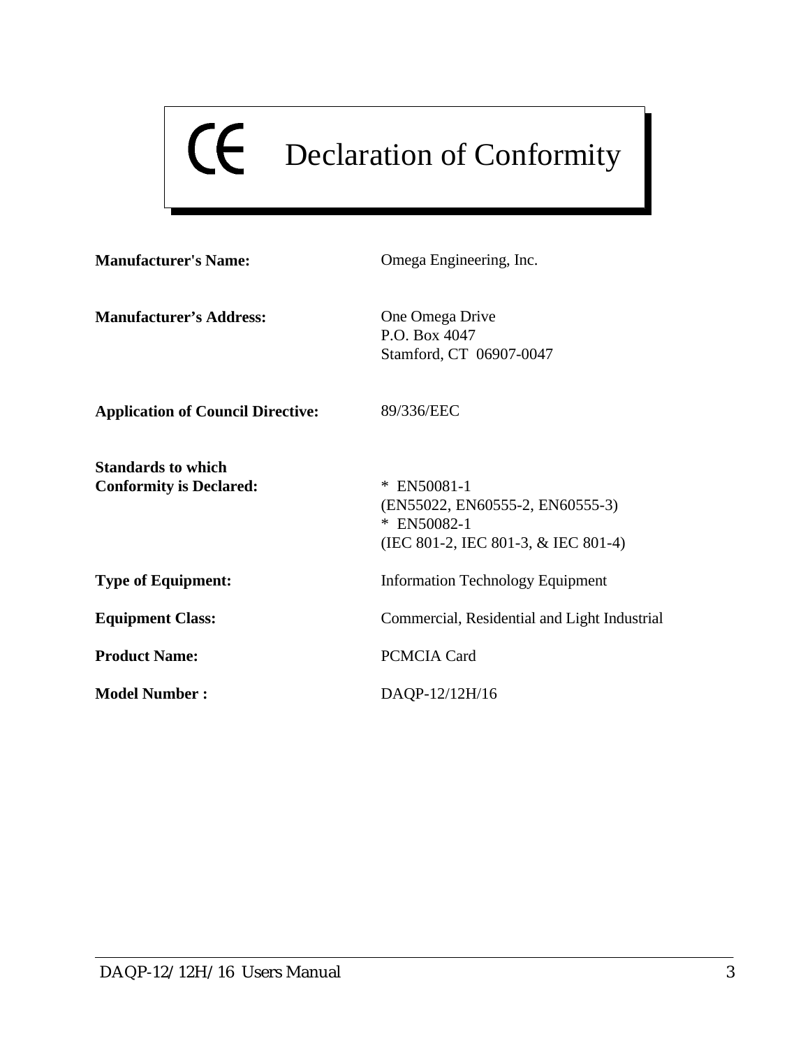# CE Declaration of Conformity

**Manufacturer's Name:** Omega Engineering, Inc.

**Manufacturer’s Address:** One Omega Drive
P.O. Box 4047
Stamford, CT 06907-0047

**Application of Council Directive:** 89/336/EEC

**Standards to which Conformity is Declared:**
* EN50081-1
(EN55022, EN60555-2, EN60555-3)
* EN50082-1
(IEC 801-2, IEC 801-3, & IEC 801-4)

**Type of Equipment:** Information Technology Equipment

**Equipment Class:** Commercial, Residential and Light Industrial

**Product Name:** PCMCIA Card

**Model Number :** DAQP-12/12H/16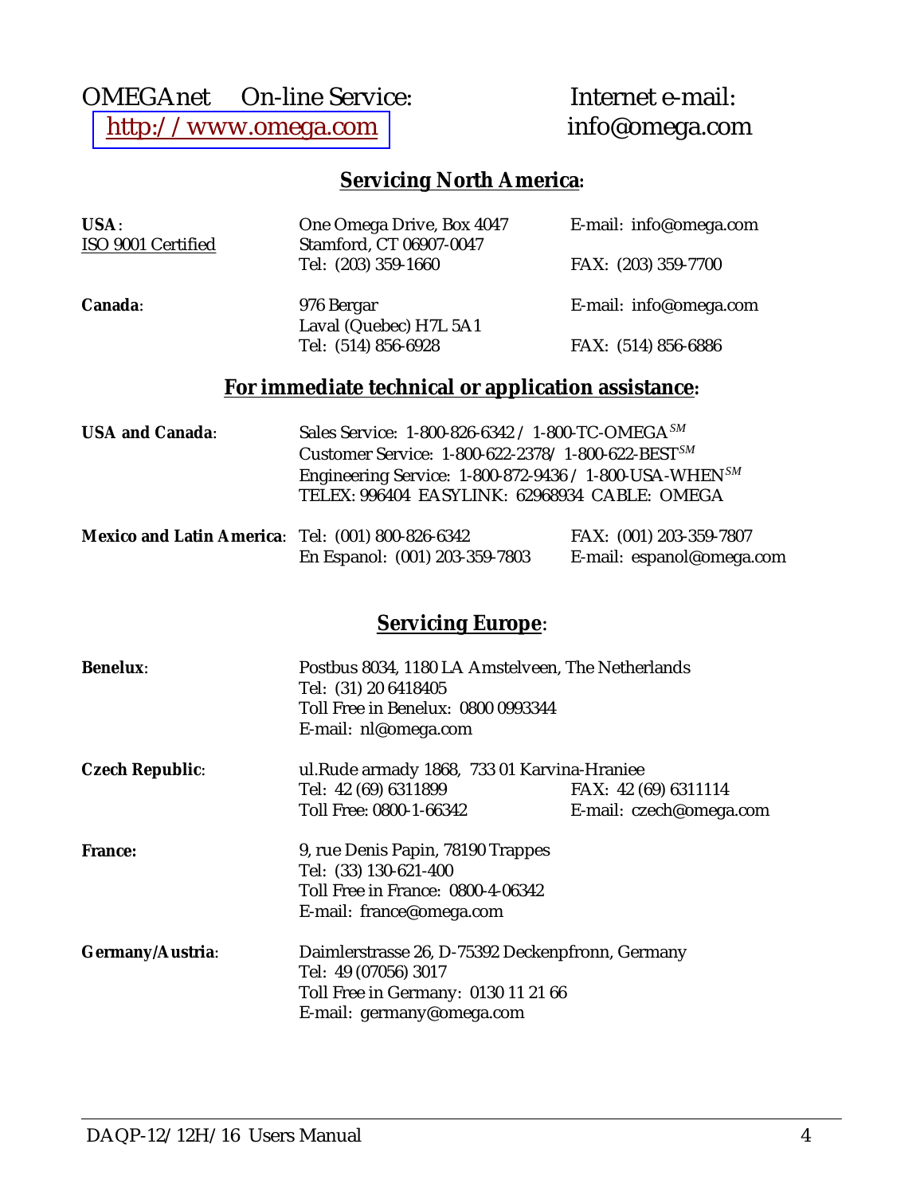OMEGAnet On-line Service: [http://www.omega.com](http://www.omega.com)

Internet e-mail: info@omega.com

## Servicing North America:

**USA**:
ISO 9001 Certified

One Omega Drive, Box 4047
Stamford, CT 06907-0047
Tel: (203) 359-1660

E-mail: info@omega.com
FAX: (203) 359-7700

**Canada**:

976 Bergar
Laval (Quebec) H7L 5A1
Tel: (514) 856-6928

E-mail: info@omega.com
FAX: (514) 856-6886

## For immediate technical or application assistance:

**USA and Canada**:

Sales Service: 1-800-826-6342 / 1-800-TC-OMEGA[SM]
Customer Service: 1-800-622-2378/ 1-800-622-BEST[SM]
Engineering Service: 1-800-872-9436 / 1-800-USA-WHEN[SM]
TELEX: 996404 EASYLINK: 62968934 CABLE: OMEGA

**Mexico and Latin America**:

Tel: (001) 800-826-6342
FAX: (001) 203-359-7807
En Espanol: (001) 203-359-7803
E-mail: espanol@omega.com

## Servicing Europe:

**Benelux**:

Postbus 8034, 1180 LA Amstelveen, The Netherlands
Tel: (31) 20 6418405
Toll Free in Benelux: 0800 0993344
E-mail: nl@omega.com

**Czech Republic**:

ul.Rude armady 1868, 733 01 Karvina-Hraniee
Tel: 42 (69) 6311899
FAX: 42 (69) 6311114
Toll Free: 0800-1-66342
E-mail: czech@omega.com

**France:**

9, rue Denis Papin, 78190 Trappes
Tel: (33) 130-621-400
Toll Free in France: 0800-4-06342
E-mail: france@omega.com

**Germany/Austria**:

Daimlerstrasse 26, D-75392 Deckenpfronn, Germany
Tel: 49 (07056) 3017
Toll Free in Germany: 0130 11 21 66
E-mail: germany@omega.com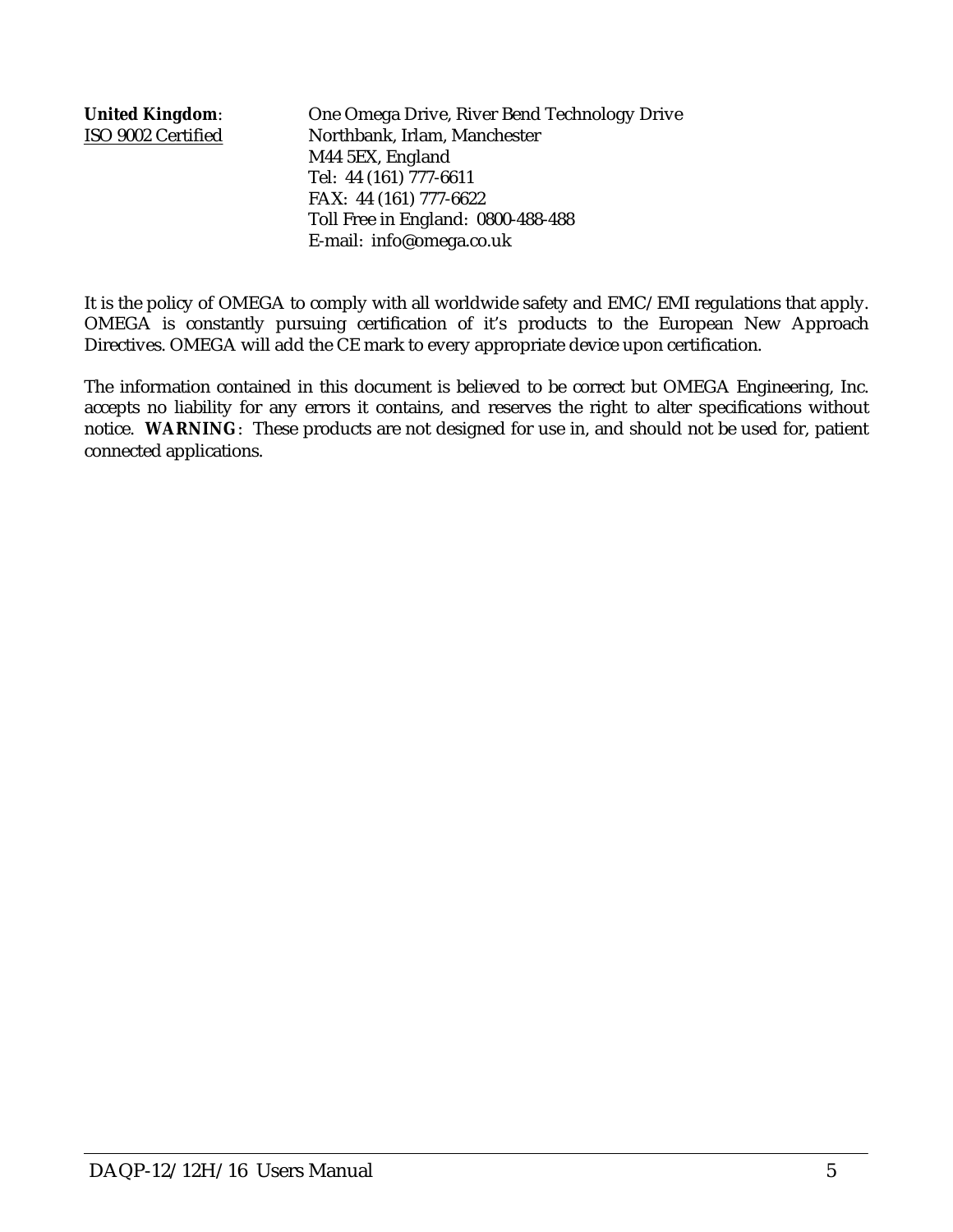**United Kingdom**: One Omega Drive, River Bend Technology Drive
ISO 9002 Certified Northbank, Irlam, Manchester
M44 5EX, England
Tel: 44 (161) 777-6611
FAX: 44 (161) 777-6622
Toll Free in England: 0800-488-488
E-mail: info@omega.co.uk

It is the policy of OMEGA to comply with all worldwide safety and EMC/EMI regulations that apply. OMEGA is constantly pursuing certification of it's products to the European New Approach Directives. OMEGA will add the CE mark to every appropriate device upon certification.

The information contained in this document is believed to be correct but OMEGA Engineering, Inc. accepts no liability for any errors it contains, and reserves the right to alter specifications without notice. **WARNING**: These products are not designed for use in, and should not be used for, patient connected applications.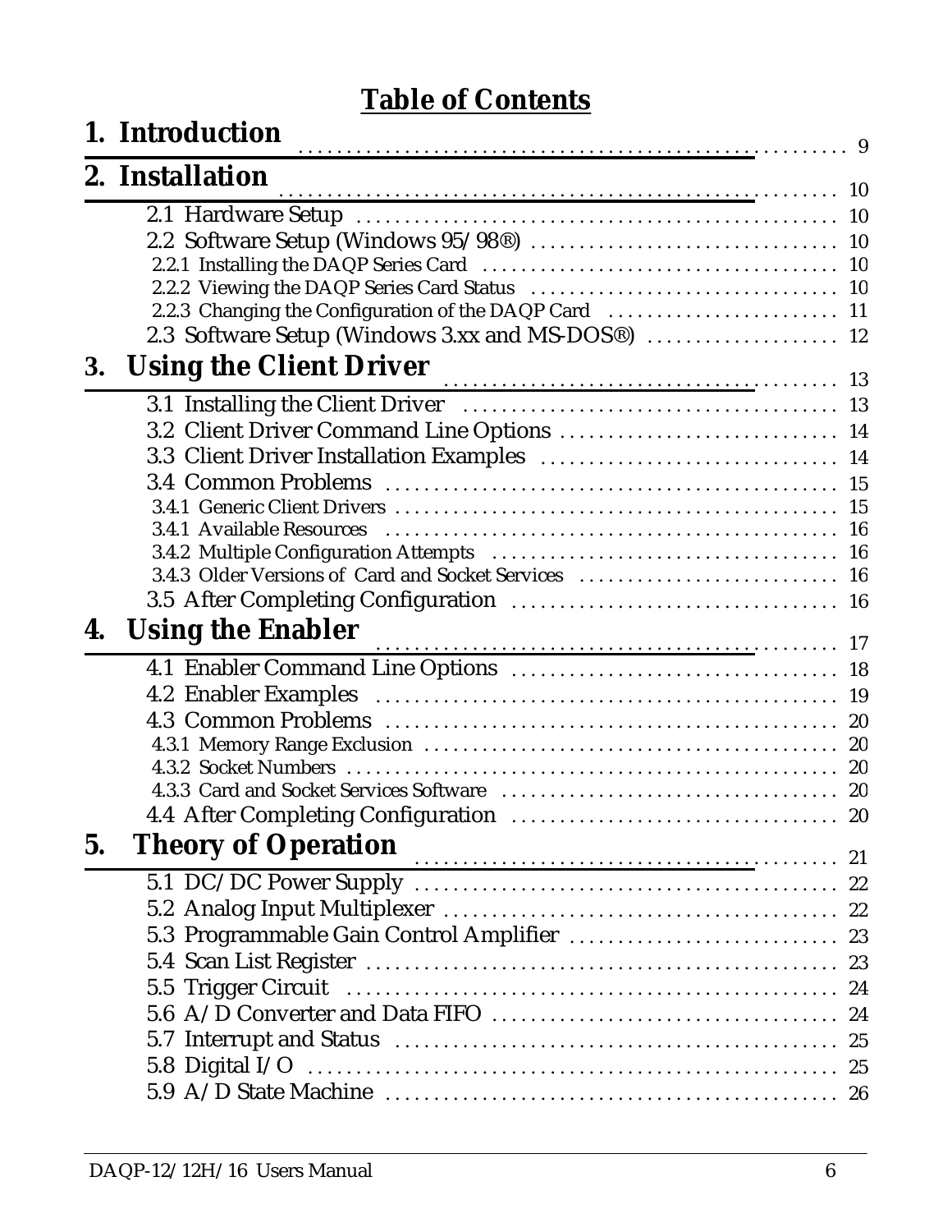# Table of Contents

**1. Introduction** ........................................................ 9

**2. Installation** ........................................................ 10

- 2.1 Hardware Setup ........................................................ 10
- 2.2 Software Setup (Windows 95/98®) ........................................................ 10
  - 2.2.1 Installing the DAQP Series Card ........................................................ 10
  - 2.2.2 Viewing the DAQP Series Card Status ........................................................ 10
  - 2.2.3 Changing the Configuration of the DAQP Card ........................................................ 11
- 2.3 Software Setup (Windows 3.xx and MS-DOS®) ........................................................ 12

**3. Using the Client Driver** ........................................................ 13

- 3.1 Installing the Client Driver ........................................................ 13
- 3.2 Client Driver Command Line Options ........................................................ 14
- 3.3 Client Driver Installation Examples ........................................................ 14
- 3.4 Common Problems ........................................................ 15
  - 3.4.1 Generic Client Drivers ........................................................ 15
  - 3.4.1 Available Resources ........................................................ 16
  - 3.4.2 Multiple Configuration Attempts ........................................................ 16
  - 3.4.3 Older Versions of Card and Socket Services ........................................................ 16
- 3.5 After Completing Configuration ........................................................ 16

**4. Using the Enabler** ........................................................ 17

- 4.1 Enabler Command Line Options ........................................................ 18
- 4.2 Enabler Examples ........................................................ 19
- 4.3 Common Problems ........................................................ 20
  - 4.3.1 Memory Range Exclusion ........................................................ 20
  - 4.3.2 Socket Numbers ........................................................ 20
  - 4.3.3 Card and Socket Services Software ........................................................ 20
- 4.4 After Completing Configuration ........................................................ 20

**5. Theory of Operation** ........................................................ 21

- 5.1 DC/DC Power Supply ........................................................ 22
- 5.2 Analog Input Multiplexer ........................................................ 22
- 5.3 Programmable Gain Control Amplifier ........................................................ 23
- 5.4 Scan List Register ........................................................ 23
- 5.5 Trigger Circuit ........................................................ 24
- 5.6 A/D Converter and Data FIFO ........................................................ 24
- 5.7 Interrupt and Status ........................................................ 25
- 5.8 Digital I/O ........................................................ 25
- 5.9 A/D State Machine ........................................................ 26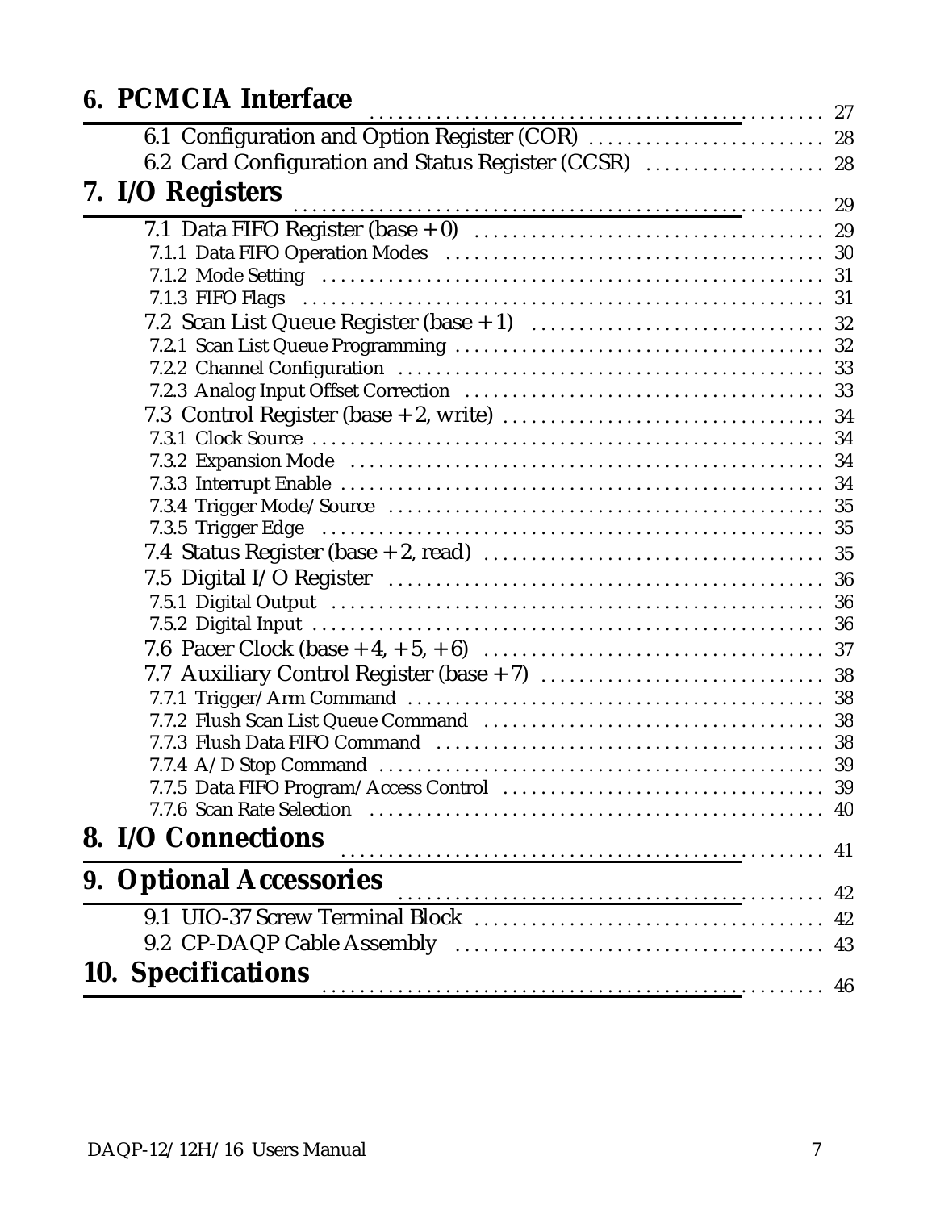**6. PCMCIA Interface** ........ 27

- 6.1 Configuration and Option Register (COR) ........ 28
- 6.2 Card Configuration and Status Register (CCSR) ........ 28

**7. I/O Registers** ........ 29

- 7.1 Data FIFO Register (base + 0) ........ 29
  - 7.1.1 Data FIFO Operation Modes ........ 30
  - 7.1.2 Mode Setting ........ 31
  - 7.1.3 FIFO Flags ........ 31
- 7.2 Scan List Queue Register (base + 1) ........ 32
  - 7.2.1 Scan List Queue Programming ........ 32
  - 7.2.2 Channel Configuration ........ 33
  - 7.2.3 Analog Input Offset Correction ........ 33
- 7.3 Control Register (base + 2, write) ........ 34
  - 7.3.1 Clock Source ........ 34
  - 7.3.2 Expansion Mode ........ 34
  - 7.3.3 Interrupt Enable ........ 34
  - 7.3.4 Trigger Mode/Source ........ 35
  - 7.3.5 Trigger Edge ........ 35
- 7.4 Status Register (base + 2, read) ........ 35
- 7.5 Digital I/O Register ........ 36
  - 7.5.1 Digital Output ........ 36
  - 7.5.2 Digital Input ........ 36
- 7.6 Pacer Clock (base + 4, + 5, + 6) ........ 37
- 7.7 Auxiliary Control Register (base + 7) ........ 38
  - 7.7.1 Trigger/Arm Command ........ 38
  - 7.7.2 Flush Scan List Queue Command ........ 38
  - 7.7.3 Flush Data FIFO Command ........ 38
  - 7.7.4 A/D Stop Command ........ 39
  - 7.7.5 Data FIFO Program/Access Control ........ 39
  - 7.7.6 Scan Rate Selection ........ 40

**8. I/O Connections** ........ 41

**9. Optional Accessories** ........ 42

- 9.1 UIO-37 Screw Terminal Block ........ 42
- 9.2 CP-DAQP Cable Assembly ........ 43

**10. Specifications** ........ 46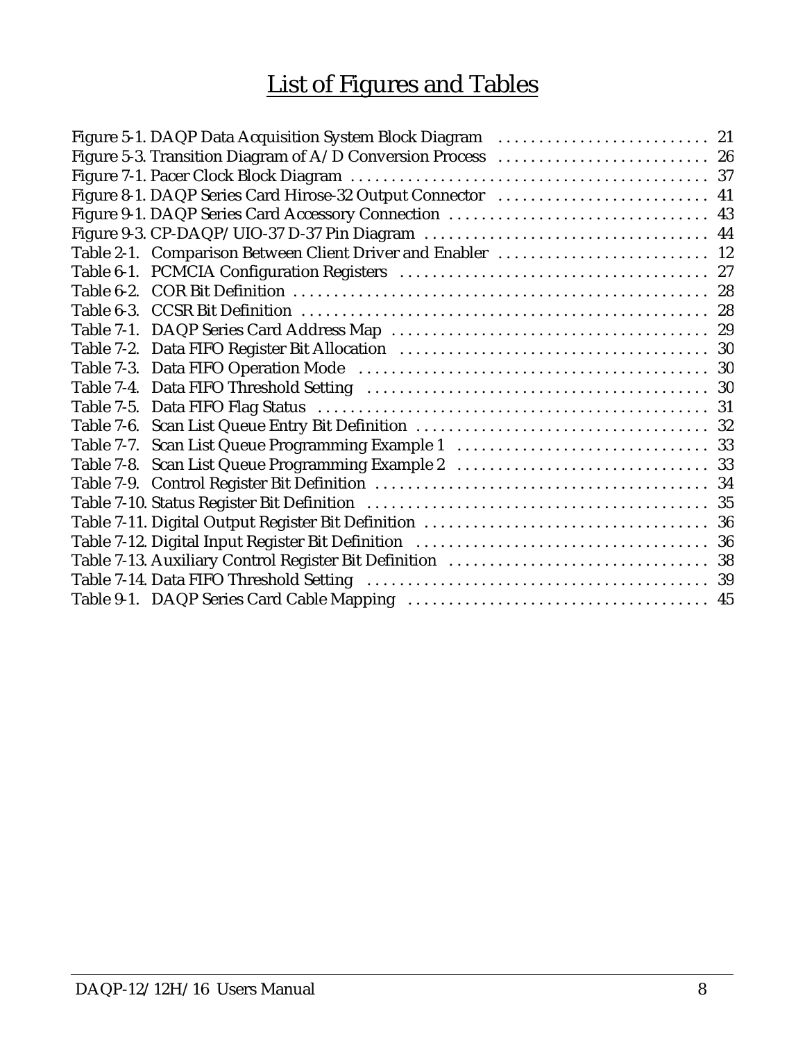# List of Figures and Tables

Figure 5-1. DAQP Data Acquisition System Block Diagram .......................... 21
Figure 5-3. Transition Diagram of A/D Conversion Process .......................... 26
Figure 7-1. Pacer Clock Block Diagram .......................................... 37
Figure 8-1. DAQP Series Card Hirose-32 Output Connector .......................... 41
Figure 9-1. DAQP Series Card Accessory Connection ................................ 43
Figure 9-3. CP-DAQP/UIO-37 D-37 Pin Diagram ...................................... 44
Table 2-1. Comparison Between Client Driver and Enabler .......................... 12
Table 6-1. PCMCIA Configuration Registers ....................................... 27
Table 6-2. COR Bit Definition ................................................... 28
Table 6-3. CCSR Bit Definition .................................................. 28
Table 7-1. DAQP Series Card Address Map ......................................... 29
Table 7-2. Data FIFO Register Bit Allocation .................................... 30
Table 7-3. Data FIFO Operation Mode ............................................. 30
Table 7-4. Data FIFO Threshold Setting .......................................... 30
Table 7-5. Data FIFO Flag Status ................................................ 31
Table 7-6. Scan List Queue Entry Bit Definition ................................. 32
Table 7-7. Scan List Queue Programming Example 1 ................................. 33
Table 7-8. Scan List Queue Programming Example 2 ................................. 33
Table 7-9. Control Register Bit Definition ...................................... 34
Table 7-10. Status Register Bit Definition ...................................... 35
Table 7-11. Digital Output Register Bit Definition .............................. 36
Table 7-12. Digital Input Register Bit Definition ............................... 36
Table 7-13. Auxiliary Control Register Bit Definition ........................... 38
Table 7-14. Data FIFO Threshold Setting ......................................... 39
Table 9-1. DAQP Series Card Cable Mapping ....................................... 45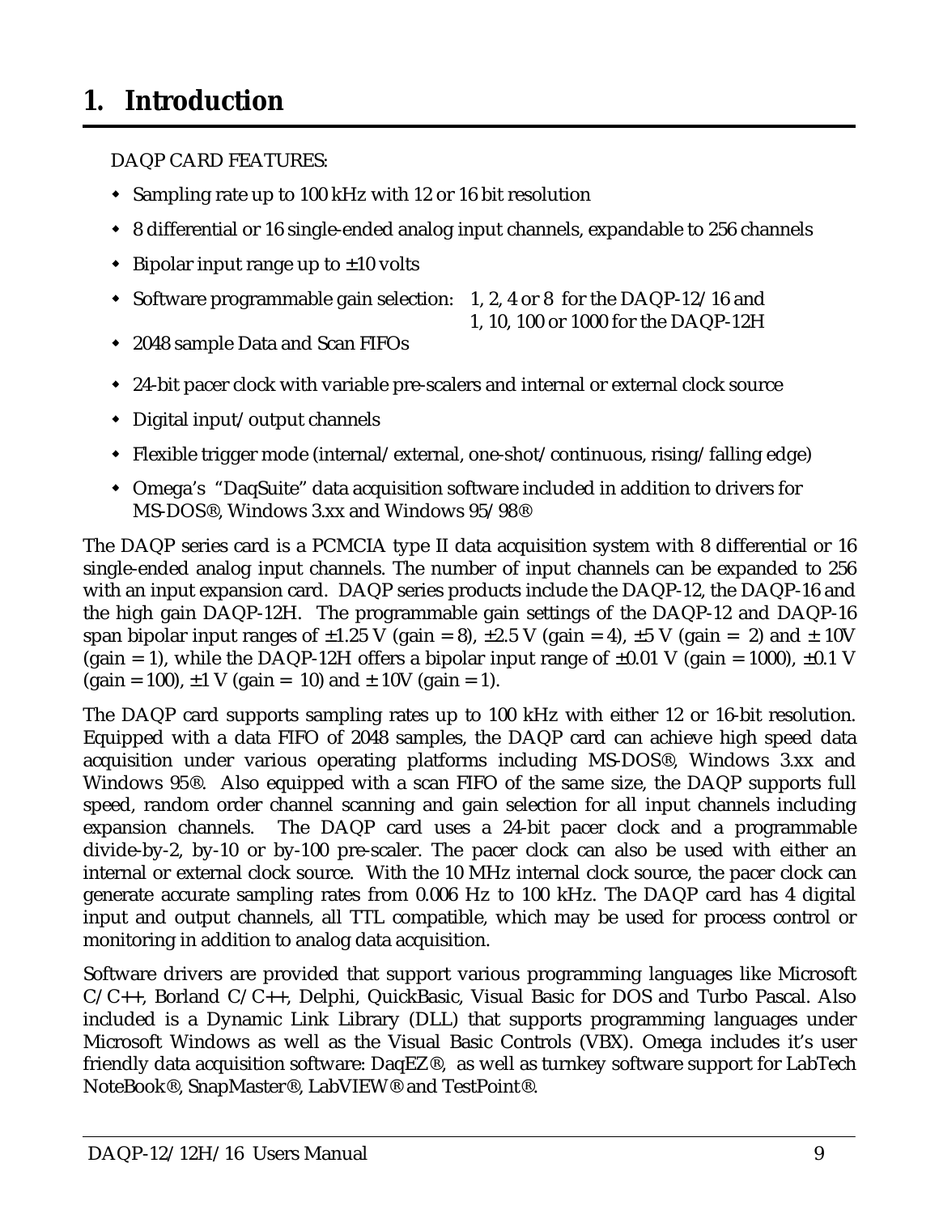# 1. Introduction

DAQP CARD FEATURES:

- Sampling rate up to 100 kHz with 12 or 16 bit resolution
- 8 differential or 16 single-ended analog input channels, expandable to 256 channels
- Bipolar input range up to ±10 volts
- Software programmable gain selection: 1, 2, 4 or 8 for the DAQP-12/16 and 1, 10, 100 or 1000 for the DAQP-12H
- 2048 sample Data and Scan FIFOs
- 24-bit pacer clock with variable pre-scalers and internal or external clock source
- Digital input/output channels
- Flexible trigger mode (internal/external, one-shot/continuous, rising/falling edge)
- Omega's "DaqSuite" data acquisition software included in addition to drivers for MS-DOS®, Windows 3.xx and Windows 95/98®

The DAQP series card is a PCMCIA type II data acquisition system with 8 differential or 16 single-ended analog input channels. The number of input channels can be expanded to 256 with an input expansion card. DAQP series products include the DAQP-12, the DAQP-16 and the high gain DAQP-12H. The programmable gain settings of the DAQP-12 and DAQP-16 span bipolar input ranges of ±1.25 V (gain = 8), ±2.5 V (gain = 4), ±5 V (gain = 2) and ± 10V (gain = 1), while the DAQP-12H offers a bipolar input range of ±0.01 V (gain = 1000), ±0.1 V (gain = 100), ±1 V (gain = 10) and ± 10V (gain = 1).

The DAQP card supports sampling rates up to 100 kHz with either 12 or 16-bit resolution. Equipped with a data FIFO of 2048 samples, the DAQP card can achieve high speed data acquisition under various operating platforms including MS-DOS®, Windows 3.xx and Windows 95®. Also equipped with a scan FIFO of the same size, the DAQP supports full speed, random order channel scanning and gain selection for all input channels including expansion channels. The DAQP card uses a 24-bit pacer clock and a programmable divide-by-2, by-10 or by-100 pre-scaler. The pacer clock can also be used with either an internal or external clock source. With the 10 MHz internal clock source, the pacer clock can generate accurate sampling rates from 0.006 Hz to 100 kHz. The DAQP card has 4 digital input and output channels, all TTL compatible, which may be used for process control or monitoring in addition to analog data acquisition.

Software drivers are provided that support various programming languages like Microsoft C/C++, Borland C/C++, Delphi, QuickBasic, Visual Basic for DOS and Turbo Pascal. Also included is a Dynamic Link Library (DLL) that supports programming languages under Microsoft Windows as well as the Visual Basic Controls (VBX). Omega includes it's user friendly data acquisition software: DaqEZ®, as well as turnkey software support for LabTech NoteBook®, SnapMaster®, LabVIEW® and TestPoint®.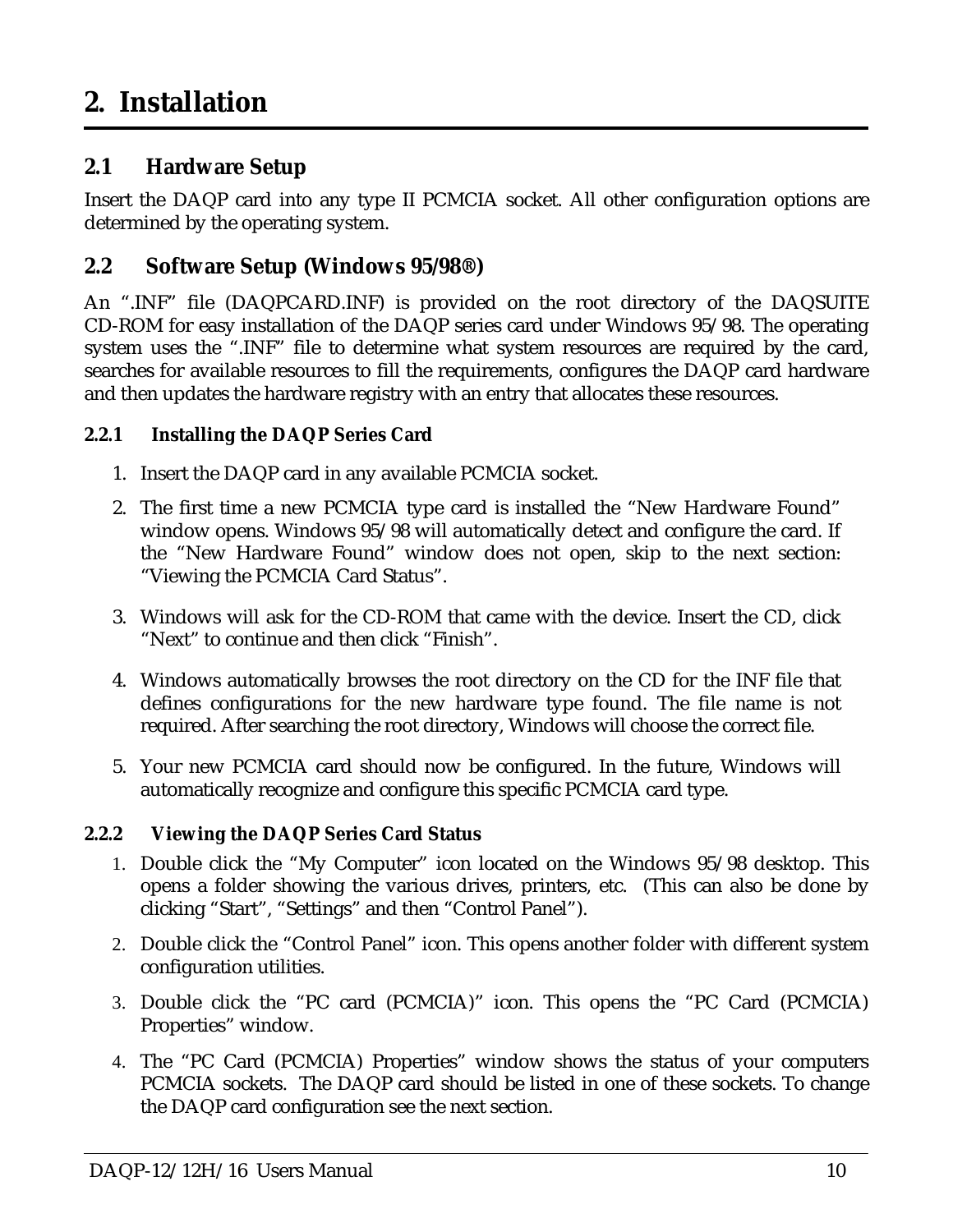# 2. Installation

## 2.1 Hardware Setup

Insert the DAQP card into any type II PCMCIA socket. All other configuration options are determined by the operating system.

## 2.2 Software Setup (Windows 95/98®)

An ".INF" file (DAQPCARD.INF) is provided on the root directory of the DAQSUITE CD-ROM for easy installation of the DAQP series card under Windows 95/98. The operating system uses the ".INF" file to determine what system resources are required by the card, searches for available resources to fill the requirements, configures the DAQP card hardware and then updates the hardware registry with an entry that allocates these resources.

### 2.2.1 Installing the DAQP Series Card

1. Insert the DAQP card in any available PCMCIA socket.
2. The first time a new PCMCIA type card is installed the "New Hardware Found" window opens. Windows 95/98 will automatically detect and configure the card. If the "New Hardware Found" window does not open, skip to the next section: "Viewing the PCMCIA Card Status".
3. Windows will ask for the CD-ROM that came with the device. Insert the CD, click "Next" to continue and then click "Finish".
4. Windows automatically browses the root directory on the CD for the INF file that defines configurations for the new hardware type found. The file name is not required. After searching the root directory, Windows will choose the correct file.
5. Your new PCMCIA card should now be configured. In the future, Windows will automatically recognize and configure this specific PCMCIA card type.

### 2.2.2 Viewing the DAQP Series Card Status

1. Double click the "My Computer" icon located on the Windows 95/98 desktop. This opens a folder showing the various drives, printers, etc. (This can also be done by clicking "Start", "Settings" and then "Control Panel").
2. Double click the "Control Panel" icon. This opens another folder with different system configuration utilities.
3. Double click the "PC card (PCMCIA)" icon. This opens the "PC Card (PCMCIA) Properties" window.
4. The "PC Card (PCMCIA) Properties" window shows the status of your computers PCMCIA sockets. The DAQP card should be listed in one of these sockets. To change the DAQP card configuration see the next section.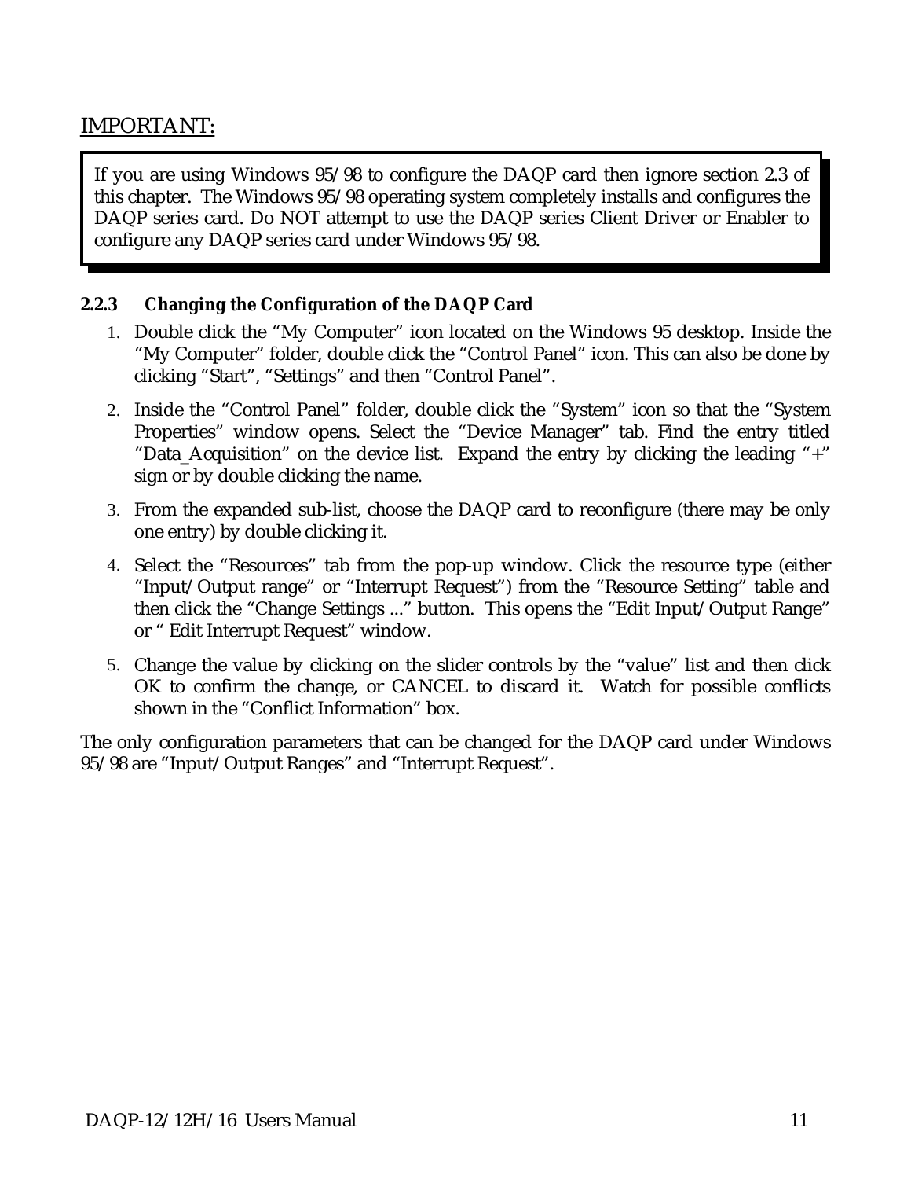IMPORTANT:

> If you are using Windows 95/98 to configure the DAQP card then ignore section 2.3 of this chapter. The Windows 95/98 operating system completely installs and configures the DAQP series card. Do NOT attempt to use the DAQP series Client Driver or Enabler to configure any DAQP series card under Windows 95/98.

### 2.2.3 Changing the Configuration of the DAQP Card

1. Double click the "My Computer" icon located on the Windows 95 desktop. Inside the "My Computer" folder, double click the "Control Panel" icon. This can also be done by clicking "Start", "Settings" and then "Control Panel".
2. Inside the "Control Panel" folder, double click the "System" icon so that the "System Properties" window opens. Select the "Device Manager" tab. Find the entry titled "Data_Acquisition" on the device list. Expand the entry by clicking the leading "+" sign or by double clicking the name.
3. From the expanded sub-list, choose the DAQP card to reconfigure (there may be only one entry) by double clicking it.
4. Select the "Resources" tab from the pop-up window. Click the resource type (either "Input/Output range" or "Interrupt Request") from the "Resource Setting" table and then click the "Change Settings ..." button. This opens the "Edit Input/Output Range" or " Edit Interrupt Request" window.
5. Change the value by clicking on the slider controls by the "value" list and then click OK to confirm the change, or CANCEL to discard it. Watch for possible conflicts shown in the "Conflict Information" box.

The only configuration parameters that can be changed for the DAQP card under Windows 95/98 are "Input/Output Ranges" and "Interrupt Request".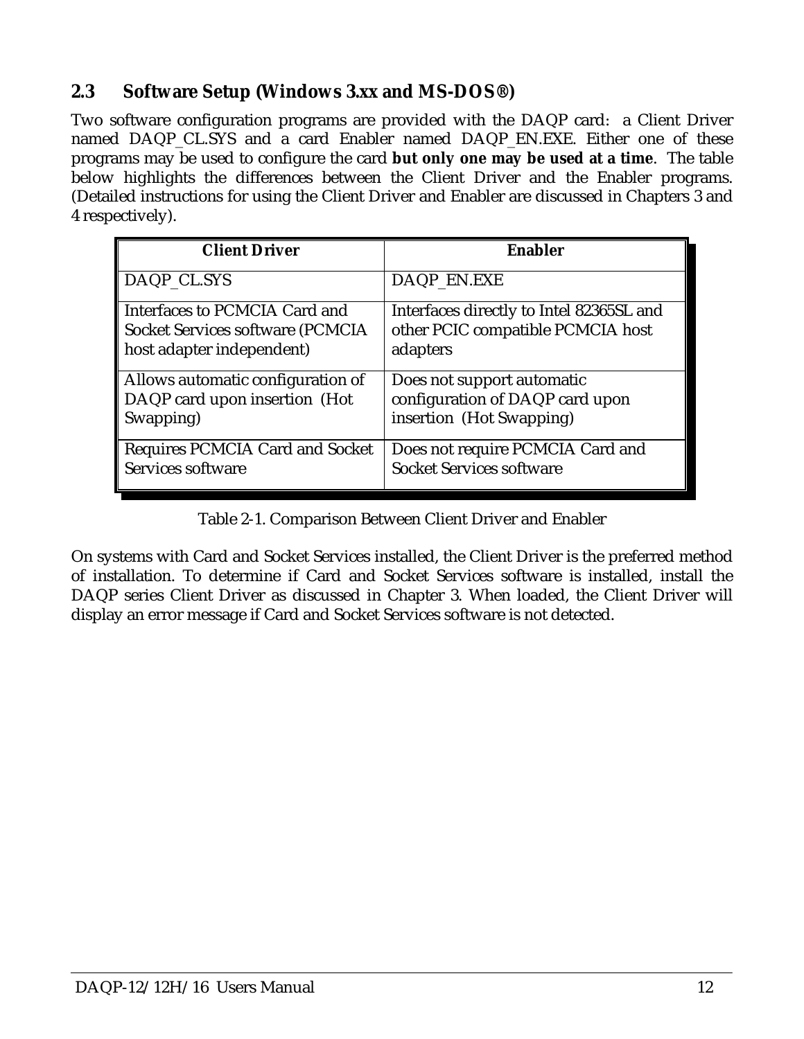## 2.3 Software Setup (Windows 3.xx and MS-DOS®)

Two software configuration programs are provided with the DAQP card: a Client Driver named DAQP_CL.SYS and a card Enabler named DAQP_EN.EXE. Either one of these programs may be used to configure the card **but only one may be used at a time**. The table below highlights the differences between the Client Driver and the Enabler programs. (Detailed instructions for using the Client Driver and Enabler are discussed in Chapters 3 and 4 respectively).

| Client Driver | Enabler |
|---|---|
| DAQP_CL.SYS | DAQP_EN.EXE |
| Interfaces to PCMCIA Card and Socket Services software (PCMCIA host adapter independent) | Interfaces directly to Intel 82365SL and other PCIC compatible PCMCIA host adapters |
| Allows automatic configuration of DAQP card upon insertion (Hot Swapping) | Does not support automatic configuration of DAQP card upon insertion (Hot Swapping) |
| Requires PCMCIA Card and Socket Services software | Does not require PCMCIA Card and Socket Services software |

Table 2-1. Comparison Between Client Driver and Enabler

On systems with Card and Socket Services installed, the Client Driver is the preferred method of installation. To determine if Card and Socket Services software is installed, install the DAQP series Client Driver as discussed in Chapter 3. When loaded, the Client Driver will display an error message if Card and Socket Services software is not detected.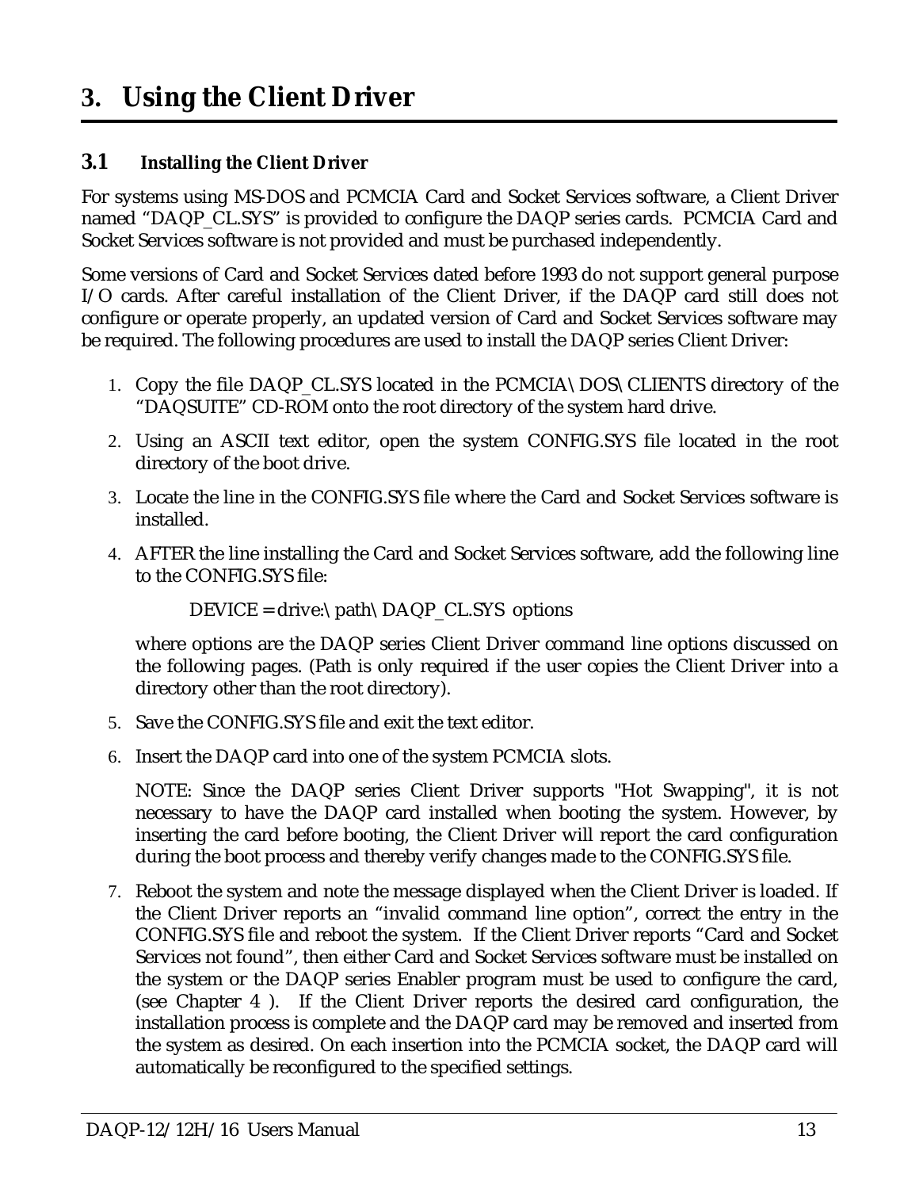# 3. Using the Client Driver

## 3.1 Installing the Client Driver

For systems using MS-DOS and PCMCIA Card and Socket Services software, a Client Driver named "DAQP_CL.SYS" is provided to configure the DAQP series cards. PCMCIA Card and Socket Services software is not provided and must be purchased independently.

Some versions of Card and Socket Services dated before 1993 do not support general purpose I/O cards. After careful installation of the Client Driver, if the DAQP card still does not configure or operate properly, an updated version of Card and Socket Services software may be required. The following procedures are used to install the DAQP series Client Driver:

1. Copy the file DAQP_CL.SYS located in the PCMCIA\DOS\CLIENTS directory of the "DAQSUITE" CD-ROM onto the root directory of the system hard drive.

2. Using an ASCII text editor, open the system CONFIG.SYS file located in the root directory of the boot drive.

3. Locate the line in the CONFIG.SYS file where the Card and Socket Services software is installed.

4. AFTER the line installing the Card and Socket Services software, add the following line to the CONFIG.SYS file:

   DEVICE = drive:\path\DAQP_CL.SYS options

   where options are the DAQP series Client Driver command line options discussed on the following pages. (Path is only required if the user copies the Client Driver into a directory other than the root directory).

5. Save the CONFIG.SYS file and exit the text editor.

6. Insert the DAQP card into one of the system PCMCIA slots.

   NOTE: Since the DAQP series Client Driver supports "Hot Swapping", it is not necessary to have the DAQP card installed when booting the system. However, by inserting the card before booting, the Client Driver will report the card configuration during the boot process and thereby verify changes made to the CONFIG.SYS file.

7. Reboot the system and note the message displayed when the Client Driver is loaded. If the Client Driver reports an "invalid command line option", correct the entry in the CONFIG.SYS file and reboot the system. If the Client Driver reports "Card and Socket Services not found", then either Card and Socket Services software must be installed on the system or the DAQP series Enabler program must be used to configure the card, (see Chapter 4 ). If the Client Driver reports the desired card configuration, the installation process is complete and the DAQP card may be removed and inserted from the system as desired. On each insertion into the PCMCIA socket, the DAQP card will automatically be reconfigured to the specified settings.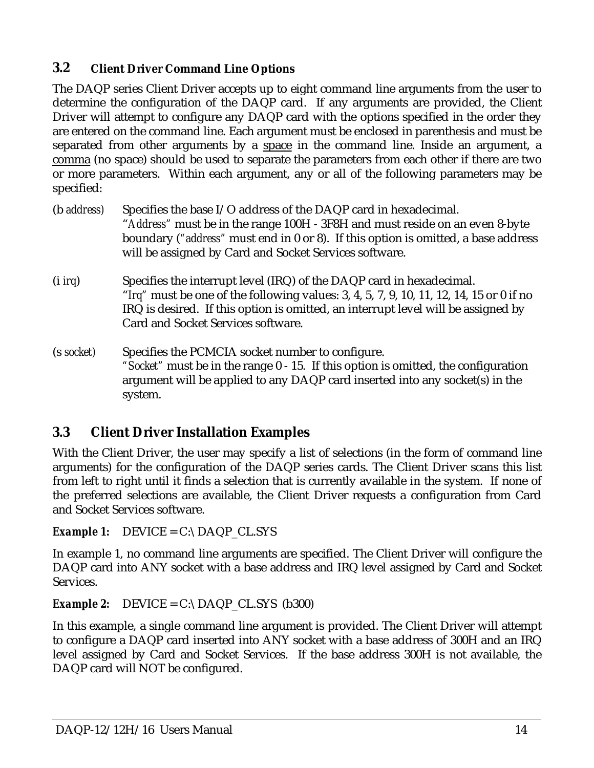## 3.2 Client Driver Command Line Options

The DAQP series Client Driver accepts up to eight command line arguments from the user to determine the configuration of the DAQP card. If any arguments are provided, the Client Driver will attempt to configure any DAQP card with the options specified in the order they are entered on the command line. Each argument must be enclosed in parenthesis and must be separated from other arguments by a <u>space</u> in the command line. Inside an argument, a <u>comma</u> (no space) should be used to separate the parameters from each other if there are two or more parameters. Within each argument, any or all of the following parameters may be specified:

(b *address*) Specifies the base I/O address of the DAQP card in hexadecimal. "*Address*" must be in the range 100H - 3F8H and must reside on an even 8-byte boundary ("*address*" must end in 0 or 8). If this option is omitted, a base address will be assigned by Card and Socket Services software.

(i *irq*) Specifies the interrupt level (IRQ) of the DAQP card in hexadecimal. "*Irq*" must be one of the following values: 3, 4, 5, 7, 9, 10, 11, 12, 14, 15 or 0 if no IRQ is desired. If this option is omitted, an interrupt level will be assigned by Card and Socket Services software.

(s *socket*) Specifies the PCMCIA socket number to configure. "*Socket*" must be in the range 0 - 15. If this option is omitted, the configuration argument will be applied to any DAQP card inserted into any socket(s) in the system.

## 3.3 Client Driver Installation Examples

With the Client Driver, the user may specify a list of selections (in the form of command line arguments) for the configuration of the DAQP series cards. The Client Driver scans this list from left to right until it finds a selection that is currently available in the system. If none of the preferred selections are available, the Client Driver requests a configuration from Card and Socket Services software.

***Example 1:*** DEVICE = C:\DAQP_CL.SYS

In example 1, no command line arguments are specified. The Client Driver will configure the DAQP card into ANY socket with a base address and IRQ level assigned by Card and Socket Services.

***Example 2:*** DEVICE = C:\DAQP_CL.SYS (b300)

In this example, a single command line argument is provided. The Client Driver will attempt to configure a DAQP card inserted into ANY socket with a base address of 300H and an IRQ level assigned by Card and Socket Services. If the base address 300H is not available, the DAQP card will NOT be configured.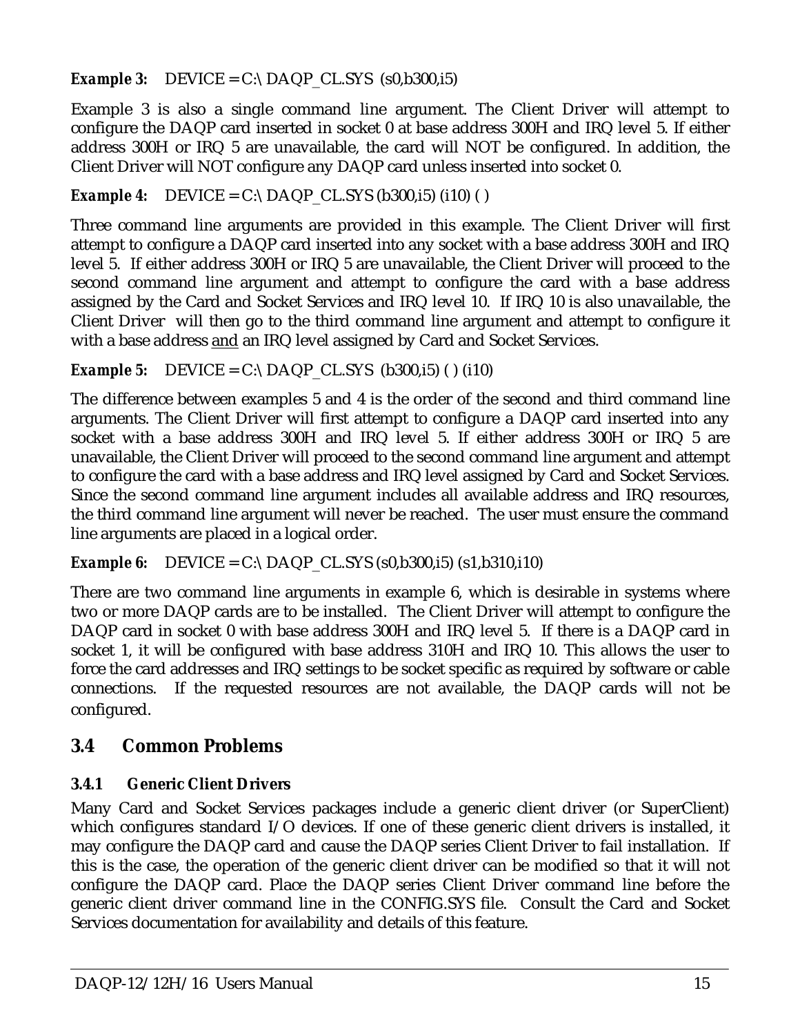***Example 3:*** DEVICE = C:\ DAQP_CL.SYS (s0,b300,i5)

Example 3 is also a single command line argument. The Client Driver will attempt to configure the DAQP card inserted in socket 0 at base address 300H and IRQ level 5. If either address 300H or IRQ 5 are unavailable, the card will NOT be configured. In addition, the Client Driver will NOT configure any DAQP card unless inserted into socket 0.

***Example 4:*** DEVICE = C:\ DAQP_CL.SYS (b300,i5) (i10) ( )

Three command line arguments are provided in this example. The Client Driver will first attempt to configure a DAQP card inserted into any socket with a base address 300H and IRQ level 5. If either address 300H or IRQ 5 are unavailable, the Client Driver will proceed to the second command line argument and attempt to configure the card with a base address assigned by the Card and Socket Services and IRQ level 10. If IRQ 10 is also unavailable, the Client Driver will then go to the third command line argument and attempt to configure it with a base address and an IRQ level assigned by Card and Socket Services.

***Example 5:*** DEVICE = C:\ DAQP_CL.SYS (b300,i5) ( ) (i10)

The difference between examples 5 and 4 is the order of the second and third command line arguments. The Client Driver will first attempt to configure a DAQP card inserted into any socket with a base address 300H and IRQ level 5. If either address 300H or IRQ 5 are unavailable, the Client Driver will proceed to the second command line argument and attempt to configure the card with a base address and IRQ level assigned by Card and Socket Services. Since the second command line argument includes all available address and IRQ resources, the third command line argument will never be reached. The user must ensure the command line arguments are placed in a logical order.

***Example 6:*** DEVICE = C:\ DAQP_CL.SYS (s0,b300,i5) (s1,b310,i10)

There are two command line arguments in example 6, which is desirable in systems where two or more DAQP cards are to be installed. The Client Driver will attempt to configure the DAQP card in socket 0 with base address 300H and IRQ level 5. If there is a DAQP card in socket 1, it will be configured with base address 310H and IRQ 10. This allows the user to force the card addresses and IRQ settings to be socket specific as required by software or cable connections. If the requested resources are not available, the DAQP cards will not be configured.

## 3.4 Common Problems

### 3.4.1 Generic Client Drivers

Many Card and Socket Services packages include a generic client driver (or SuperClient) which configures standard I/O devices. If one of these generic client drivers is installed, it may configure the DAQP card and cause the DAQP series Client Driver to fail installation. If this is the case, the operation of the generic client driver can be modified so that it will not configure the DAQP card. Place the DAQP series Client Driver command line before the generic client driver command line in the CONFIG.SYS file. Consult the Card and Socket Services documentation for availability and details of this feature.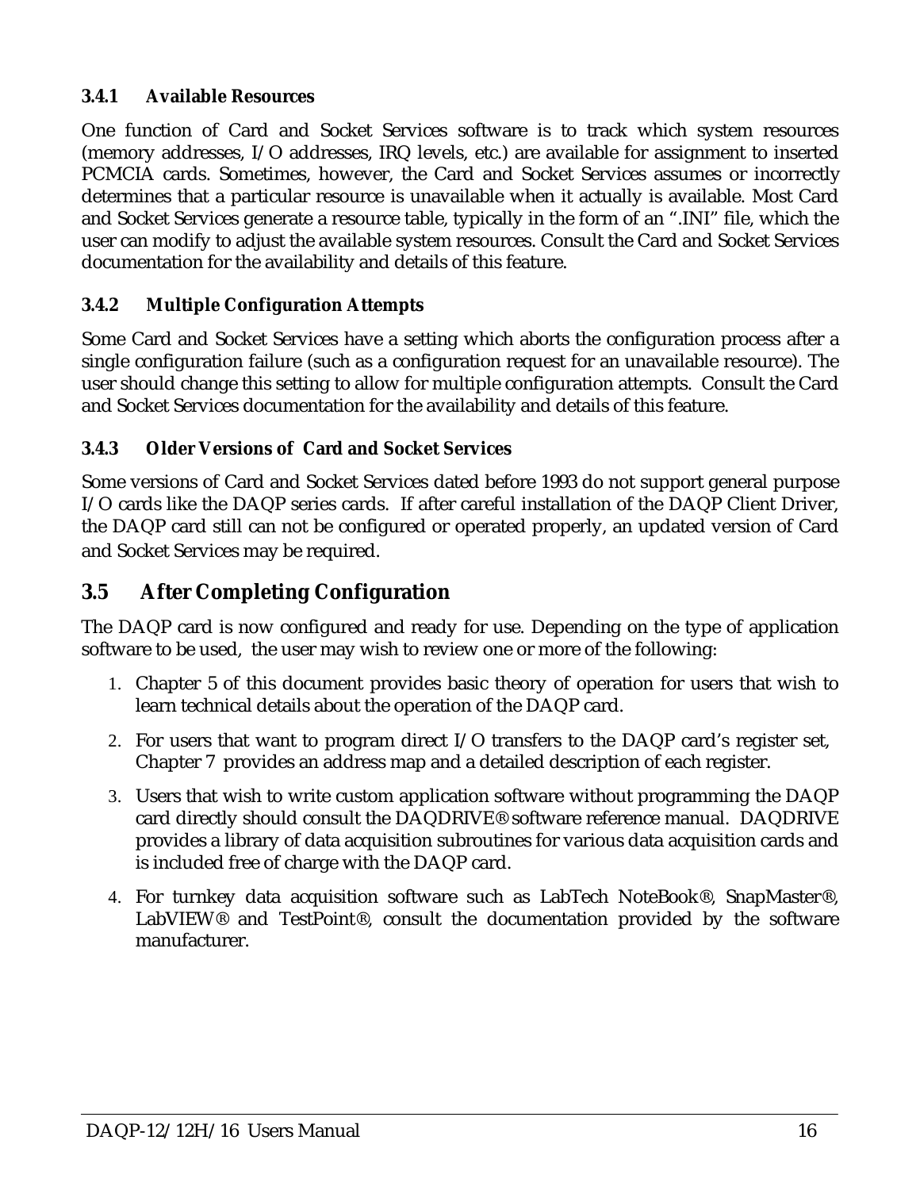### 3.4.1 Available Resources

One function of Card and Socket Services software is to track which system resources (memory addresses, I/O addresses, IRQ levels, etc.) are available for assignment to inserted PCMCIA cards. Sometimes, however, the Card and Socket Services assumes or incorrectly determines that a particular resource is unavailable when it actually is available. Most Card and Socket Services generate a resource table, typically in the form of an ".INI" file, which the user can modify to adjust the available system resources. Consult the Card and Socket Services documentation for the availability and details of this feature.

### 3.4.2 Multiple Configuration Attempts

Some Card and Socket Services have a setting which aborts the configuration process after a single configuration failure (such as a configuration request for an unavailable resource). The user should change this setting to allow for multiple configuration attempts. Consult the Card and Socket Services documentation for the availability and details of this feature.

### 3.4.3 Older Versions of Card and Socket Services

Some versions of Card and Socket Services dated before 1993 do not support general purpose I/O cards like the DAQP series cards. If after careful installation of the DAQP Client Driver, the DAQP card still can not be configured or operated properly, an updated version of Card and Socket Services may be required.

## 3.5 After Completing Configuration

The DAQP card is now configured and ready for use. Depending on the type of application software to be used, the user may wish to review one or more of the following:

1. Chapter 5 of this document provides basic theory of operation for users that wish to learn technical details about the operation of the DAQP card.
2. For users that want to program direct I/O transfers to the DAQP card's register set, Chapter 7 provides an address map and a detailed description of each register.
3. Users that wish to write custom application software without programming the DAQP card directly should consult the DAQDRIVE® software reference manual. DAQDRIVE provides a library of data acquisition subroutines for various data acquisition cards and is included free of charge with the DAQP card.
4. For turnkey data acquisition software such as LabTech NoteBook®, SnapMaster®, LabVIEW® and TestPoint®, consult the documentation provided by the software manufacturer.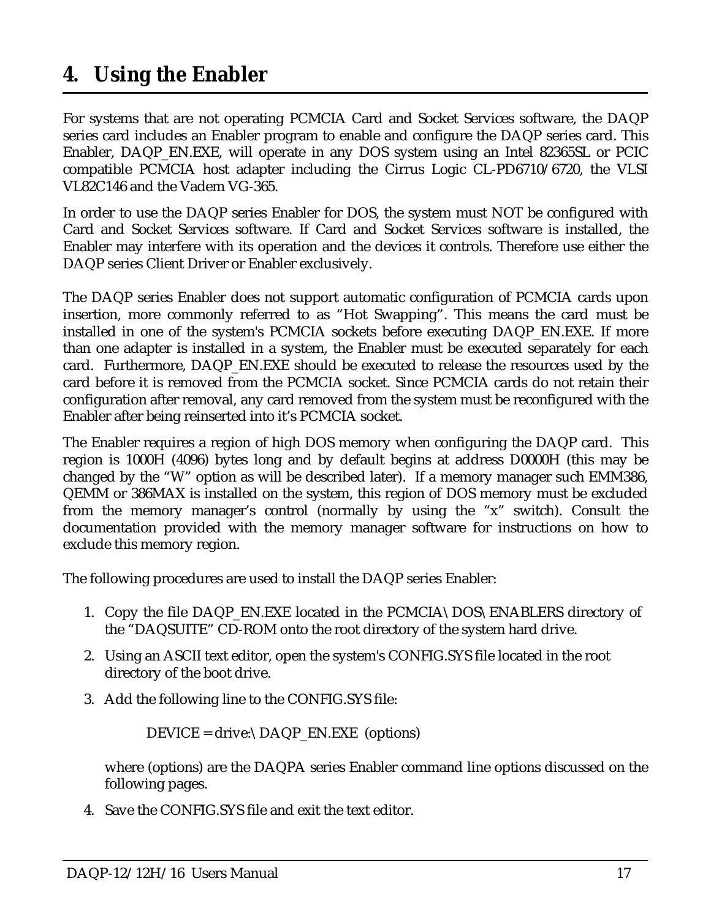# 4. Using the Enabler

For systems that are not operating PCMCIA Card and Socket Services software, the DAQP series card includes an Enabler program to enable and configure the DAQP series card. This Enabler, DAQP_EN.EXE, will operate in any DOS system using an Intel 82365SL or PCIC compatible PCMCIA host adapter including the Cirrus Logic CL-PD6710/6720, the VLSI VL82C146 and the Vadem VG-365.

In order to use the DAQP series Enabler for DOS, the system must NOT be configured with Card and Socket Services software. If Card and Socket Services software is installed, the Enabler may interfere with its operation and the devices it controls. Therefore use either the DAQP series Client Driver or Enabler exclusively.

The DAQP series Enabler does not support automatic configuration of PCMCIA cards upon insertion, more commonly referred to as "Hot Swapping". This means the card must be installed in one of the system's PCMCIA sockets before executing DAQP_EN.EXE. If more than one adapter is installed in a system, the Enabler must be executed separately for each card. Furthermore, DAQP_EN.EXE should be executed to release the resources used by the card before it is removed from the PCMCIA socket. Since PCMCIA cards do not retain their configuration after removal, any card removed from the system must be reconfigured with the Enabler after being reinserted into it's PCMCIA socket.

The Enabler requires a region of high DOS memory when configuring the DAQP card. This region is 1000H (4096) bytes long and by default begins at address D0000H (this may be changed by the "W" option as will be described later). If a memory manager such EMM386, QEMM or 386MAX is installed on the system, this region of DOS memory must be excluded from the memory manager's control (normally by using the "x" switch). Consult the documentation provided with the memory manager software for instructions on how to exclude this memory region.

The following procedures are used to install the DAQP series Enabler:

1. Copy the file DAQP_EN.EXE located in the PCMCIA\DOS\ENABLERS directory of the "DAQSUITE" CD-ROM onto the root directory of the system hard drive.
2. Using an ASCII text editor, open the system's CONFIG.SYS file located in the root directory of the boot drive.
3. Add the following line to the CONFIG.SYS file:

   ```
   DEVICE = drive:\DAQP_EN.EXE  (options)
   ```

   where (options) are the DAQPA series Enabler command line options discussed on the following pages.
4. Save the CONFIG.SYS file and exit the text editor.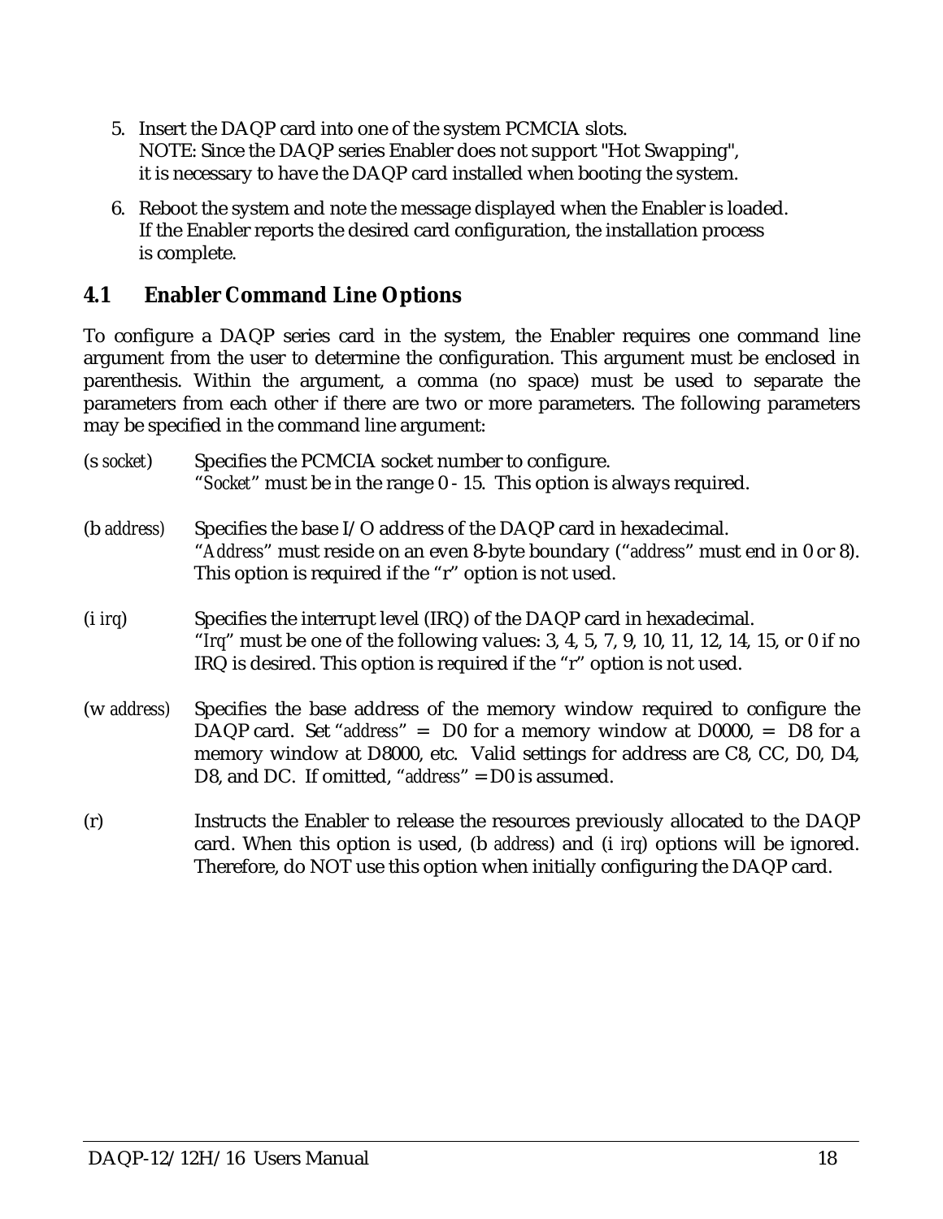5. Insert the DAQP card into one of the system PCMCIA slots.
   NOTE: Since the DAQP series Enabler does not support "Hot Swapping", it is necessary to have the DAQP card installed when booting the system.

6. Reboot the system and note the message displayed when the Enabler is loaded. If the Enabler reports the desired card configuration, the installation process is complete.

## 4.1 Enabler Command Line Options

To configure a DAQP series card in the system, the Enabler requires one command line argument from the user to determine the configuration. This argument must be enclosed in parenthesis. Within the argument, a comma (no space) must be used to separate the parameters from each other if there are two or more parameters. The following parameters may be specified in the command line argument:

(s *socket*) Specifies the PCMCIA socket number to configure.
"*Socket*" must be in the range 0 - 15. This option is always required.

(b *address*) Specifies the base I/O address of the DAQP card in hexadecimal.
"*Address*" must reside on an even 8-byte boundary ("*address*" must end in 0 or 8). This option is required if the "r" option is not used.

(i *irq*) Specifies the interrupt level (IRQ) of the DAQP card in hexadecimal.
"*Irq*" must be one of the following values: 3, 4, 5, 7, 9, 10, 11, 12, 14, 15, or 0 if no IRQ is desired. This option is required if the "r" option is not used.

(w *address*) Specifies the base address of the memory window required to configure the DAQP card. Set "*address*" = D0 for a memory window at D0000, = D8 for a memory window at D8000, etc. Valid settings for address are C8, CC, D0, D4, D8, and DC. If omitted, "*address*" = D0 is assumed.

(r) Instructs the Enabler to release the resources previously allocated to the DAQP card. When this option is used, (b *address*) and (i *irq*) options will be ignored. Therefore, do NOT use this option when initially configuring the DAQP card.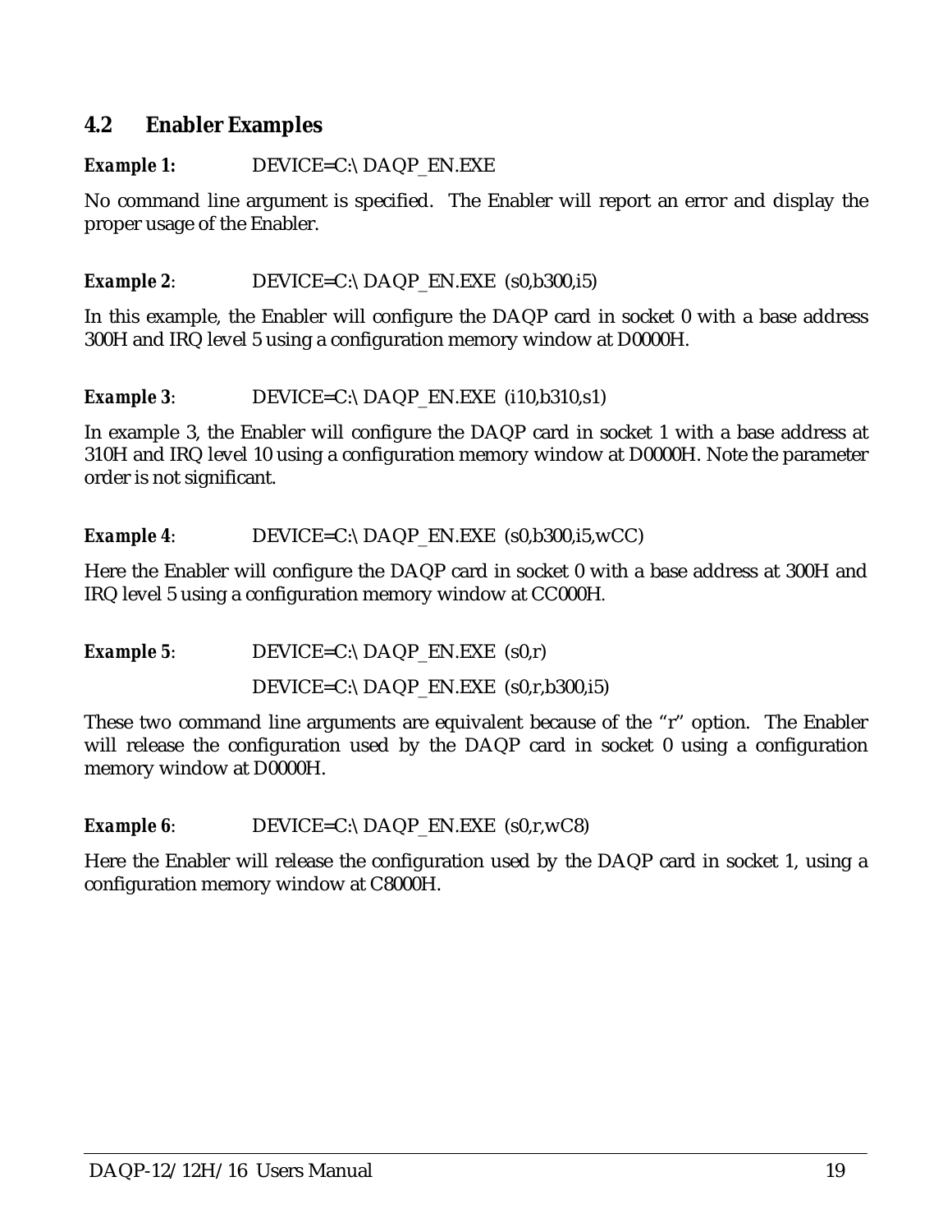## 4.2 Enabler Examples

***Example 1:*** DEVICE=C:\ DAQP_EN.EXE

No command line argument is specified. The Enabler will report an error and display the proper usage of the Enabler.

***Example 2***: DEVICE=C:\ DAQP_EN.EXE (s0,b300,i5)

In this example, the Enabler will configure the DAQP card in socket 0 with a base address 300H and IRQ level 5 using a configuration memory window at D0000H.

***Example 3***: DEVICE=C:\ DAQP_EN.EXE (i10,b310,s1)

In example 3, the Enabler will configure the DAQP card in socket 1 with a base address at 310H and IRQ level 10 using a configuration memory window at D0000H. Note the parameter order is not significant.

***Example 4***: DEVICE=C:\ DAQP_EN.EXE (s0,b300,i5,wCC)

Here the Enabler will configure the DAQP card in socket 0 with a base address at 300H and IRQ level 5 using a configuration memory window at CC000H.

***Example 5***: DEVICE=C:\ DAQP_EN.EXE (s0,r)

DEVICE=C:\ DAQP_EN.EXE (s0,r,b300,i5)

These two command line arguments are equivalent because of the "r" option. The Enabler will release the configuration used by the DAQP card in socket 0 using a configuration memory window at D0000H.

***Example 6***: DEVICE=C:\ DAQP_EN.EXE (s0,r,wC8)

Here the Enabler will release the configuration used by the DAQP card in socket 1, using a configuration memory window at C8000H.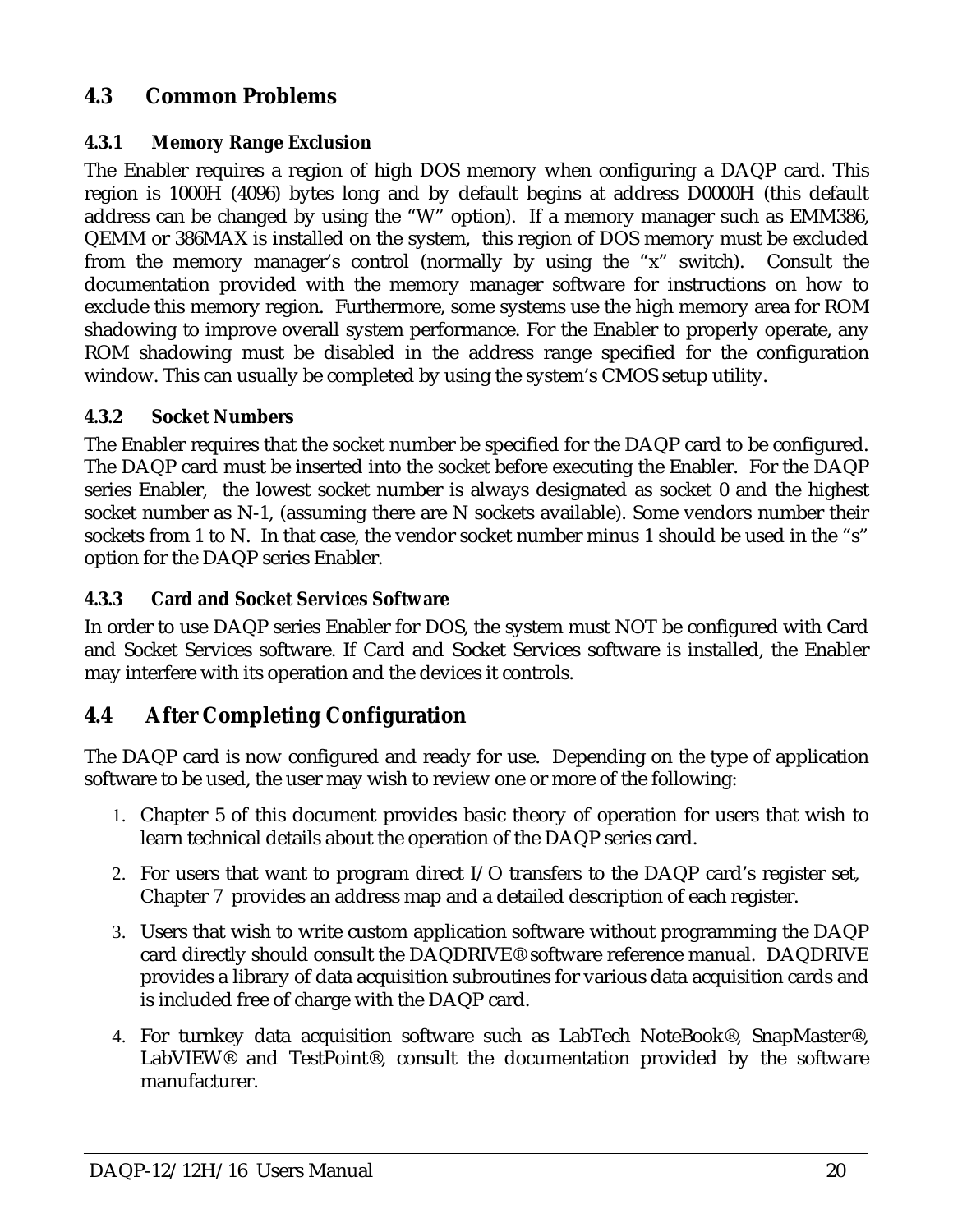## 4.3 Common Problems

### 4.3.1 Memory Range Exclusion

The Enabler requires a region of high DOS memory when configuring a DAQP card. This region is 1000H (4096) bytes long and by default begins at address D0000H (this default address can be changed by using the "W" option). If a memory manager such as EMM386, QEMM or 386MAX is installed on the system, this region of DOS memory must be excluded from the memory manager's control (normally by using the "x" switch). Consult the documentation provided with the memory manager software for instructions on how to exclude this memory region. Furthermore, some systems use the high memory area for ROM shadowing to improve overall system performance. For the Enabler to properly operate, any ROM shadowing must be disabled in the address range specified for the configuration window. This can usually be completed by using the system's CMOS setup utility.

### 4.3.2 Socket Numbers

The Enabler requires that the socket number be specified for the DAQP card to be configured. The DAQP card must be inserted into the socket before executing the Enabler. For the DAQP series Enabler, the lowest socket number is always designated as socket 0 and the highest socket number as N-1, (assuming there are N sockets available). Some vendors number their sockets from 1 to N. In that case, the vendor socket number minus 1 should be used in the "s" option for the DAQP series Enabler.

### 4.3.3 Card and Socket Services Software

In order to use DAQP series Enabler for DOS, the system must NOT be configured with Card and Socket Services software. If Card and Socket Services software is installed, the Enabler may interfere with its operation and the devices it controls.

## 4.4 After Completing Configuration

The DAQP card is now configured and ready for use. Depending on the type of application software to be used, the user may wish to review one or more of the following:

1. Chapter 5 of this document provides basic theory of operation for users that wish to learn technical details about the operation of the DAQP series card.
2. For users that want to program direct I/O transfers to the DAQP card's register set, Chapter 7 provides an address map and a detailed description of each register.
3. Users that wish to write custom application software without programming the DAQP card directly should consult the DAQDRIVE® software reference manual. DAQDRIVE provides a library of data acquisition subroutines for various data acquisition cards and is included free of charge with the DAQP card.
4. For turnkey data acquisition software such as LabTech NoteBook®, SnapMaster®, LabVIEW® and TestPoint®, consult the documentation provided by the software manufacturer.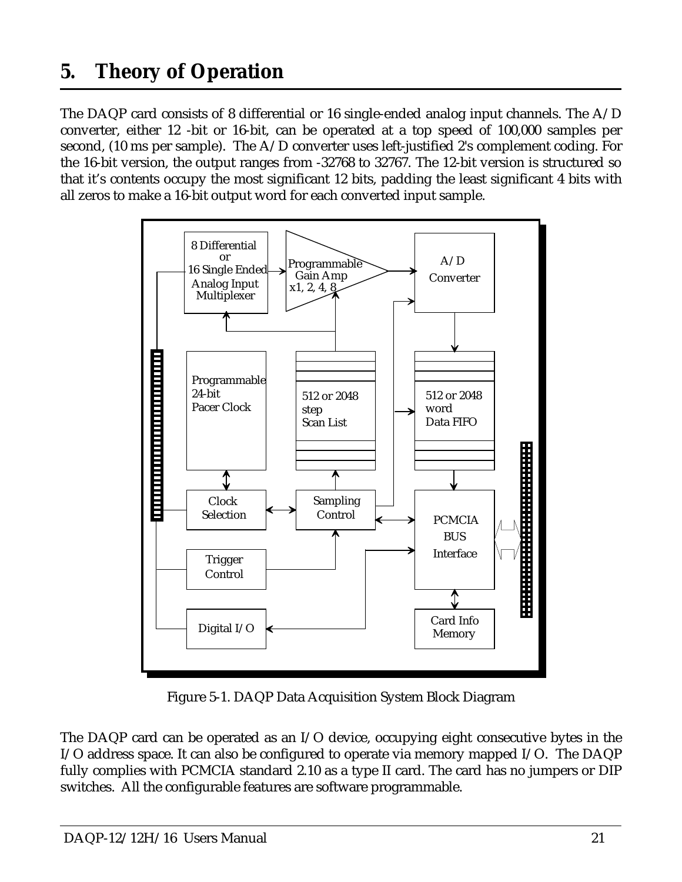# 5. Theory of Operation

The DAQP card consists of 8 differential or 16 single-ended analog input channels. The A/D converter, either 12 -bit or 16-bit, can be operated at a top speed of 100,000 samples per second, (10 ms per sample). The A/D converter uses left-justified 2's complement coding. For the 16-bit version, the output ranges from -32768 to 32767. The 12-bit version is structured so that it's contents occupy the most significant 12 bits, padding the least significant 4 bits with all zeros to make a 16-bit output word for each converted input sample.

Figure 5-1. DAQP Data Acquisition System Block Diagram

The DAQP card can be operated as an I/O device, occupying eight consecutive bytes in the I/O address space. It can also be configured to operate via memory mapped I/O. The DAQP fully complies with PCMCIA standard 2.10 as a type II card. The card has no jumpers or DIP switches. All the configurable features are software programmable.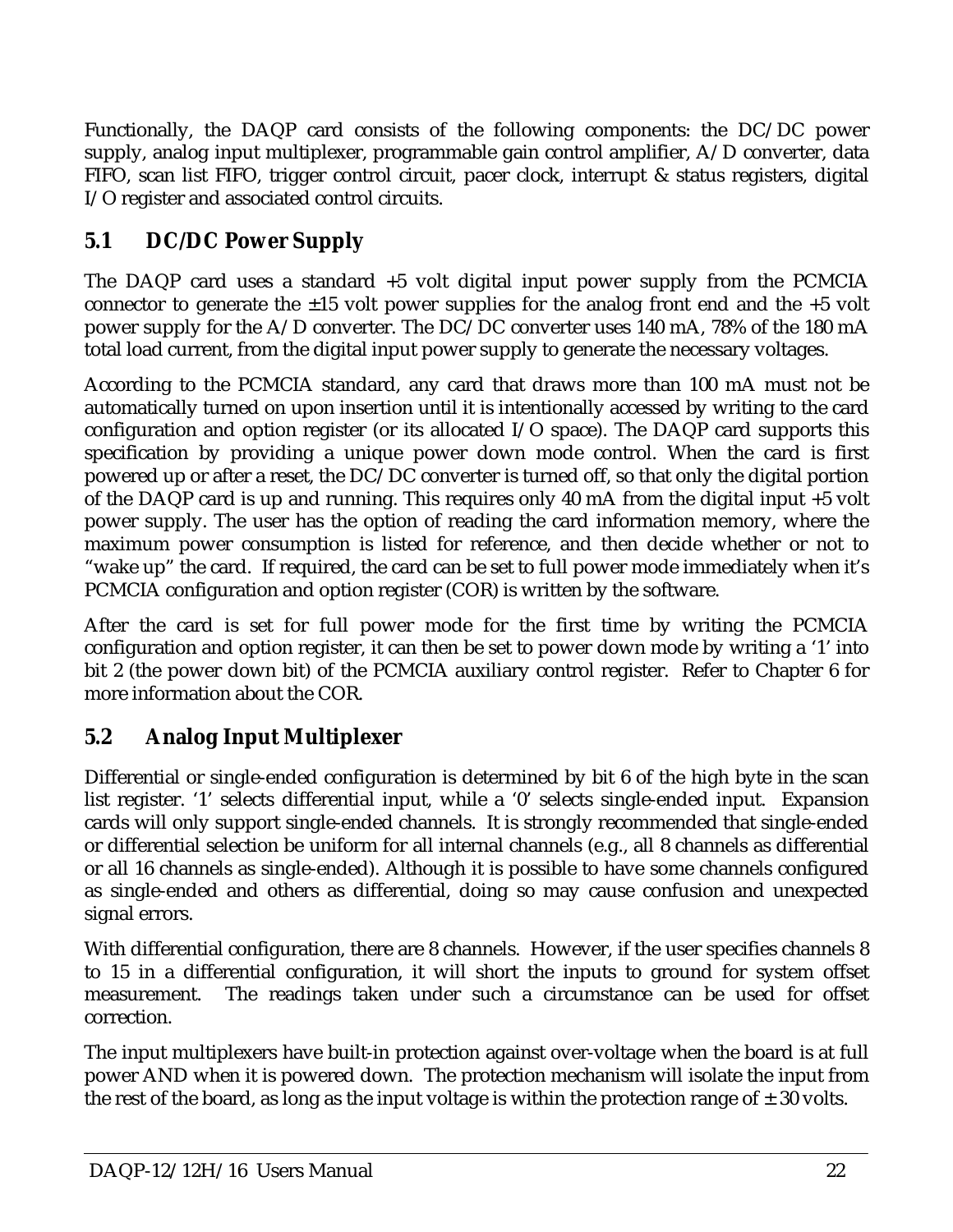Functionally, the DAQP card consists of the following components: the DC/DC power supply, analog input multiplexer, programmable gain control amplifier, A/D converter, data FIFO, scan list FIFO, trigger control circuit, pacer clock, interrupt & status registers, digital I/O register and associated control circuits.

## 5.1 DC/DC Power Supply

The DAQP card uses a standard +5 volt digital input power supply from the PCMCIA connector to generate the ±15 volt power supplies for the analog front end and the +5 volt power supply for the A/D converter. The DC/DC converter uses 140 mA, 78% of the 180 mA total load current, from the digital input power supply to generate the necessary voltages.

According to the PCMCIA standard, any card that draws more than 100 mA must not be automatically turned on upon insertion until it is intentionally accessed by writing to the card configuration and option register (or its allocated I/O space). The DAQP card supports this specification by providing a unique power down mode control. When the card is first powered up or after a reset, the DC/DC converter is turned off, so that only the digital portion of the DAQP card is up and running. This requires only 40 mA from the digital input +5 volt power supply. The user has the option of reading the card information memory, where the maximum power consumption is listed for reference, and then decide whether or not to "wake up" the card. If required, the card can be set to full power mode immediately when it's PCMCIA configuration and option register (COR) is written by the software.

After the card is set for full power mode for the first time by writing the PCMCIA configuration and option register, it can then be set to power down mode by writing a '1' into bit 2 (the power down bit) of the PCMCIA auxiliary control register. Refer to Chapter 6 for more information about the COR.

## 5.2 Analog Input Multiplexer

Differential or single-ended configuration is determined by bit 6 of the high byte in the scan list register. '1' selects differential input, while a '0' selects single-ended input. Expansion cards will only support single-ended channels. It is strongly recommended that single-ended or differential selection be uniform for all internal channels (e.g., all 8 channels as differential or all 16 channels as single-ended). Although it is possible to have some channels configured as single-ended and others as differential, doing so may cause confusion and unexpected signal errors.

With differential configuration, there are 8 channels. However, if the user specifies channels 8 to 15 in a differential configuration, it will short the inputs to ground for system offset measurement. The readings taken under such a circumstance can be used for offset correction.

The input multiplexers have built-in protection against over-voltage when the board is at full power AND when it is powered down. The protection mechanism will isolate the input from the rest of the board, as long as the input voltage is within the protection range of ± 30 volts.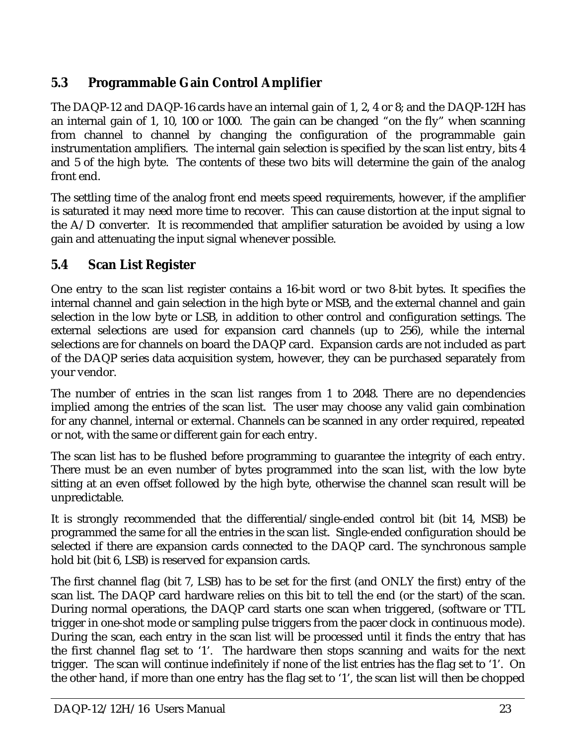## 5.3 Programmable Gain Control Amplifier

The DAQP-12 and DAQP-16 cards have an internal gain of 1, 2, 4 or 8; and the DAQP-12H has an internal gain of 1, 10, 100 or 1000. The gain can be changed "on the fly" when scanning from channel to channel by changing the configuration of the programmable gain instrumentation amplifiers. The internal gain selection is specified by the scan list entry, bits 4 and 5 of the high byte. The contents of these two bits will determine the gain of the analog front end.

The settling time of the analog front end meets speed requirements, however, if the amplifier is saturated it may need more time to recover. This can cause distortion at the input signal to the A/D converter. It is recommended that amplifier saturation be avoided by using a low gain and attenuating the input signal whenever possible.

## 5.4 Scan List Register

One entry to the scan list register contains a 16-bit word or two 8-bit bytes. It specifies the internal channel and gain selection in the high byte or MSB, and the external channel and gain selection in the low byte or LSB, in addition to other control and configuration settings. The external selections are used for expansion card channels (up to 256), while the internal selections are for channels on board the DAQP card. Expansion cards are not included as part of the DAQP series data acquisition system, however, they can be purchased separately from your vendor.

The number of entries in the scan list ranges from 1 to 2048. There are no dependencies implied among the entries of the scan list. The user may choose any valid gain combination for any channel, internal or external. Channels can be scanned in any order required, repeated or not, with the same or different gain for each entry.

The scan list has to be flushed before programming to guarantee the integrity of each entry. There must be an even number of bytes programmed into the scan list, with the low byte sitting at an even offset followed by the high byte, otherwise the channel scan result will be unpredictable.

It is strongly recommended that the differential/single-ended control bit (bit 14, MSB) be programmed the same for all the entries in the scan list. Single-ended configuration should be selected if there are expansion cards connected to the DAQP card. The synchronous sample hold bit (bit 6, LSB) is reserved for expansion cards.

The first channel flag (bit 7, LSB) has to be set for the first (and ONLY the first) entry of the scan list. The DAQP card hardware relies on this bit to tell the end (or the start) of the scan. During normal operations, the DAQP card starts one scan when triggered, (software or TTL trigger in one-shot mode or sampling pulse triggers from the pacer clock in continuous mode). During the scan, each entry in the scan list will be processed until it finds the entry that has the first channel flag set to '1'. The hardware then stops scanning and waits for the next trigger. The scan will continue indefinitely if none of the list entries has the flag set to '1'. On the other hand, if more than one entry has the flag set to '1', the scan list will then be chopped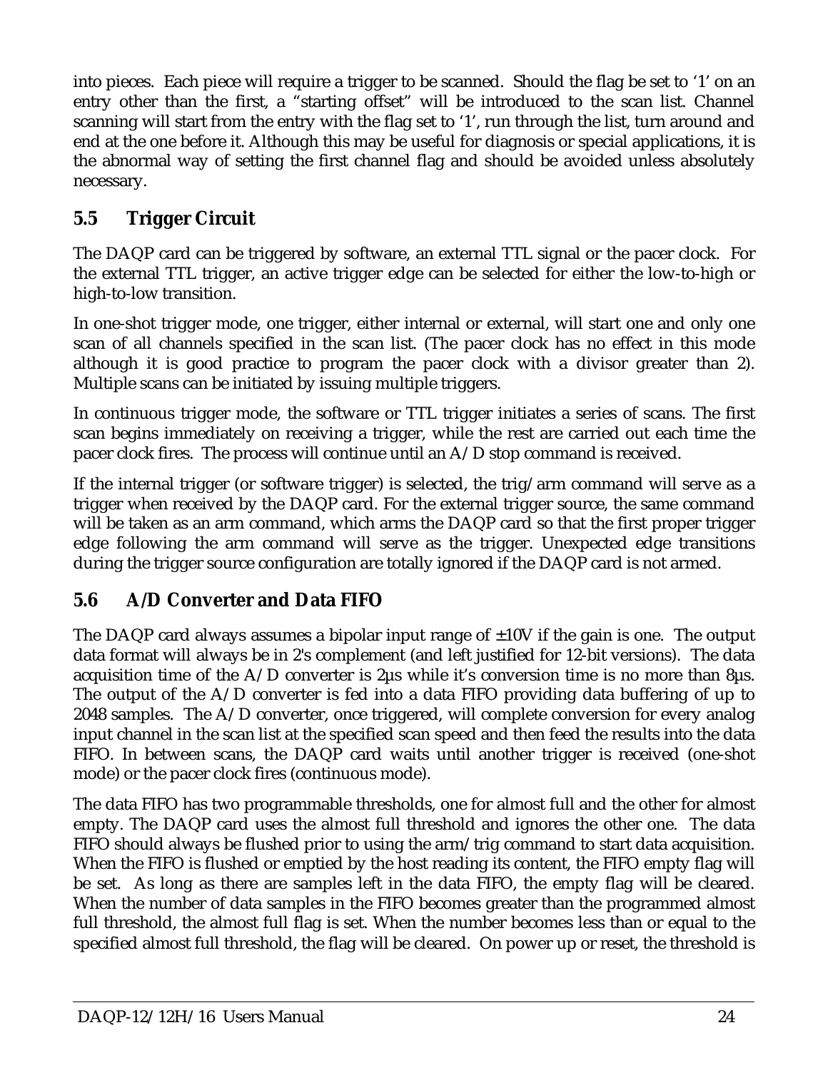into pieces. Each piece will require a trigger to be scanned. Should the flag be set to '1' on an entry other than the first, a "starting offset" will be introduced to the scan list. Channel scanning will start from the entry with the flag set to '1', run through the list, turn around and end at the one before it. Although this may be useful for diagnosis or special applications, it is the abnormal way of setting the first channel flag and should be avoided unless absolutely necessary.

## 5.5 Trigger Circuit

The DAQP card can be triggered by software, an external TTL signal or the pacer clock. For the external TTL trigger, an active trigger edge can be selected for either the low-to-high or high-to-low transition.

In one-shot trigger mode, one trigger, either internal or external, will start one and only one scan of all channels specified in the scan list. (The pacer clock has no effect in this mode although it is good practice to program the pacer clock with a divisor greater than 2). Multiple scans can be initiated by issuing multiple triggers.

In continuous trigger mode, the software or TTL trigger initiates a series of scans. The first scan begins immediately on receiving a trigger, while the rest are carried out each time the pacer clock fires. The process will continue until an A/D stop command is received.

If the internal trigger (or software trigger) is selected, the trig/arm command will serve as a trigger when received by the DAQP card. For the external trigger source, the same command will be taken as an arm command, which arms the DAQP card so that the first proper trigger edge following the arm command will serve as the trigger. Unexpected edge transitions during the trigger source configuration are totally ignored if the DAQP card is not armed.

## 5.6 A/D Converter and Data FIFO

The DAQP card always assumes a bipolar input range of ±10V if the gain is one. The output data format will always be in 2's complement (and left justified for 12-bit versions). The data acquisition time of the A/D converter is 2µs while it's conversion time is no more than 8µs. The output of the A/D converter is fed into a data FIFO providing data buffering of up to 2048 samples. The A/D converter, once triggered, will complete conversion for every analog input channel in the scan list at the specified scan speed and then feed the results into the data FIFO. In between scans, the DAQP card waits until another trigger is received (one-shot mode) or the pacer clock fires (continuous mode).

The data FIFO has two programmable thresholds, one for almost full and the other for almost empty. The DAQP card uses the almost full threshold and ignores the other one. The data FIFO should always be flushed prior to using the arm/trig command to start data acquisition. When the FIFO is flushed or emptied by the host reading its content, the FIFO empty flag will be set. As long as there are samples left in the data FIFO, the empty flag will be cleared. When the number of data samples in the FIFO becomes greater than the programmed almost full threshold, the almost full flag is set. When the number becomes less than or equal to the specified almost full threshold, the flag will be cleared. On power up or reset, the threshold is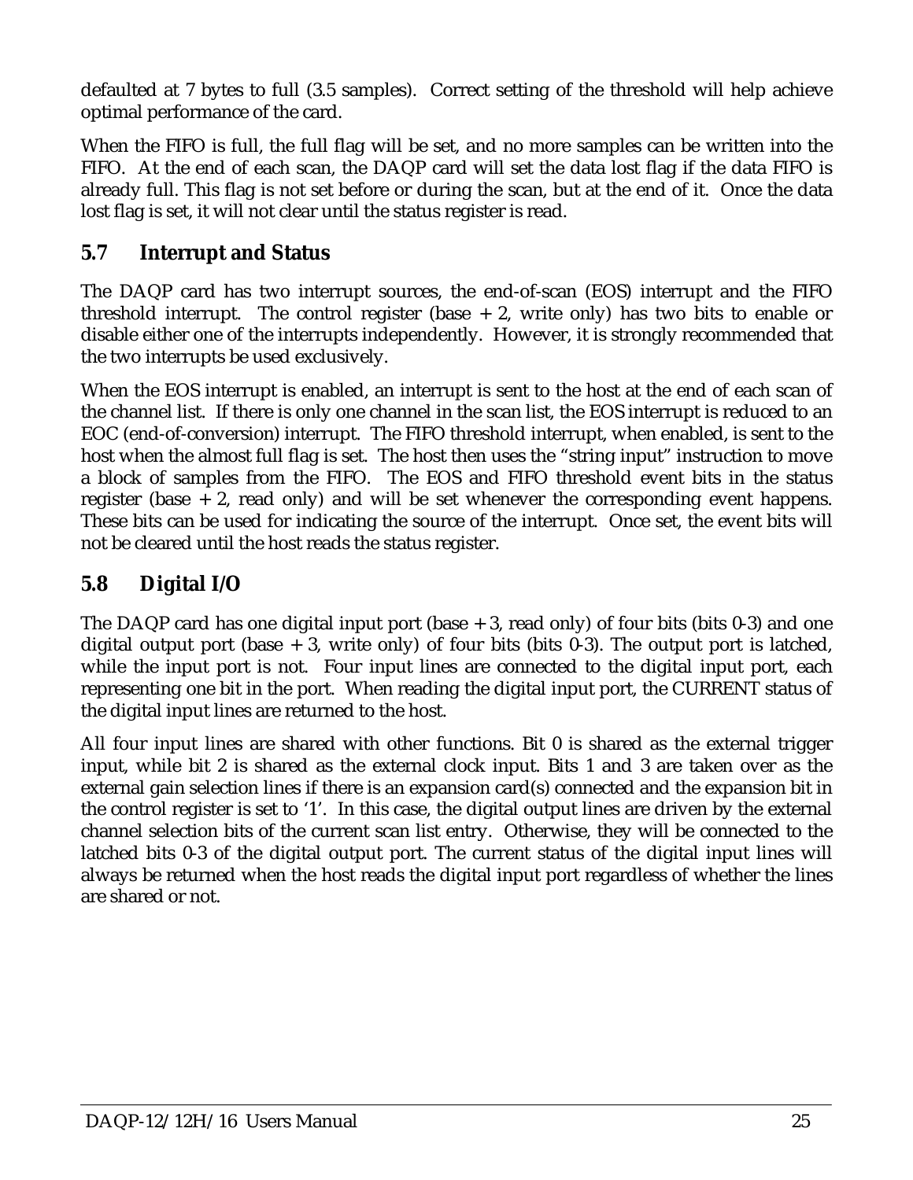defaulted at 7 bytes to full (3.5 samples). Correct setting of the threshold will help achieve optimal performance of the card.

When the FIFO is full, the full flag will be set, and no more samples can be written into the FIFO. At the end of each scan, the DAQP card will set the data lost flag if the data FIFO is already full. This flag is not set before or during the scan, but at the end of it. Once the data lost flag is set, it will not clear until the status register is read.

## 5.7 Interrupt and Status

The DAQP card has two interrupt sources, the end-of-scan (EOS) interrupt and the FIFO threshold interrupt. The control register (base + 2, write only) has two bits to enable or disable either one of the interrupts independently. However, it is strongly recommended that the two interrupts be used exclusively.

When the EOS interrupt is enabled, an interrupt is sent to the host at the end of each scan of the channel list. If there is only one channel in the scan list, the EOS interrupt is reduced to an EOC (end-of-conversion) interrupt. The FIFO threshold interrupt, when enabled, is sent to the host when the almost full flag is set. The host then uses the "string input" instruction to move a block of samples from the FIFO. The EOS and FIFO threshold event bits in the status register (base + 2, read only) and will be set whenever the corresponding event happens. These bits can be used for indicating the source of the interrupt. Once set, the event bits will not be cleared until the host reads the status register.

## 5.8 Digital I/O

The DAQP card has one digital input port (base + 3, read only) of four bits (bits 0-3) and one digital output port (base + 3, write only) of four bits (bits 0-3). The output port is latched, while the input port is not. Four input lines are connected to the digital input port, each representing one bit in the port. When reading the digital input port, the CURRENT status of the digital input lines are returned to the host.

All four input lines are shared with other functions. Bit 0 is shared as the external trigger input, while bit 2 is shared as the external clock input. Bits 1 and 3 are taken over as the external gain selection lines if there is an expansion card(s) connected and the expansion bit in the control register is set to '1'. In this case, the digital output lines are driven by the external channel selection bits of the current scan list entry. Otherwise, they will be connected to the latched bits 0-3 of the digital output port. The current status of the digital input lines will always be returned when the host reads the digital input port regardless of whether the lines are shared or not.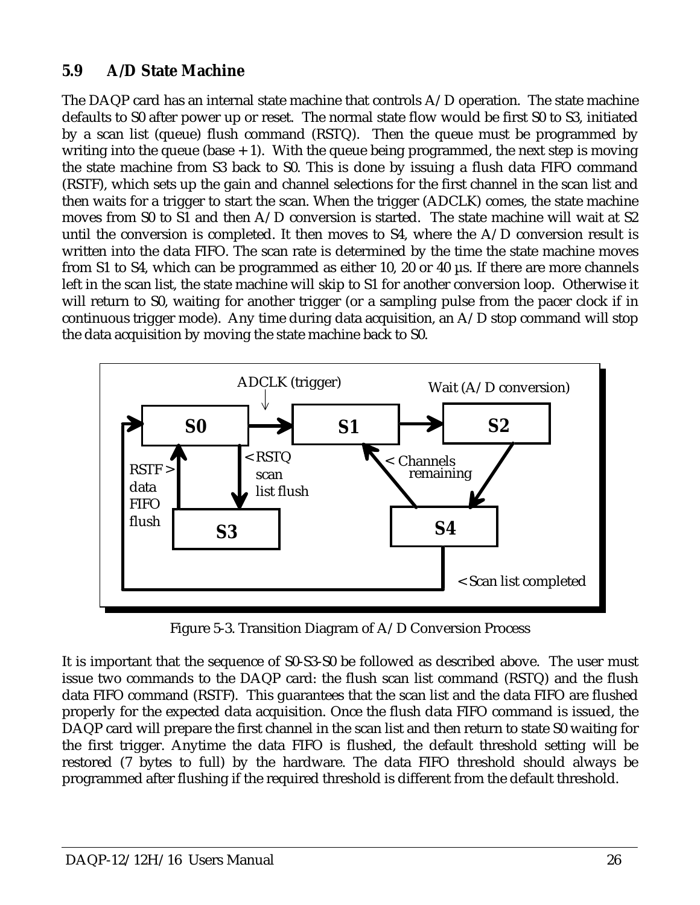## 5.9 A/D State Machine

The DAQP card has an internal state machine that controls A/D operation. The state machine defaults to S0 after power up or reset. The normal state flow would be first S0 to S3, initiated by a scan list (queue) flush command (RSTQ). Then the queue must be programmed by writing into the queue (base + 1). With the queue being programmed, the next step is moving the state machine from S3 back to S0. This is done by issuing a flush data FIFO command (RSTF), which sets up the gain and channel selections for the first channel in the scan list and then waits for a trigger to start the scan. When the trigger (ADCLK) comes, the state machine moves from S0 to S1 and then A/D conversion is started. The state machine will wait at S2 until the conversion is completed. It then moves to S4, where the A/D conversion result is written into the data FIFO. The scan rate is determined by the time the state machine moves from S1 to S4, which can be programmed as either 10, 20 or 40 µs. If there are more channels left in the scan list, the state machine will skip to S1 for another conversion loop. Otherwise it will return to S0, waiting for another trigger (or a sampling pulse from the pacer clock if in continuous trigger mode). Any time during data acquisition, an A/D stop command will stop the data acquisition by moving the state machine back to S0.

ADCLK (trigger)

Wait (A/D conversion)

S0 S1 S2

RSTF > data FIFO flush

< RSTQ scan list flush

< Channels remaining

S3 S4

< Scan list completed

Figure 5-3. Transition Diagram of A/D Conversion Process

It is important that the sequence of S0-S3-S0 be followed as described above. The user must issue two commands to the DAQP card: the flush scan list command (RSTQ) and the flush data FIFO command (RSTF). This guarantees that the scan list and the data FIFO are flushed properly for the expected data acquisition. Once the flush data FIFO command is issued, the DAQP card will prepare the first channel in the scan list and then return to state S0 waiting for the first trigger. Anytime the data FIFO is flushed, the default threshold setting will be restored (7 bytes to full) by the hardware. The data FIFO threshold should always be programmed after flushing if the required threshold is different from the default threshold.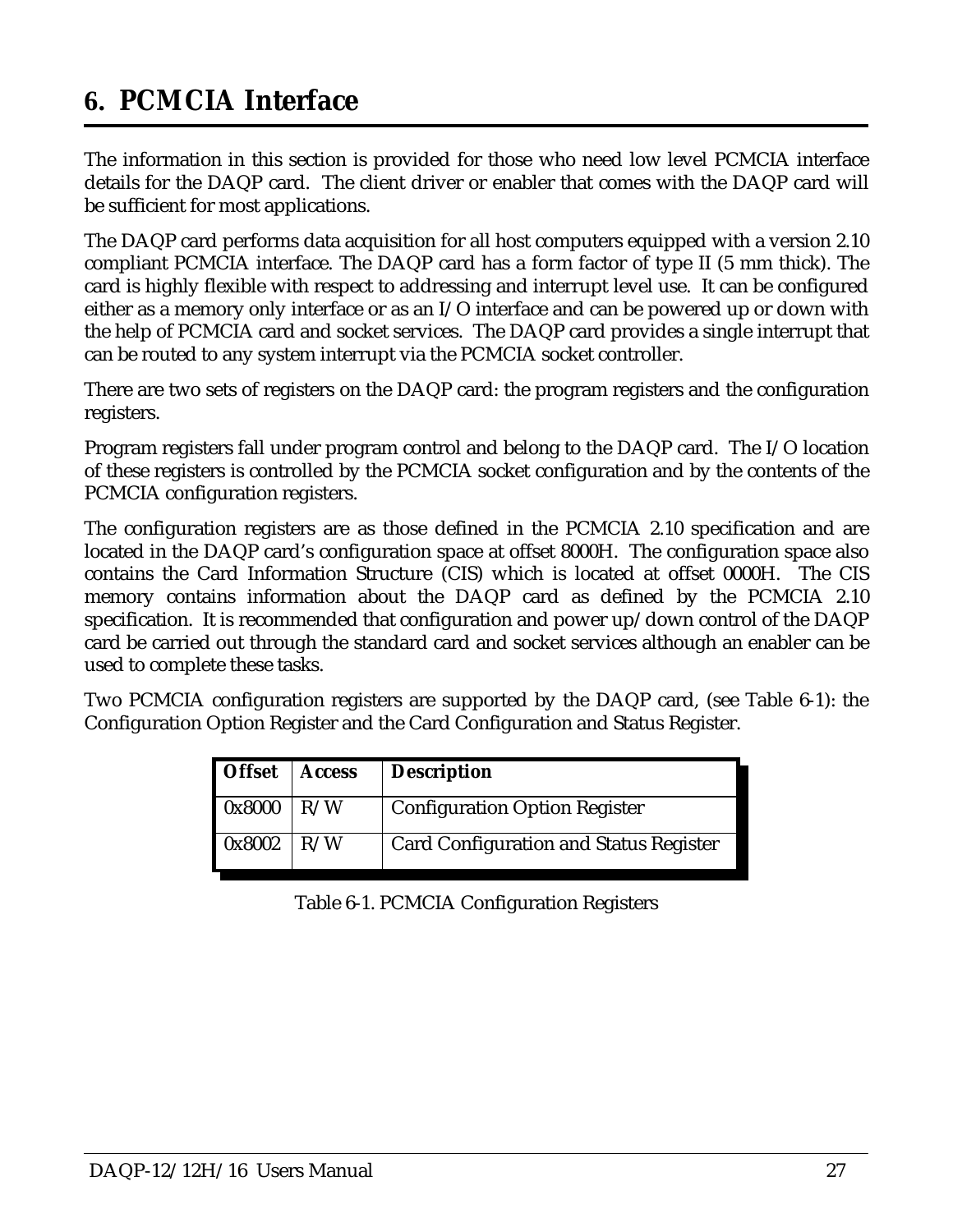# 6. PCMCIA Interface

The information in this section is provided for those who need low level PCMCIA interface details for the DAQP card. The client driver or enabler that comes with the DAQP card will be sufficient for most applications.

The DAQP card performs data acquisition for all host computers equipped with a version 2.10 compliant PCMCIA interface. The DAQP card has a form factor of type II (5 mm thick). The card is highly flexible with respect to addressing and interrupt level use. It can be configured either as a memory only interface or as an I/O interface and can be powered up or down with the help of PCMCIA card and socket services. The DAQP card provides a single interrupt that can be routed to any system interrupt via the PCMCIA socket controller.

There are two sets of registers on the DAQP card: the program registers and the configuration registers.

Program registers fall under program control and belong to the DAQP card. The I/O location of these registers is controlled by the PCMCIA socket configuration and by the contents of the PCMCIA configuration registers.

The configuration registers are as those defined in the PCMCIA 2.10 specification and are located in the DAQP card's configuration space at offset 8000H. The configuration space also contains the Card Information Structure (CIS) which is located at offset 0000H. The CIS memory contains information about the DAQP card as defined by the PCMCIA 2.10 specification. It is recommended that configuration and power up/down control of the DAQP card be carried out through the standard card and socket services although an enabler can be used to complete these tasks.

Two PCMCIA configuration registers are supported by the DAQP card, (see Table 6-1): the Configuration Option Register and the Card Configuration and Status Register.

| **Offset** | **Access** | **Description** |
|---|---|---|
| 0x8000 | R/W | Configuration Option Register |
| 0x8002 | R/W | Card Configuration and Status Register |

Table 6-1. PCMCIA Configuration Registers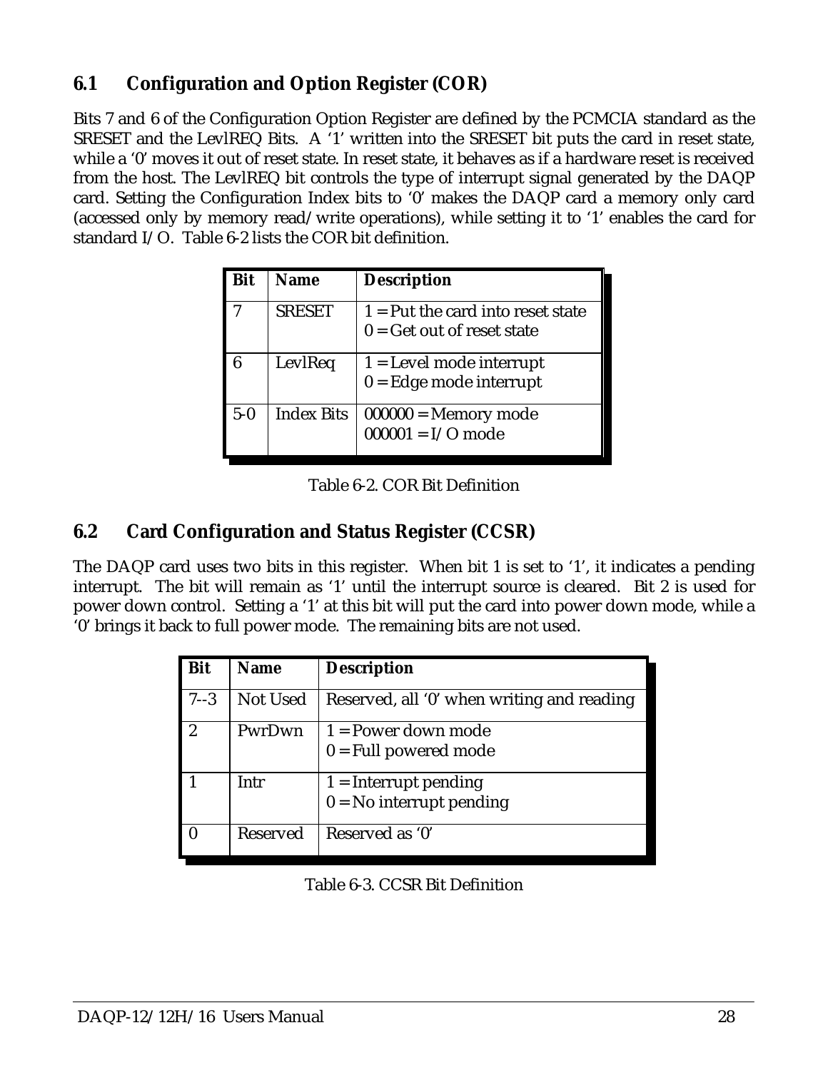## 6.1 Configuration and Option Register (COR)

Bits 7 and 6 of the Configuration Option Register are defined by the PCMCIA standard as the SRESET and the LevlREQ Bits. A '1' written into the SRESET bit puts the card in reset state, while a '0' moves it out of reset state. In reset state, it behaves as if a hardware reset is received from the host. The LevlREQ bit controls the type of interrupt signal generated by the DAQP card. Setting the Configuration Index bits to '0' makes the DAQP card a memory only card (accessed only by memory read/write operations), while setting it to '1' enables the card for standard I/O. Table 6-2 lists the COR bit definition.

| Bit | Name | Description |
|---|---|---|
| 7 | SRESET | 1 = Put the card into reset state<br>0 = Get out of reset state |
| 6 | LevlReq | 1 = Level mode interrupt<br>0 = Edge mode interrupt |
| 5-0 | Index Bits | 000000 = Memory mode<br>000001 = I/O mode |

Table 6-2. COR Bit Definition

## 6.2 Card Configuration and Status Register (CCSR)

The DAQP card uses two bits in this register. When bit 1 is set to '1', it indicates a pending interrupt. The bit will remain as '1' until the interrupt source is cleared. Bit 2 is used for power down control. Setting a '1' at this bit will put the card into power down mode, while a '0' brings it back to full power mode. The remaining bits are not used.

| Bit | Name | Description |
|---|---|---|
| 7--3 | Not Used | Reserved, all '0' when writing and reading |
| 2 | PwrDwn | 1 = Power down mode<br>0 = Full powered mode |
| 1 | Intr | 1 = Interrupt pending<br>0 = No interrupt pending |
| 0 | Reserved | Reserved as '0' |

Table 6-3. CCSR Bit Definition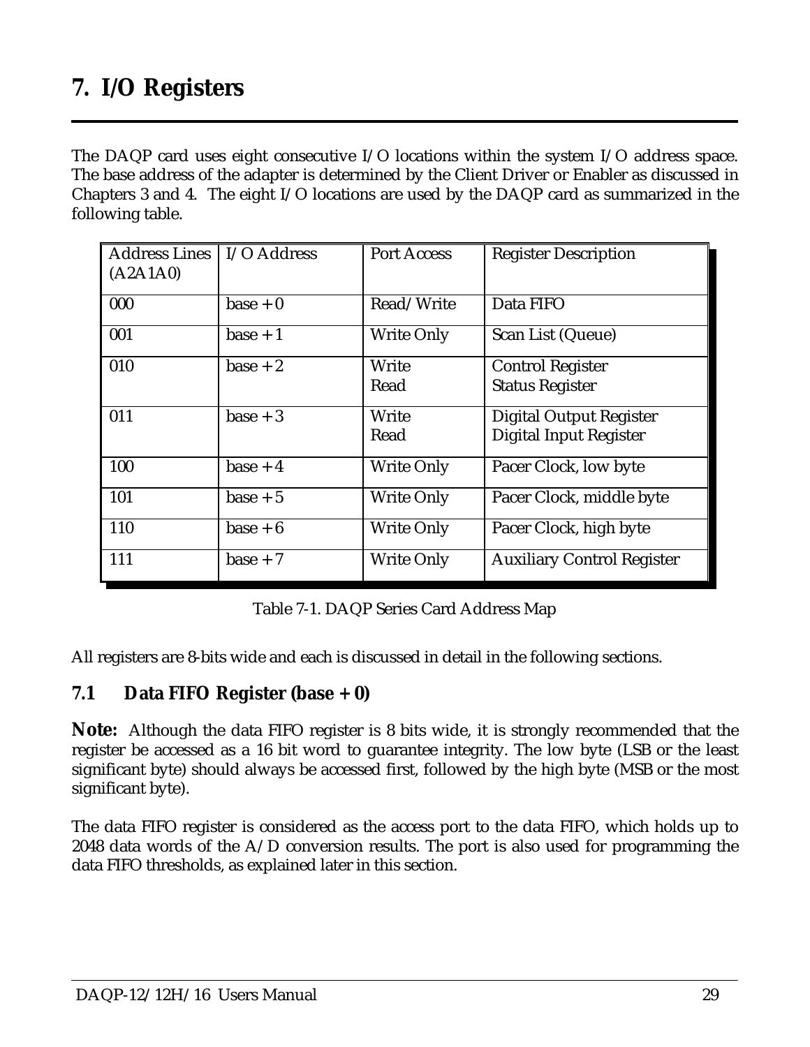# 7. I/O Registers

The DAQP card uses eight consecutive I/O locations within the system I/O address space. The base address of the adapter is determined by the Client Driver or Enabler as discussed in Chapters 3 and 4. The eight I/O locations are used by the DAQP card as summarized in the following table.

| Address Lines (A2A1A0) | I/O Address | Port Access | Register Description |
|---|---|---|---|
| 000 | base + 0 | Read/Write | Data FIFO |
| 001 | base + 1 | Write Only | Scan List (Queue) |
| 010 | base + 2 | Write<br>Read | Control Register<br>Status Register |
| 011 | base + 3 | Write<br>Read | Digital Output Register<br>Digital Input Register |
| 100 | base + 4 | Write Only | Pacer Clock, low byte |
| 101 | base + 5 | Write Only | Pacer Clock, middle byte |
| 110 | base + 6 | Write Only | Pacer Clock, high byte |
| 111 | base + 7 | Write Only | Auxiliary Control Register |

Table 7-1. DAQP Series Card Address Map

All registers are 8-bits wide and each is discussed in detail in the following sections.

## 7.1 Data FIFO Register (base + 0)

**Note:** Although the data FIFO register is 8 bits wide, it is strongly recommended that the register be accessed as a 16 bit word to guarantee integrity. The low byte (LSB or the least significant byte) should always be accessed first, followed by the high byte (MSB or the most significant byte).

The data FIFO register is considered as the access port to the data FIFO, which holds up to 2048 data words of the A/D conversion results. The port is also used for programming the data FIFO thresholds, as explained later in this section.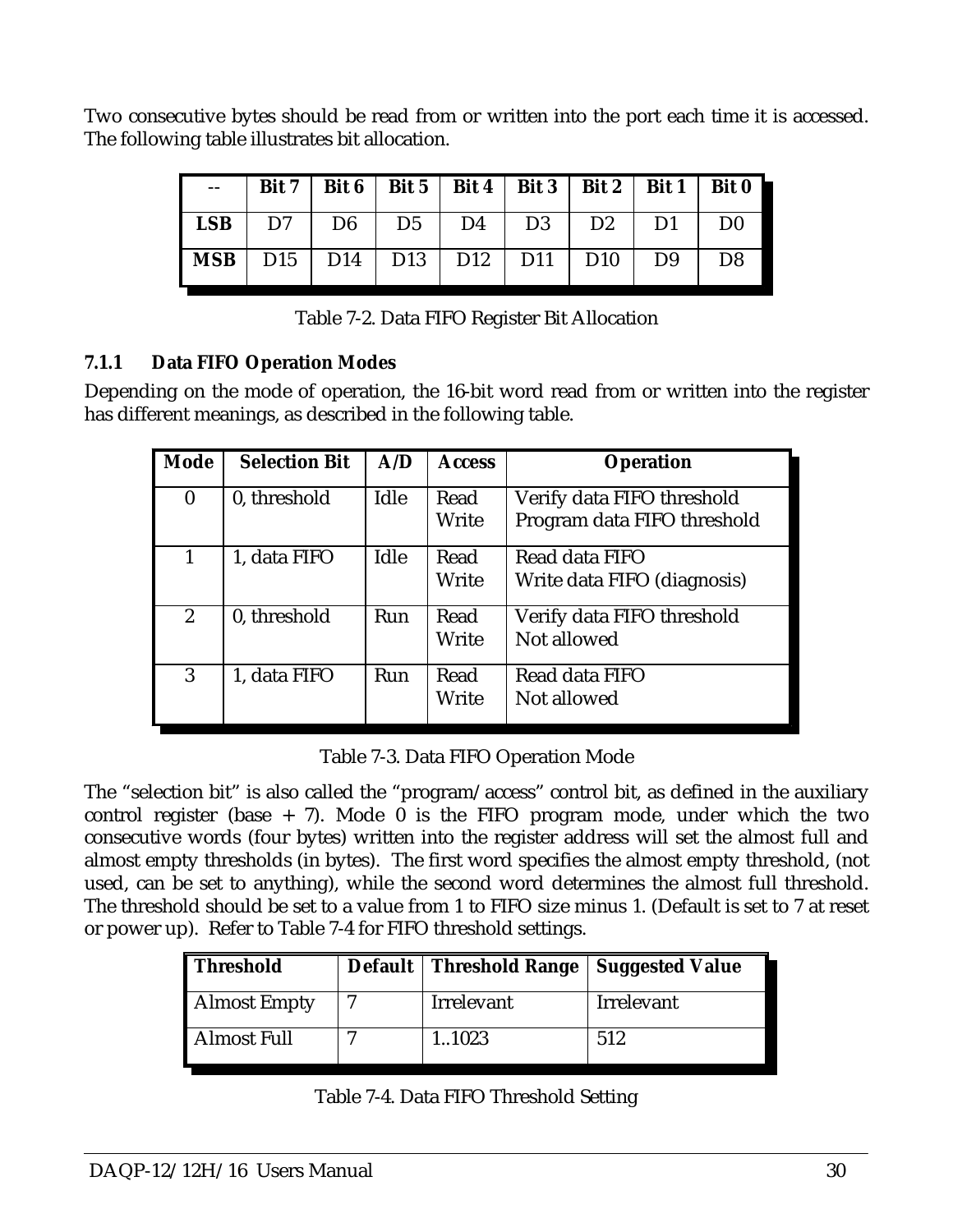Two consecutive bytes should be read from or written into the port each time it is accessed. The following table illustrates bit allocation.

| -- | Bit 7 | Bit 6 | Bit 5 | Bit 4 | Bit 3 | Bit 2 | Bit 1 | Bit 0 |
|---|---|---|---|---|---|---|---|---|
| **LSB** | D7 | D6 | D5 | D4 | D3 | D2 | D1 | D0 |
| **MSB** | D15 | D14 | D13 | D12 | D11 | D10 | D9 | D8 |

Table 7-2. Data FIFO Register Bit Allocation

### 7.1.1 Data FIFO Operation Modes

Depending on the mode of operation, the 16-bit word read from or written into the register has different meanings, as described in the following table.

| Mode | Selection Bit | A/D | Access | Operation |
|---|---|---|---|---|
| 0 | 0, threshold | Idle | Read<br>Write | Verify data FIFO threshold<br>Program data FIFO threshold |
| 1 | 1, data FIFO | Idle | Read<br>Write | Read data FIFO<br>Write data FIFO (diagnosis) |
| 2 | 0, threshold | Run | Read<br>Write | Verify data FIFO threshold<br>Not allowed |
| 3 | 1, data FIFO | Run | Read<br>Write | Read data FIFO<br>Not allowed |

Table 7-3. Data FIFO Operation Mode

The “selection bit” is also called the “program/access” control bit, as defined in the auxiliary control register (base + 7). Mode 0 is the FIFO program mode, under which the two consecutive words (four bytes) written into the register address will set the almost full and almost empty thresholds (in bytes). The first word specifies the almost empty threshold, (not used, can be set to anything), while the second word determines the almost full threshold. The threshold should be set to a value from 1 to FIFO size minus 1. (Default is set to 7 at reset or power up). Refer to Table 7-4 for FIFO threshold settings.

| Threshold | Default | Threshold Range | Suggested Value |
|---|---|---|---|
| Almost Empty | 7 | Irrelevant | Irrelevant |
| Almost Full | 7 | 1..1023 | 512 |

Table 7-4. Data FIFO Threshold Setting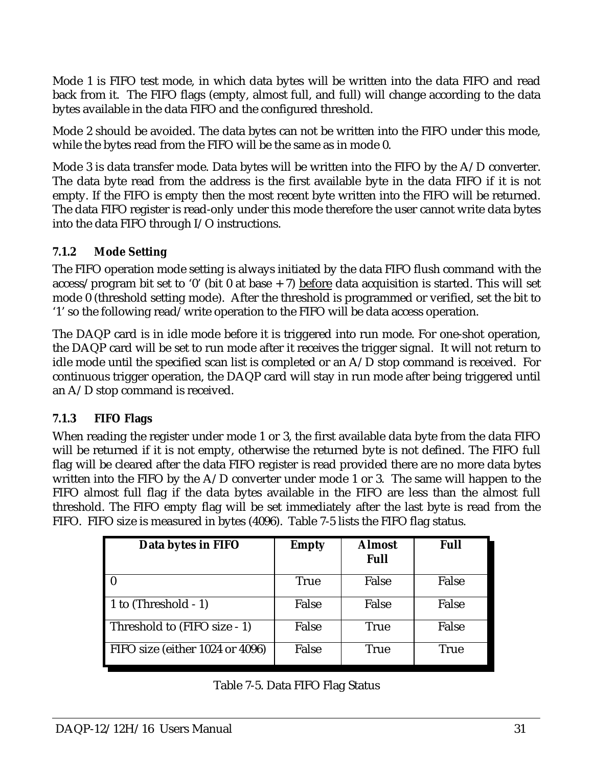Mode 1 is FIFO test mode, in which data bytes will be written into the data FIFO and read back from it. The FIFO flags (empty, almost full, and full) will change according to the data bytes available in the data FIFO and the configured threshold.

Mode 2 should be avoided. The data bytes can not be written into the FIFO under this mode, while the bytes read from the FIFO will be the same as in mode 0.

Mode 3 is data transfer mode. Data bytes will be written into the FIFO by the A/D converter. The data byte read from the address is the first available byte in the data FIFO if it is not empty. If the FIFO is empty then the most recent byte written into the FIFO will be returned. The data FIFO register is read-only under this mode therefore the user cannot write data bytes into the data FIFO through I/O instructions.

### 7.1.2 Mode Setting

The FIFO operation mode setting is always initiated by the data FIFO flush command with the access/program bit set to '0' (bit 0 at base + 7) <u>before</u> data acquisition is started. This will set mode 0 (threshold setting mode). After the threshold is programmed or verified, set the bit to '1' so the following read/write operation to the FIFO will be data access operation.

The DAQP card is in idle mode before it is triggered into run mode. For one-shot operation, the DAQP card will be set to run mode after it receives the trigger signal. It will not return to idle mode until the specified scan list is completed or an A/D stop command is received. For continuous trigger operation, the DAQP card will stay in run mode after being triggered until an A/D stop command is received.

### 7.1.3 FIFO Flags

When reading the register under mode 1 or 3, the first available data byte from the data FIFO will be returned if it is not empty, otherwise the returned byte is not defined. The FIFO full flag will be cleared after the data FIFO register is read provided there are no more data bytes written into the FIFO by the A/D converter under mode 1 or 3. The same will happen to the FIFO almost full flag if the data bytes available in the FIFO are less than the almost full threshold. The FIFO empty flag will be set immediately after the last byte is read from the FIFO. FIFO size is measured in bytes (4096). Table 7-5 lists the FIFO flag status.

| Data bytes in FIFO | Empty | Almost Full | Full |
|---|---|---|---|
| 0 | True | False | False |
| 1 to (Threshold - 1) | False | False | False |
| Threshold to (FIFO size - 1) | False | True | False |
| FIFO size (either 1024 or 4096) | False | True | True |

Table 7-5. Data FIFO Flag Status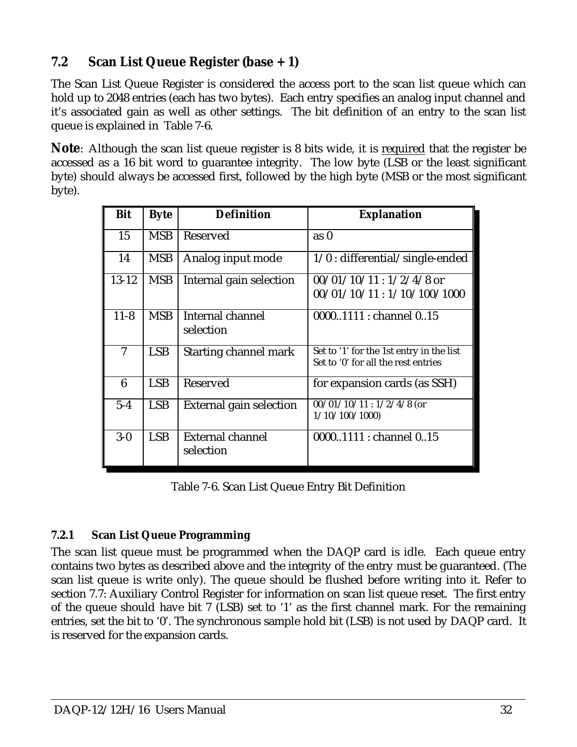## 7.2 Scan List Queue Register (base + 1)

The Scan List Queue Register is considered the access port to the scan list queue which can hold up to 2048 entries (each has two bytes). Each entry specifies an analog input channel and it's associated gain as well as other settings. The bit definition of an entry to the scan list queue is explained in Table 7-6.

**Note**: Although the scan list queue register is 8 bits wide, it is required that the register be accessed as a 16 bit word to guarantee integrity. The low byte (LSB or the least significant byte) should always be accessed first, followed by the high byte (MSB or the most significant byte).

| Bit | Byte | Definition | Explanation |
|---|---|---|---|
| 15 | MSB | Reserved | as 0 |
| 14 | MSB | Analog input mode | 1/0 : differential/single-ended |
| 13-12 | MSB | Internal gain selection | 00/01/10/11 : 1/2/4/8 or 00/01/10/11 : 1/10/100/1000 |
| 11-8 | MSB | Internal channel selection | 0000..1111 : channel 0..15 |
| 7 | LSB | Starting channel mark | Set to '1' for the 1st entry in the list Set to '0' for all the rest entries |
| 6 | LSB | Reserved | for expansion cards (as SSH) |
| 5-4 | LSB | External gain selection | 00/01/10/11 : 1/2/4/8 (or 1/10/100/1000) |
| 3-0 | LSB | External channel selection | 0000..1111 : channel 0..15 |

Table 7-6. Scan List Queue Entry Bit Definition

### 7.2.1 Scan List Queue Programming

The scan list queue must be programmed when the DAQP card is idle. Each queue entry contains two bytes as described above and the integrity of the entry must be guaranteed. (The scan list queue is write only). The queue should be flushed before writing into it. Refer to section 7.7: Auxiliary Control Register for information on scan list queue reset. The first entry of the queue should have bit 7 (LSB) set to '1' as the first channel mark. For the remaining entries, set the bit to '0'. The synchronous sample hold bit (LSB) is not used by DAQP card. It is reserved for the expansion cards.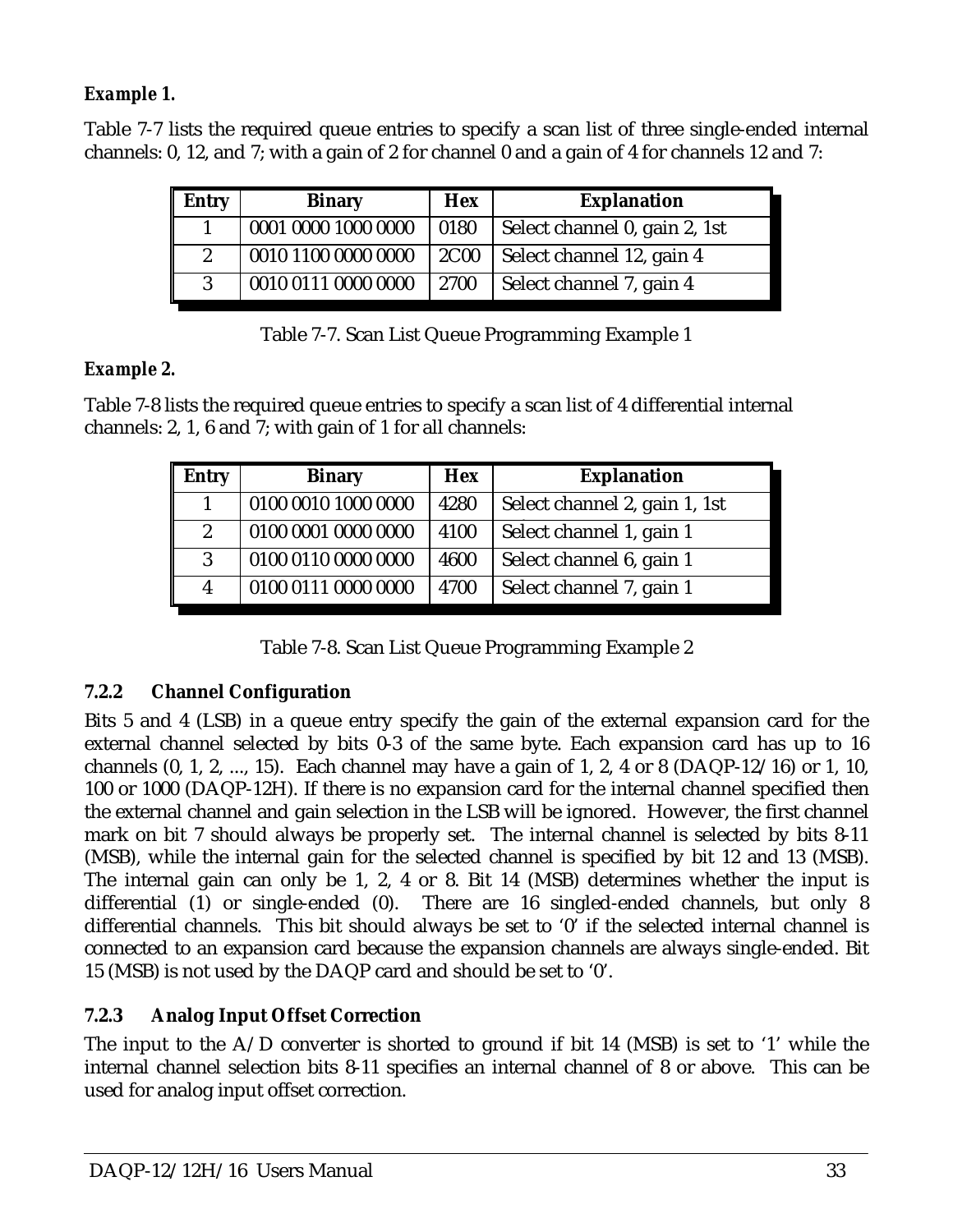*Example 1.*

Table 7-7 lists the required queue entries to specify a scan list of three single-ended internal channels: 0, 12, and 7; with a gain of 2 for channel 0 and a gain of 4 for channels 12 and 7:

| Entry | Binary | Hex | Explanation |
|---|---|---|---|
| 1 | 0001 0000 1000 0000 | 0180 | Select channel 0, gain 2, 1st |
| 2 | 0010 1100 0000 0000 | 2C00 | Select channel 12, gain 4 |
| 3 | 0010 0111 0000 0000 | 2700 | Select channel 7, gain 4 |

Table 7-7. Scan List Queue Programming Example 1

*Example 2.*

Table 7-8 lists the required queue entries to specify a scan list of 4 differential internal channels: 2, 1, 6 and 7; with gain of 1 for all channels:

| Entry | Binary | Hex | Explanation |
|---|---|---|---|
| 1 | 0100 0010 1000 0000 | 4280 | Select channel 2, gain 1, 1st |
| 2 | 0100 0001 0000 0000 | 4100 | Select channel 1, gain 1 |
| 3 | 0100 0110 0000 0000 | 4600 | Select channel 6, gain 1 |
| 4 | 0100 0111 0000 0000 | 4700 | Select channel 7, gain 1 |

Table 7-8. Scan List Queue Programming Example 2

### 7.2.2 Channel Configuration

Bits 5 and 4 (LSB) in a queue entry specify the gain of the external expansion card for the external channel selected by bits 0-3 of the same byte. Each expansion card has up to 16 channels (0, 1, 2, ..., 15). Each channel may have a gain of 1, 2, 4 or 8 (DAQP-12/16) or 1, 10, 100 or 1000 (DAQP-12H). If there is no expansion card for the internal channel specified then the external channel and gain selection in the LSB will be ignored. However, the first channel mark on bit 7 should always be properly set. The internal channel is selected by bits 8-11 (MSB), while the internal gain for the selected channel is specified by bit 12 and 13 (MSB). The internal gain can only be 1, 2, 4 or 8. Bit 14 (MSB) determines whether the input is differential (1) or single-ended (0). There are 16 singled-ended channels, but only 8 differential channels. This bit should always be set to '0' if the selected internal channel is connected to an expansion card because the expansion channels are always single-ended. Bit 15 (MSB) is not used by the DAQP card and should be set to '0'.

### 7.2.3 Analog Input Offset Correction

The input to the A/D converter is shorted to ground if bit 14 (MSB) is set to '1' while the internal channel selection bits 8-11 specifies an internal channel of 8 or above. This can be used for analog input offset correction.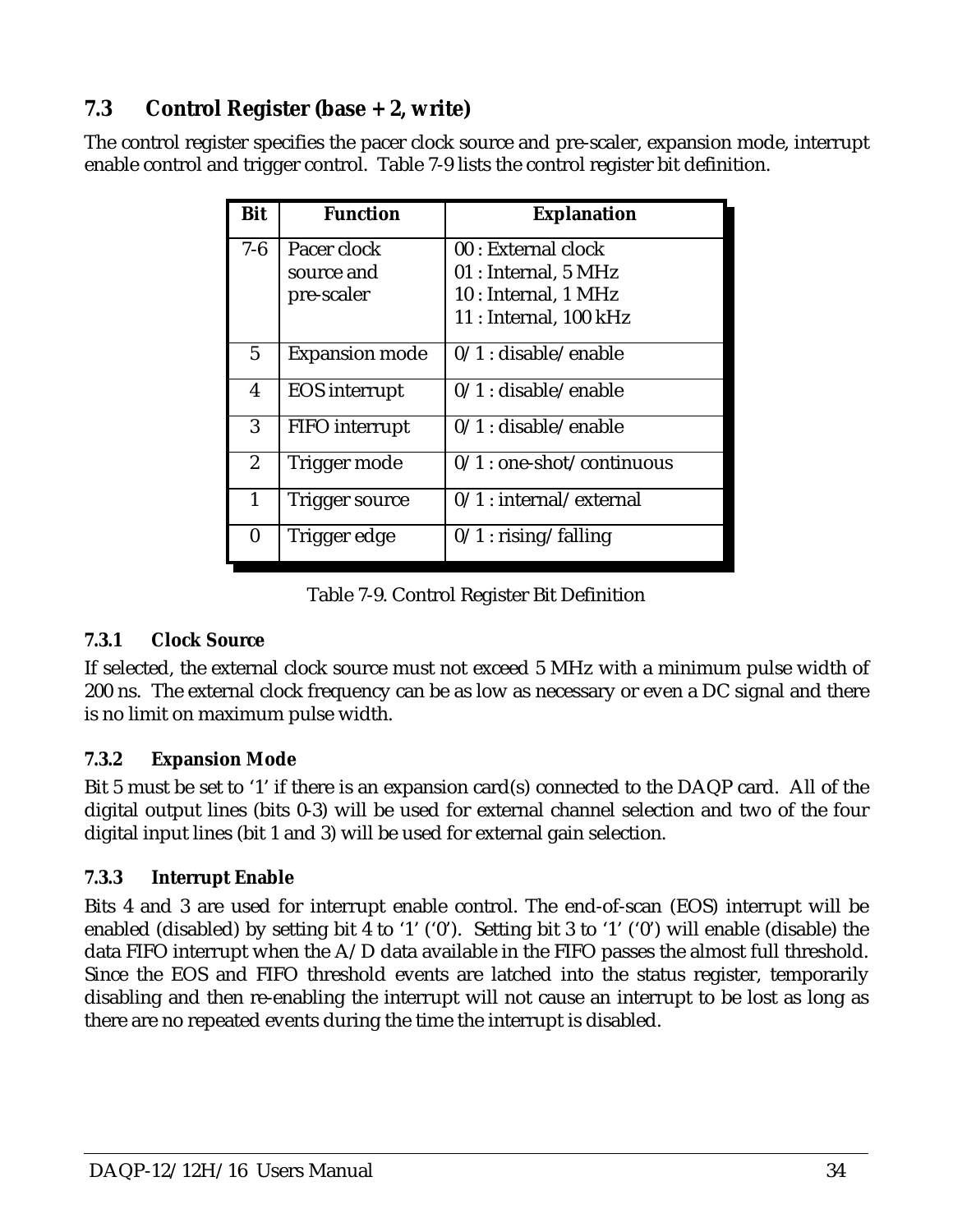## 7.3 Control Register (base + 2, write)

The control register specifies the pacer clock source and pre-scaler, expansion mode, interrupt enable control and trigger control. Table 7-9 lists the control register bit definition.

| Bit | Function | Explanation |
|---|---|---|
| 7-6 | Pacer clock source and pre-scaler | 00 : External clock<br>01 : Internal, 5 MHz<br>10 : Internal, 1 MHz<br>11 : Internal, 100 kHz |
| 5 | Expansion mode | 0/1 : disable/enable |
| 4 | EOS interrupt | 0/1 : disable/enable |
| 3 | FIFO interrupt | 0/1 : disable/enable |
| 2 | Trigger mode | 0/1 : one-shot/continuous |
| 1 | Trigger source | 0/1 : internal/external |
| 0 | Trigger edge | 0/1 : rising/falling |

Table 7-9. Control Register Bit Definition

### 7.3.1 Clock Source

If selected, the external clock source must not exceed 5 MHz with a minimum pulse width of 200 ns. The external clock frequency can be as low as necessary or even a DC signal and there is no limit on maximum pulse width.

### 7.3.2 Expansion Mode

Bit 5 must be set to '1' if there is an expansion card(s) connected to the DAQP card. All of the digital output lines (bits 0-3) will be used for external channel selection and two of the four digital input lines (bit 1 and 3) will be used for external gain selection.

### 7.3.3 Interrupt Enable

Bits 4 and 3 are used for interrupt enable control. The end-of-scan (EOS) interrupt will be enabled (disabled) by setting bit 4 to '1' ('0'). Setting bit 3 to '1' ('0') will enable (disable) the data FIFO interrupt when the A/D data available in the FIFO passes the almost full threshold. Since the EOS and FIFO threshold events are latched into the status register, temporarily disabling and then re-enabling the interrupt will not cause an interrupt to be lost as long as there are no repeated events during the time the interrupt is disabled.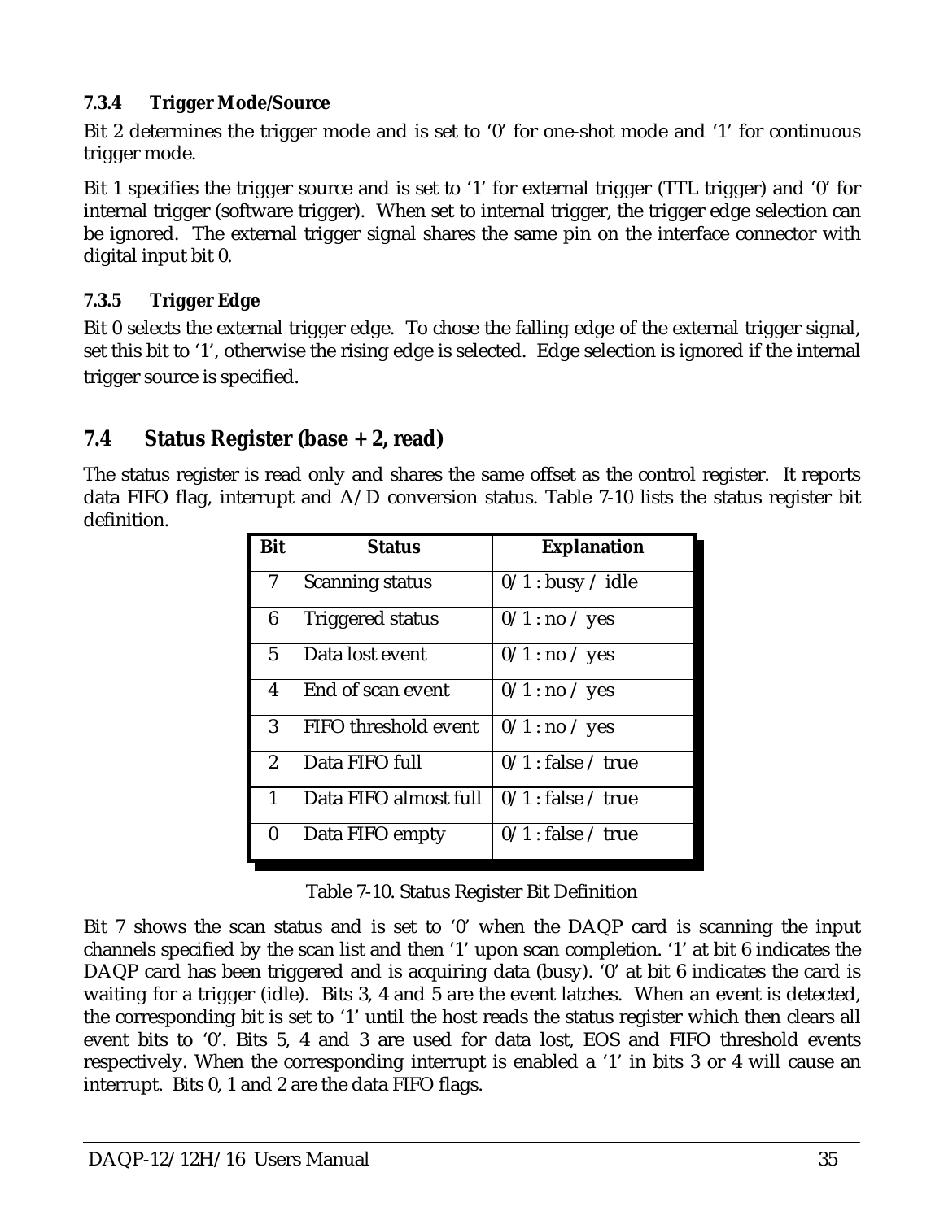#### 7.3.4 Trigger Mode/Source

Bit 2 determines the trigger mode and is set to '0' for one-shot mode and '1' for continuous trigger mode.

Bit 1 specifies the trigger source and is set to '1' for external trigger (TTL trigger) and '0' for internal trigger (software trigger). When set to internal trigger, the trigger edge selection can be ignored. The external trigger signal shares the same pin on the interface connector with digital input bit 0.

#### 7.3.5 Trigger Edge

Bit 0 selects the external trigger edge. To chose the falling edge of the external trigger signal, set this bit to '1', otherwise the rising edge is selected. Edge selection is ignored if the internal trigger source is specified.

### 7.4 Status Register (base + 2, read)

The status register is read only and shares the same offset as the control register. It reports data FIFO flag, interrupt and A/D conversion status. Table 7-10 lists the status register bit definition.

| Bit | Status | Explanation |
|---|---|---|
| 7 | Scanning status | 0/1 : busy / idle |
| 6 | Triggered status | 0/1 : no / yes |
| 5 | Data lost event | 0/1 : no / yes |
| 4 | End of scan event | 0/1 : no / yes |
| 3 | FIFO threshold event | 0/1 : no / yes |
| 2 | Data FIFO full | 0/1 : false / true |
| 1 | Data FIFO almost full | 0/1 : false / true |
| 0 | Data FIFO empty | 0/1 : false / true |

Table 7-10. Status Register Bit Definition

Bit 7 shows the scan status and is set to '0' when the DAQP card is scanning the input channels specified by the scan list and then '1' upon scan completion. '1' at bit 6 indicates the DAQP card has been triggered and is acquiring data (busy). '0' at bit 6 indicates the card is waiting for a trigger (idle). Bits 3, 4 and 5 are the event latches. When an event is detected, the corresponding bit is set to '1' until the host reads the status register which then clears all event bits to '0'. Bits 5, 4 and 3 are used for data lost, EOS and FIFO threshold events respectively. When the corresponding interrupt is enabled a '1' in bits 3 or 4 will cause an interrupt. Bits 0, 1 and 2 are the data FIFO flags.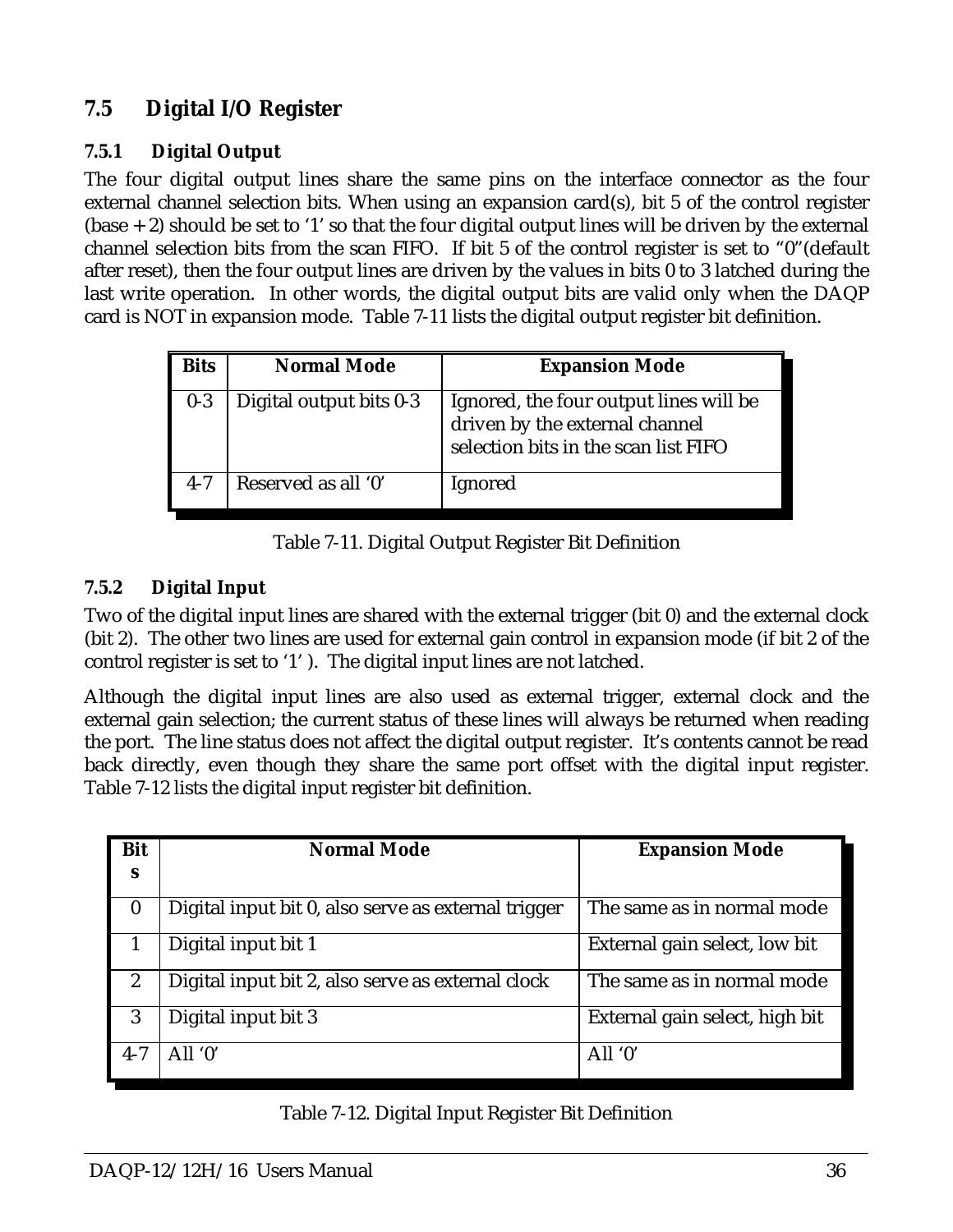## 7.5 Digital I/O Register

### 7.5.1 Digital Output

The four digital output lines share the same pins on the interface connector as the four external channel selection bits. When using an expansion card(s), bit 5 of the control register (base + 2) should be set to '1' so that the four digital output lines will be driven by the external channel selection bits from the scan FIFO. If bit 5 of the control register is set to "0"(default after reset), then the four output lines are driven by the values in bits 0 to 3 latched during the last write operation. In other words, the digital output bits are valid only when the DAQP card is NOT in expansion mode. Table 7-11 lists the digital output register bit definition.

| Bits | Normal Mode | Expansion Mode |
|---|---|---|
| 0-3 | Digital output bits 0-3 | Ignored, the four output lines will be driven by the external channel selection bits in the scan list FIFO |
| 4-7 | Reserved as all '0' | Ignored |

Table 7-11. Digital Output Register Bit Definition

### 7.5.2 Digital Input

Two of the digital input lines are shared with the external trigger (bit 0) and the external clock (bit 2). The other two lines are used for external gain control in expansion mode (if bit 2 of the control register is set to '1' ). The digital input lines are not latched.

Although the digital input lines are also used as external trigger, external clock and the external gain selection; the current status of these lines will always be returned when reading the port. The line status does not affect the digital output register. It's contents cannot be read back directly, even though they share the same port offset with the digital input register. Table 7-12 lists the digital input register bit definition.

| Bits | Normal Mode | Expansion Mode |
|---|---|---|
| 0 | Digital input bit 0, also serve as external trigger | The same as in normal mode |
| 1 | Digital input bit 1 | External gain select, low bit |
| 2 | Digital input bit 2, also serve as external clock | The same as in normal mode |
| 3 | Digital input bit 3 | External gain select, high bit |
| 4-7 | All '0' | All '0' |

Table 7-12. Digital Input Register Bit Definition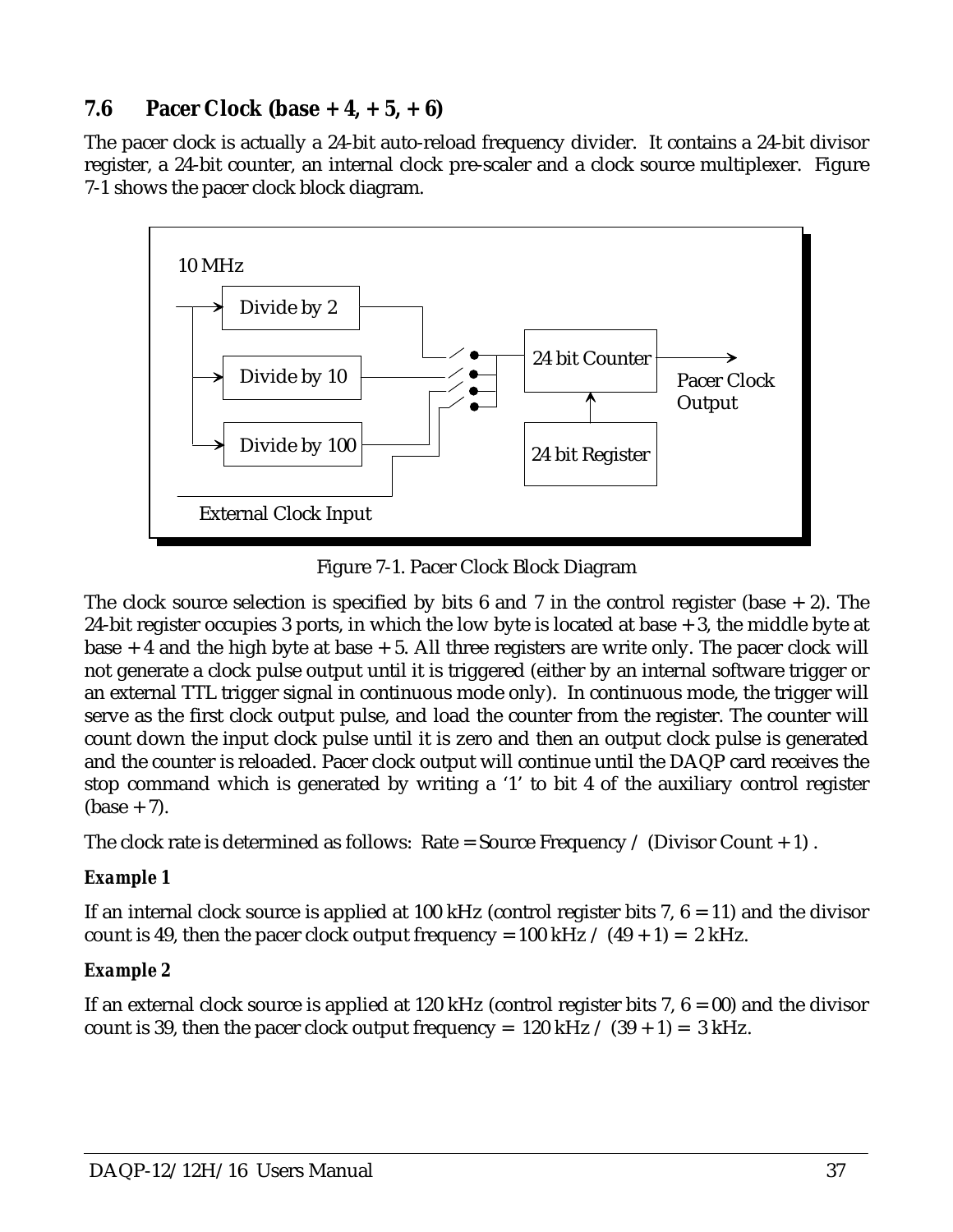## 7.6 Pacer Clock (base + 4, + 5, + 6)

The pacer clock is actually a 24-bit auto-reload frequency divider. It contains a 24-bit divisor register, a 24-bit counter, an internal clock pre-scaler and a clock source multiplexer. Figure 7-1 shows the pacer clock block diagram.

Figure 7-1. Pacer Clock Block Diagram

The clock source selection is specified by bits 6 and 7 in the control register (base + 2). The 24-bit register occupies 3 ports, in which the low byte is located at base + 3, the middle byte at base + 4 and the high byte at base + 5. All three registers are write only. The pacer clock will not generate a clock pulse output until it is triggered (either by an internal software trigger or an external TTL trigger signal in continuous mode only). In continuous mode, the trigger will serve as the first clock output pulse, and load the counter from the register. The counter will count down the input clock pulse until it is zero and then an output clock pulse is generated and the counter is reloaded. Pacer clock output will continue until the DAQP card receives the stop command which is generated by writing a '1' to bit 4 of the auxiliary control register (base + 7).

The clock rate is determined as follows: Rate = Source Frequency / (Divisor Count + 1) .

***Example 1***

If an internal clock source is applied at 100 kHz (control register bits 7, 6 = 11) and the divisor count is 49, then the pacer clock output frequency = 100 kHz / (49 + 1) = 2 kHz.

***Example 2***

If an external clock source is applied at 120 kHz (control register bits 7, 6 = 00) and the divisor count is 39, then the pacer clock output frequency = 120 kHz / (39 + 1) = 3 kHz.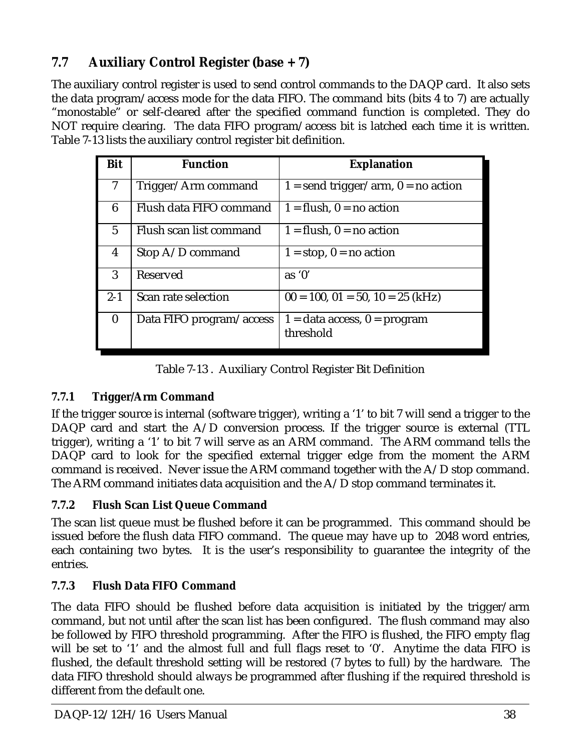## 7.7 Auxiliary Control Register (base + 7)

The auxiliary control register is used to send control commands to the DAQP card. It also sets the data program/access mode for the data FIFO. The command bits (bits 4 to 7) are actually "monostable" or self-cleared after the specified command function is completed. They do NOT require clearing. The data FIFO program/access bit is latched each time it is written. Table 7-13 lists the auxiliary control register bit definition.

| Bit | Function | Explanation |
|---|---|---|
| 7 | Trigger/Arm command | 1 = send trigger/arm, 0 = no action |
| 6 | Flush data FIFO command | 1 = flush, 0 = no action |
| 5 | Flush scan list command | 1 = flush, 0 = no action |
| 4 | Stop A/D command | 1 = stop, 0 = no action |
| 3 | Reserved | as '0' |
| 2-1 | Scan rate selection | 00 = 100, 01 = 50, 10 = 25 (kHz) |
| 0 | Data FIFO program/access | 1 = data access, 0 = program threshold |

Table 7-13 . Auxiliary Control Register Bit Definition

### 7.7.1 Trigger/Arm Command

If the trigger source is internal (software trigger), writing a '1' to bit 7 will send a trigger to the DAQP card and start the A/D conversion process. If the trigger source is external (TTL trigger), writing a '1' to bit 7 will serve as an ARM command. The ARM command tells the DAQP card to look for the specified external trigger edge from the moment the ARM command is received. Never issue the ARM command together with the A/D stop command. The ARM command initiates data acquisition and the A/D stop command terminates it.

### 7.7.2 Flush Scan List Queue Command

The scan list queue must be flushed before it can be programmed. This command should be issued before the flush data FIFO command. The queue may have up to 2048 word entries, each containing two bytes. It is the user's responsibility to guarantee the integrity of the entries.

### 7.7.3 Flush Data FIFO Command

The data FIFO should be flushed before data acquisition is initiated by the trigger/arm command, but not until after the scan list has been configured. The flush command may also be followed by FIFO threshold programming. After the FIFO is flushed, the FIFO empty flag will be set to '1' and the almost full and full flags reset to '0'. Anytime the data FIFO is flushed, the default threshold setting will be restored (7 bytes to full) by the hardware. The data FIFO threshold should always be programmed after flushing if the required threshold is different from the default one.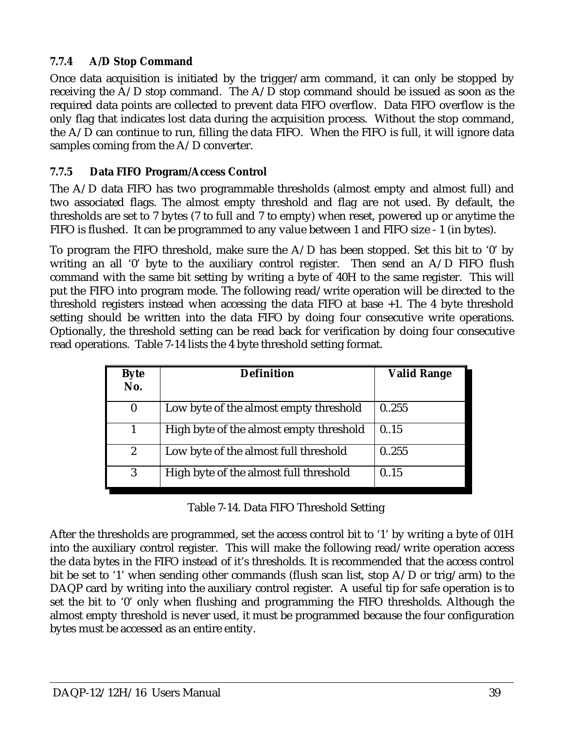### 7.7.4 A/D Stop Command

Once data acquisition is initiated by the trigger/arm command, it can only be stopped by receiving the A/D stop command. The A/D stop command should be issued as soon as the required data points are collected to prevent data FIFO overflow. Data FIFO overflow is the only flag that indicates lost data during the acquisition process. Without the stop command, the A/D can continue to run, filling the data FIFO. When the FIFO is full, it will ignore data samples coming from the A/D converter.

### 7.7.5 Data FIFO Program/Access Control

The A/D data FIFO has two programmable thresholds (almost empty and almost full) and two associated flags. The almost empty threshold and flag are not used. By default, the thresholds are set to 7 bytes (7 to full and 7 to empty) when reset, powered up or anytime the FIFO is flushed. It can be programmed to any value between 1 and FIFO size - 1 (in bytes).

To program the FIFO threshold, make sure the A/D has been stopped. Set this bit to '0' by writing an all '0' byte to the auxiliary control register. Then send an A/D FIFO flush command with the same bit setting by writing a byte of 40H to the same register. This will put the FIFO into program mode. The following read/write operation will be directed to the threshold registers instead when accessing the data FIFO at base +1. The 4 byte threshold setting should be written into the data FIFO by doing four consecutive write operations. Optionally, the threshold setting can be read back for verification by doing four consecutive read operations. Table 7-14 lists the 4 byte threshold setting format.

| Byte No. | Definition | Valid Range |
|---|---|---|
| 0 | Low byte of the almost empty threshold | 0..255 |
| 1 | High byte of the almost empty threshold | 0..15 |
| 2 | Low byte of the almost full threshold | 0..255 |
| 3 | High byte of the almost full threshold | 0..15 |

Table 7-14. Data FIFO Threshold Setting

After the thresholds are programmed, set the access control bit to '1' by writing a byte of 01H into the auxiliary control register. This will make the following read/write operation access the data bytes in the FIFO instead of it's thresholds. It is recommended that the access control bit be set to '1' when sending other commands (flush scan list, stop A/D or trig/arm) to the DAQP card by writing into the auxiliary control register. A useful tip for safe operation is to set the bit to '0' only when flushing and programming the FIFO thresholds. Although the almost empty threshold is never used, it must be programmed because the four configuration bytes must be accessed as an entire entity.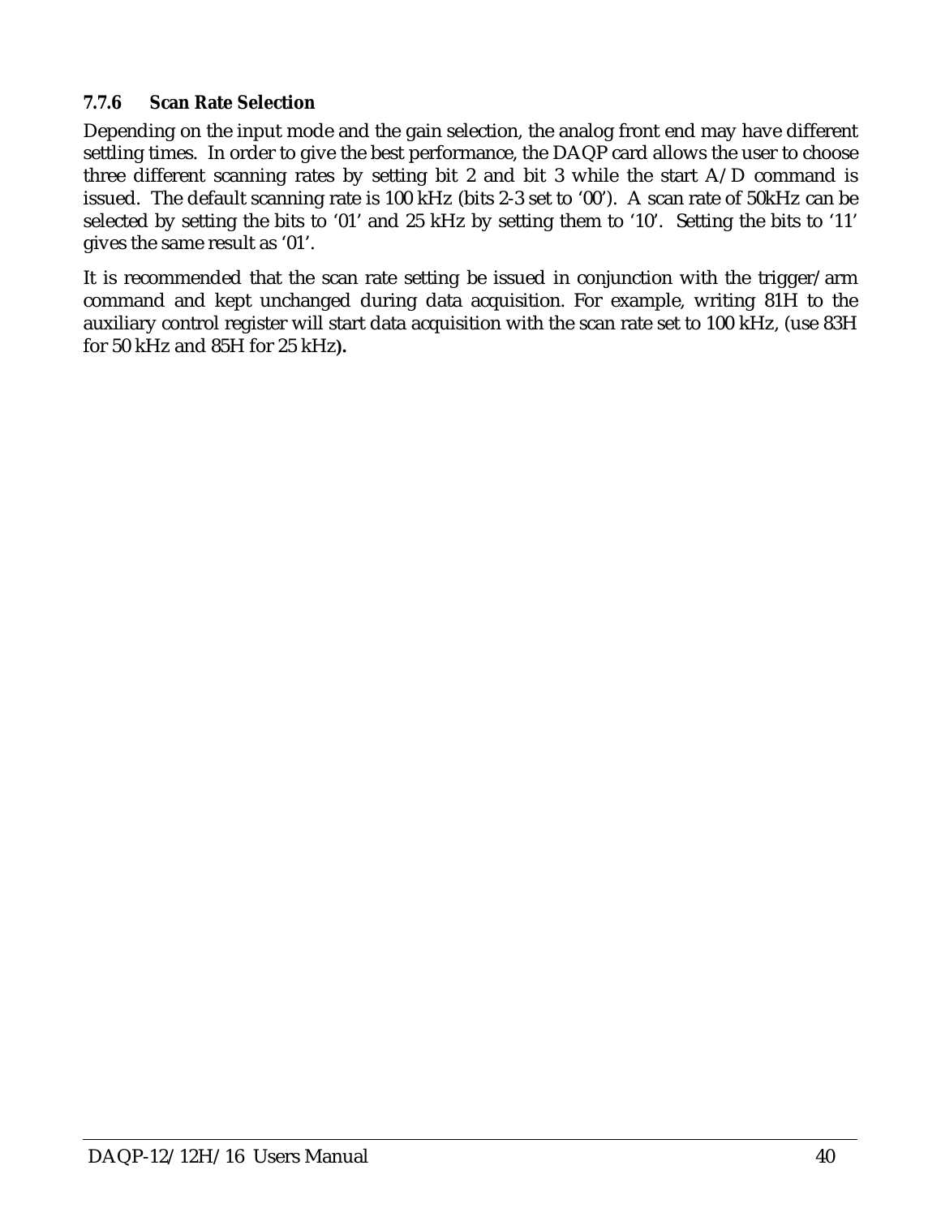### 7.7.6 Scan Rate Selection

Depending on the input mode and the gain selection, the analog front end may have different settling times. In order to give the best performance, the DAQP card allows the user to choose three different scanning rates by setting bit 2 and bit 3 while the start A/D command is issued. The default scanning rate is 100 kHz (bits 2-3 set to '00'). A scan rate of 50kHz can be selected by setting the bits to '01' and 25 kHz by setting them to '10'. Setting the bits to '11' gives the same result as '01'.

It is recommended that the scan rate setting be issued in conjunction with the trigger/arm command and kept unchanged during data acquisition. For example, writing 81H to the auxiliary control register will start data acquisition with the scan rate set to 100 kHz, (use 83H for 50 kHz and 85H for 25 kHz**).**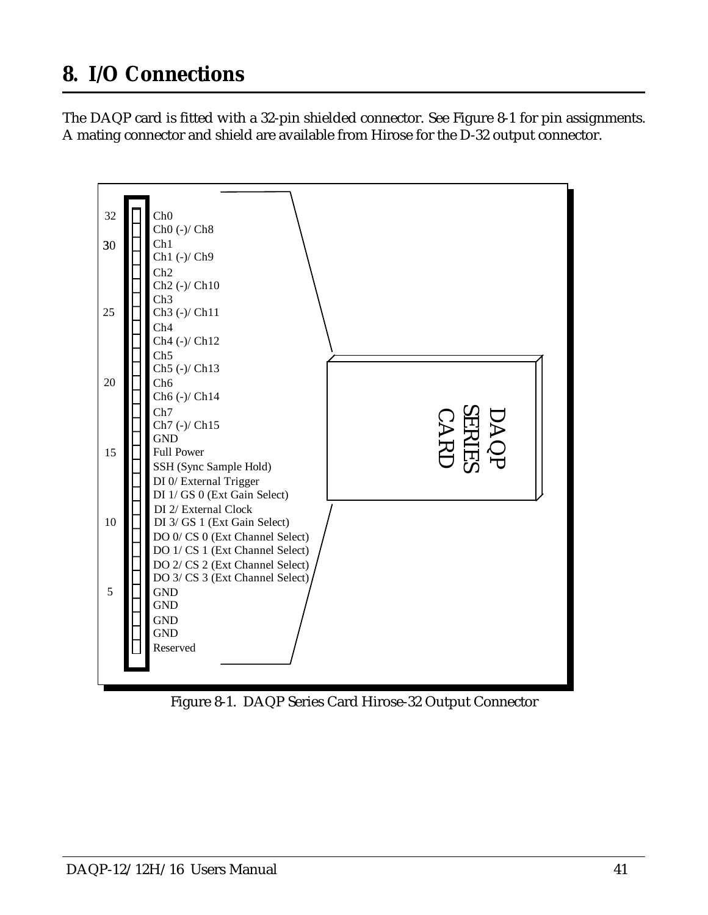# 8. I/O Connections

The DAQP card is fitted with a 32-pin shielded connector. See Figure 8-1 for pin assignments. A mating connector and shield are available from Hirose for the D-32 output connector.

| Pin | Signal |
|---|---|
| 32 | Ch0 |
| | Ch0 (-)/ Ch8 |
| 30 | Ch1 |
| | Ch1 (-)/ Ch9 |
| | Ch2 |
| | Ch2 (-)/ Ch10 |
| | Ch3 |
| 25 | Ch3 (-)/ Ch11 |
| | Ch4 |
| | Ch4 (-)/ Ch12 |
| | Ch5 |
| | Ch5 (-)/ Ch13 |
| 20 | Ch6 |
| | Ch6 (-)/ Ch14 |
| | Ch7 |
| | Ch7 (-)/ Ch15 |
| | GND |
| 15 | Full Power |
| | SSH (Sync Sample Hold) |
| | DI 0/ External Trigger |
| | DI 1/ GS 0 (Ext Gain Select) |
| | DI 2/ External Clock |
| 10 | DI 3/ GS 1 (Ext Gain Select) |
| | DO 0/ CS 0 (Ext Channel Select) |
| | DO 1/ CS 1 (Ext Channel Select) |
| | DO 2/ CS 2 (Ext Channel Select) |
| | DO 3/ CS 3 (Ext Channel Select) |
| 5 | GND |
| | GND |
| | GND |
| | GND |
| | Reserved |

DAQP SERIES CARD

Figure 8-1. DAQP Series Card Hirose-32 Output Connector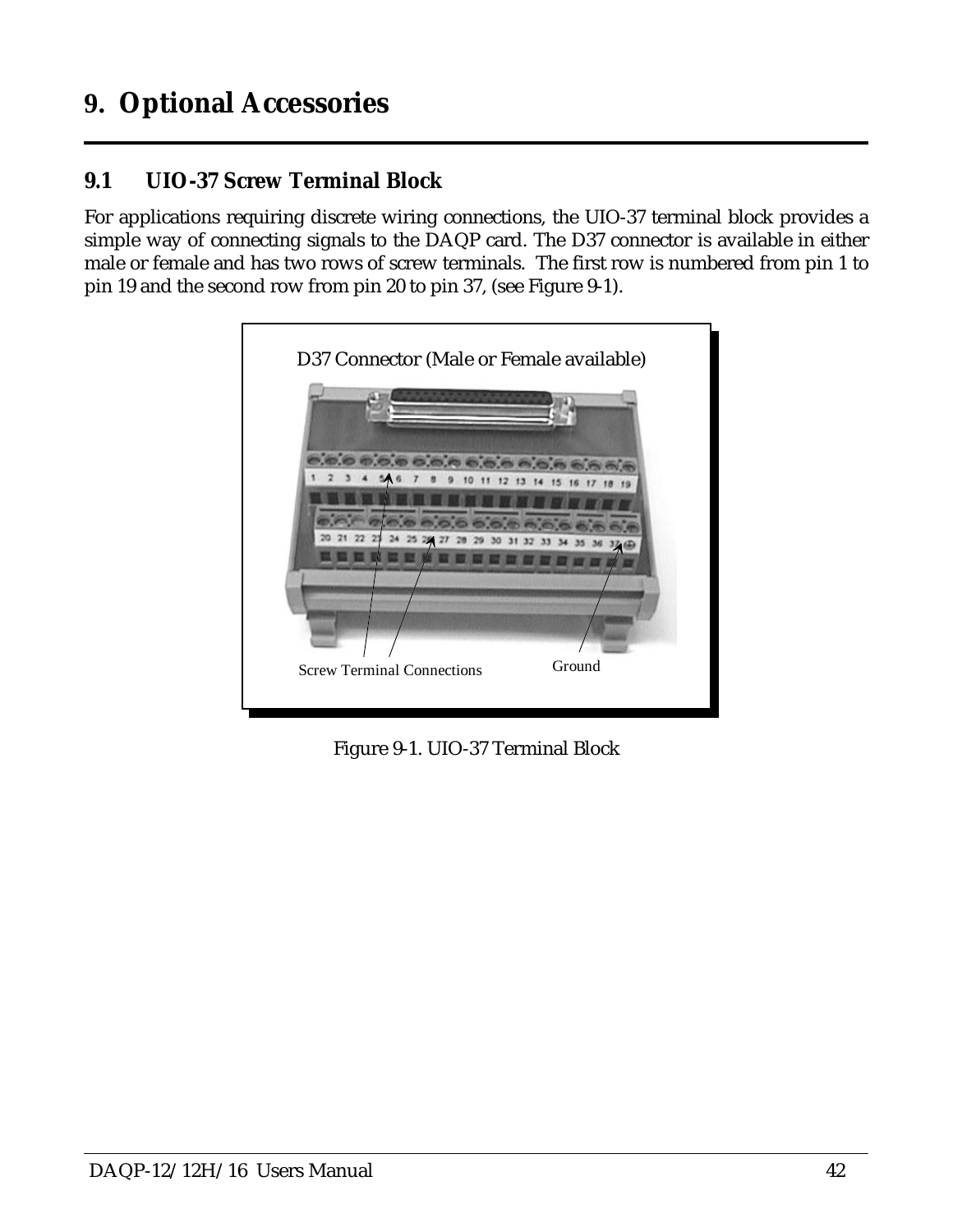# 9. Optional Accessories

## 9.1 UIO-37 Screw Terminal Block

For applications requiring discrete wiring connections, the UIO-37 terminal block provides a simple way of connecting signals to the DAQP card. The D37 connector is available in either male or female and has two rows of screw terminals. The first row is numbered from pin 1 to pin 19 and the second row from pin 20 to pin 37, (see Figure 9-1).

D37 Connector (Male or Female available)

Screw Terminal Connections

Ground

Figure 9-1. UIO-37 Terminal Block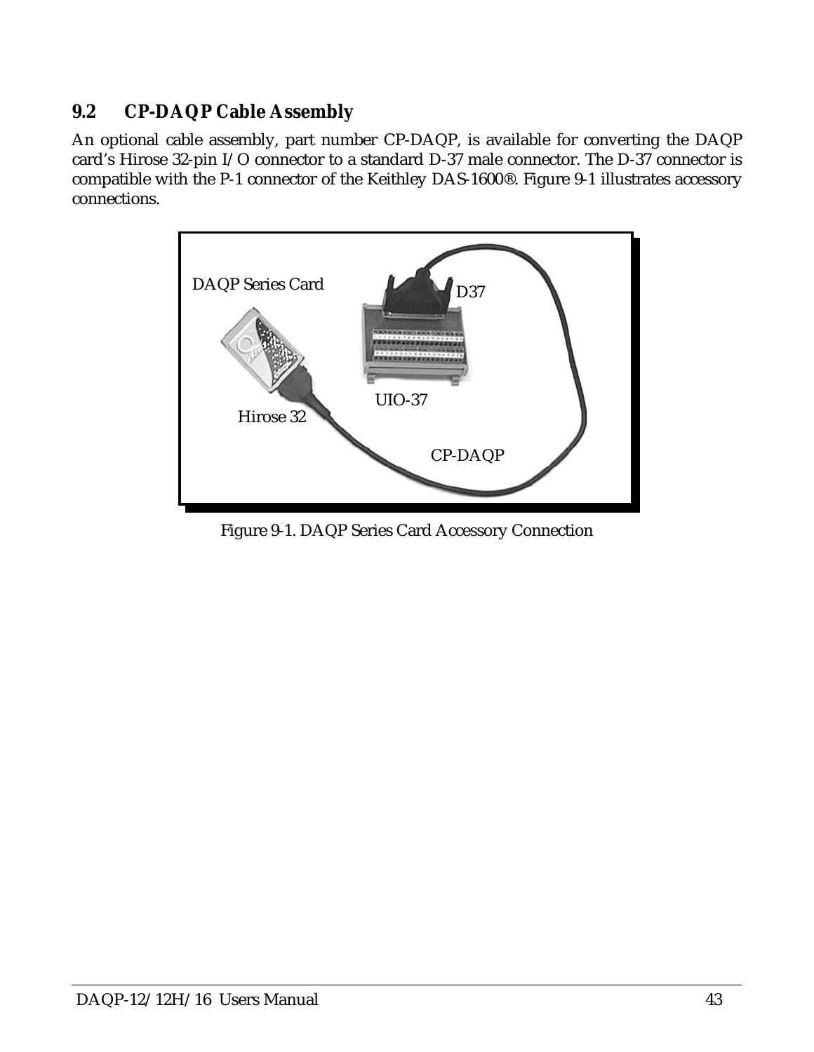## 9.2 CP-DAQP Cable Assembly

An optional cable assembly, part number CP-DAQP, is available for converting the DAQP card's Hirose 32-pin I/O connector to a standard D-37 male connector. The D-37 connector is compatible with the P-1 connector of the Keithley DAS-1600®. Figure 9-1 illustrates accessory connections.

DAQP Series Card

D37

UIO-37

Hirose 32

CP-DAQP

Figure 9-1. DAQP Series Card Accessory Connection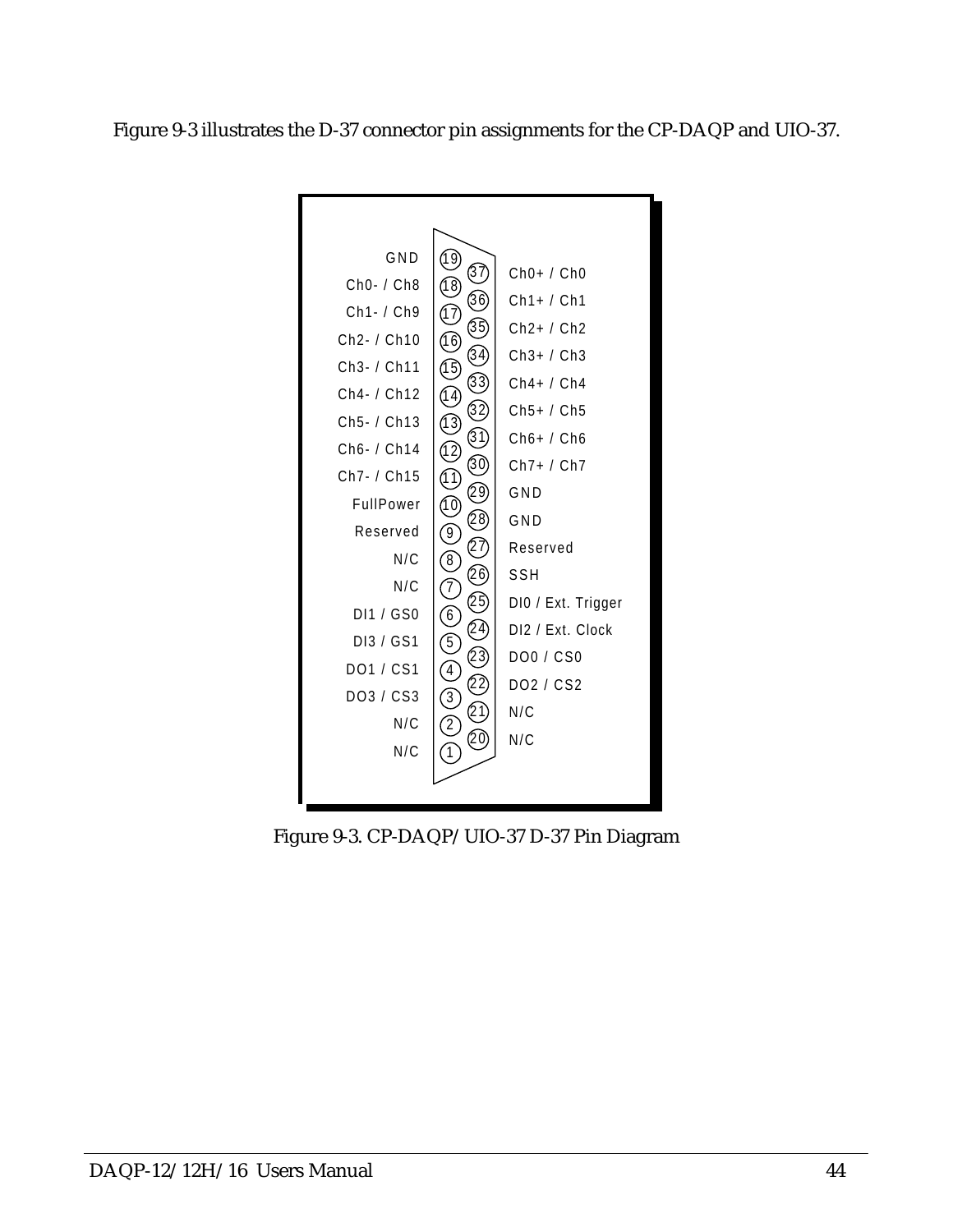Figure 9-3 illustrates the D-37 connector pin assignments for the CP-DAQP and UIO-37.

| Pin | Signal | Pin | Signal |
|---|---|---|---|
| 19 | GND | 37 | Ch0+ / Ch0 |
| 18 | Ch0- / Ch8 | 36 | Ch1+ / Ch1 |
| 17 | Ch1- / Ch9 | 35 | Ch2+ / Ch2 |
| 16 | Ch2- / Ch10 | 34 | Ch3+ / Ch3 |
| 15 | Ch3- / Ch11 | 33 | Ch4+ / Ch4 |
| 14 | Ch4- / Ch12 | 32 | Ch5+ / Ch5 |
| 13 | Ch5- / Ch13 | 31 | Ch6+ / Ch6 |
| 12 | Ch6- / Ch14 | 30 | Ch7+ / Ch7 |
| 11 | Ch7- / Ch15 | 29 | GND |
| 10 | FullPower | 28 | GND |
| 9 | Reserved | 27 | Reserved |
| 8 | N/C | 26 | SSH |
| 7 | N/C | 25 | DI0 / Ext. Trigger |
| 6 | DI1 / GS0 | 24 | DI2 / Ext. Clock |
| 5 | DI3 / GS1 | 23 | DO0 / CS0 |
| 4 | DO1 / CS1 | 22 | DO2 / CS2 |
| 3 | DO3 / CS3 | 21 | N/C |
| 2 | N/C | 20 | N/C |
| 1 | N/C | | |

Figure 9-3. CP-DAQP/UIO-37 D-37 Pin Diagram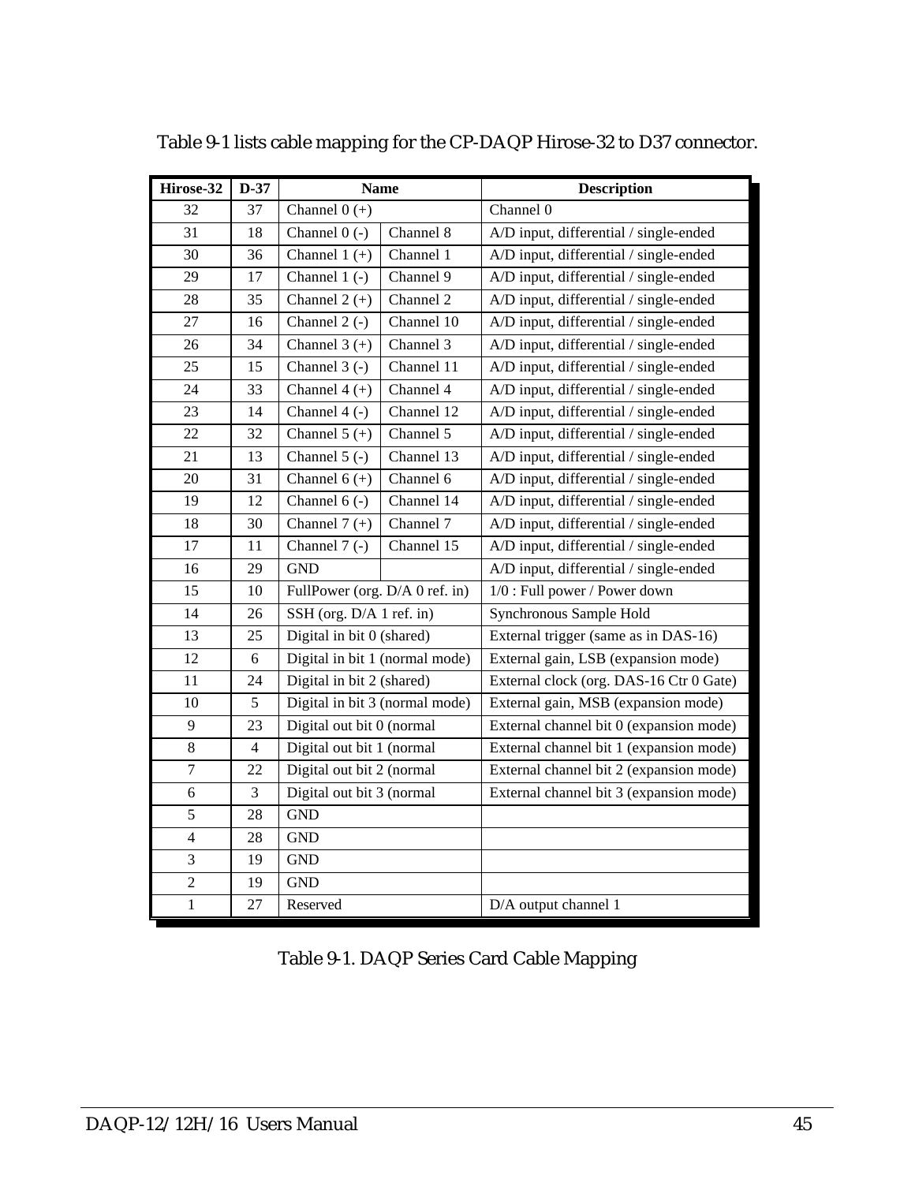Table 9-1 lists cable mapping for the CP-DAQP Hirose-32 to D37 connector.

| Hirose-32 | D-37 | Name | | Description |
|---|---|---|---|---|
| 32 | 37 | Channel 0 (+) | | Channel 0 |
| 31 | 18 | Channel 0 (-) | Channel 8 | A/D input, differential / single-ended |
| 30 | 36 | Channel 1 (+) | Channel 1 | A/D input, differential / single-ended |
| 29 | 17 | Channel 1 (-) | Channel 9 | A/D input, differential / single-ended |
| 28 | 35 | Channel 2 (+) | Channel 2 | A/D input, differential / single-ended |
| 27 | 16 | Channel 2 (-) | Channel 10 | A/D input, differential / single-ended |
| 26 | 34 | Channel 3 (+) | Channel 3 | A/D input, differential / single-ended |
| 25 | 15 | Channel 3 (-) | Channel 11 | A/D input, differential / single-ended |
| 24 | 33 | Channel 4 (+) | Channel 4 | A/D input, differential / single-ended |
| 23 | 14 | Channel 4 (-) | Channel 12 | A/D input, differential / single-ended |
| 22 | 32 | Channel 5 (+) | Channel 5 | A/D input, differential / single-ended |
| 21 | 13 | Channel 5 (-) | Channel 13 | A/D input, differential / single-ended |
| 20 | 31 | Channel 6 (+) | Channel 6 | A/D input, differential / single-ended |
| 19 | 12 | Channel 6 (-) | Channel 14 | A/D input, differential / single-ended |
| 18 | 30 | Channel 7 (+) | Channel 7 | A/D input, differential / single-ended |
| 17 | 11 | Channel 7 (-) | Channel 15 | A/D input, differential / single-ended |
| 16 | 29 | GND | | A/D input, differential / single-ended |
| 15 | 10 | FullPower (org. D/A 0 ref. in) | | 1/0 : Full power / Power down |
| 14 | 26 | SSH (org. D/A 1 ref. in) | | Synchronous Sample Hold |
| 13 | 25 | Digital in bit 0 (shared) | | External trigger (same as in DAS-16) |
| 12 | 6 | Digital in bit 1 (normal mode) | | External gain, LSB (expansion mode) |
| 11 | 24 | Digital in bit 2 (shared) | | External clock (org. DAS-16 Ctr 0 Gate) |
| 10 | 5 | Digital in bit 3 (normal mode) | | External gain, MSB (expansion mode) |
| 9 | 23 | Digital out bit 0 (normal | | External channel bit 0 (expansion mode) |
| 8 | 4 | Digital out bit 1 (normal | | External channel bit 1 (expansion mode) |
| 7 | 22 | Digital out bit 2 (normal | | External channel bit 2 (expansion mode) |
| 6 | 3 | Digital out bit 3 (normal | | External channel bit 3 (expansion mode) |
| 5 | 28 | GND | | |
| 4 | 28 | GND | | |
| 3 | 19 | GND | | |
| 2 | 19 | GND | | |
| 1 | 27 | Reserved | | D/A output channel 1 |

Table 9-1. DAQP Series Card Cable Mapping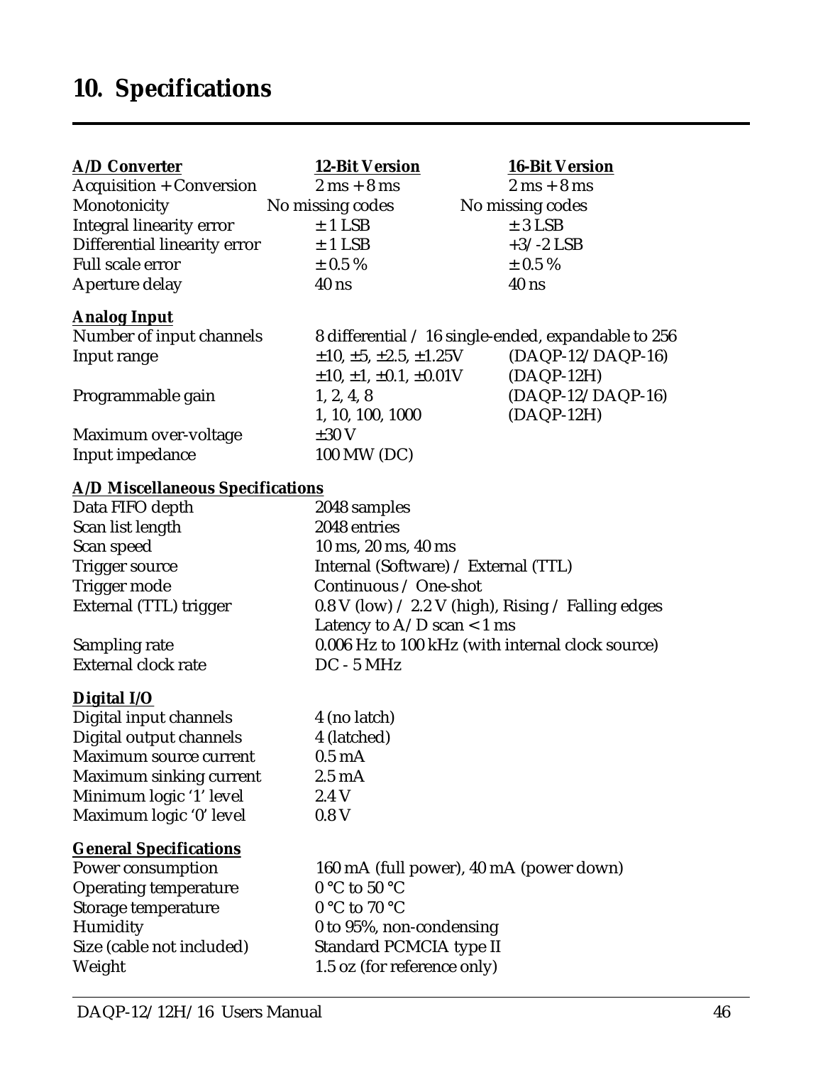# 10. Specifications

| A/D Converter | 12-Bit Version | 16-Bit Version |
|---|---|---|
| Acquisition + Conversion | 2 ms + 8 ms | 2 ms + 8 ms |
| Monotonicity | No missing codes | No missing codes |
| Integral linearity error | ± 1 LSB | ± 3 LSB |
| Differential linearity error | ± 1 LSB | +3/-2 LSB |
| Full scale error | ± 0.5 % | ± 0.5 % |
| Aperture delay | 40 ns | 40 ns |

**Analog Input**

| | | |
|---|---|---|
| Number of input channels | 8 differential / 16 single-ended, expandable to 256 | |
| Input range | ±10, ±5, ±2.5, ±1.25V | (DAQP-12/DAQP-16) |
| | ±10, ±1, ±0.1, ±0.01V | (DAQP-12H) |
| Programmable gain | 1, 2, 4, 8 | (DAQP-12/DAQP-16) |
| | 1, 10, 100, 1000 | (DAQP-12H) |
| Maximum over-voltage | ±30 V | |
| Input impedance | 100 MW (DC) | |

**A/D Miscellaneous Specifications**

| | |
|---|---|
| Data FIFO depth | 2048 samples |
| Scan list length | 2048 entries |
| Scan speed | 10 ms, 20 ms, 40 ms |
| Trigger source | Internal (Software) / External (TTL) |
| Trigger mode | Continuous / One-shot |
| External (TTL) trigger | 0.8 V (low) / 2.2 V (high), Rising / Falling edges |
| | Latency to A/D scan < 1 ms |
| Sampling rate | 0.006 Hz to 100 kHz (with internal clock source) |
| External clock rate | DC - 5 MHz |

**Digital I/O**

| | |
|---|---|
| Digital input channels | 4 (no latch) |
| Digital output channels | 4 (latched) |
| Maximum source current | 0.5 mA |
| Maximum sinking current | 2.5 mA |
| Minimum logic '1' level | 2.4 V |
| Maximum logic '0' level | 0.8 V |

**General Specifications**

| | |
|---|---|
| Power consumption | 160 mA (full power), 40 mA (power down) |
| Operating temperature | 0 °C to 50 °C |
| Storage temperature | 0 °C to 70 °C |
| Humidity | 0 to 95%, non-condensing |
| Size (cable not included) | Standard PCMCIA type II |
| Weight | 1.5 oz (for reference only) |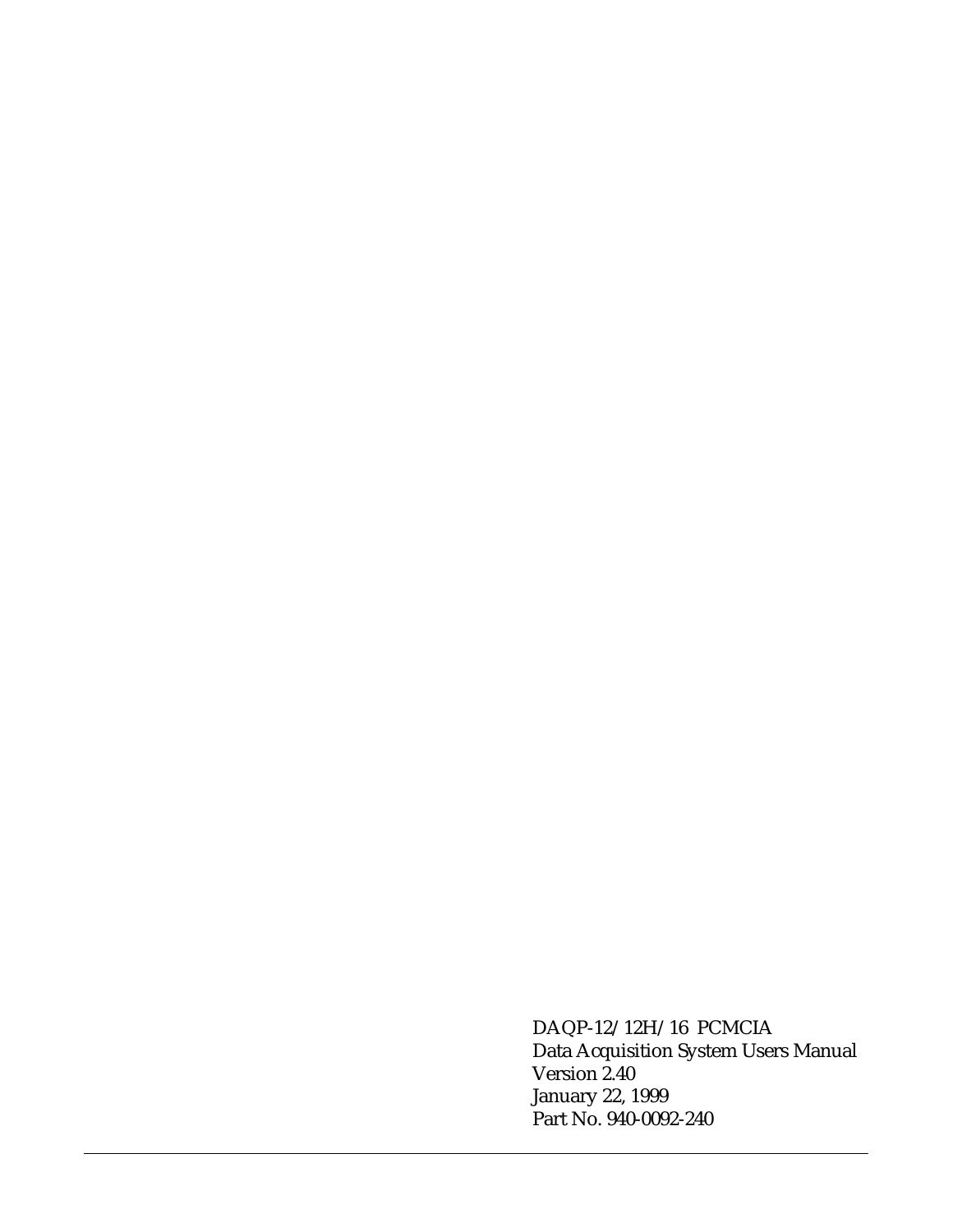DAQP-12/12H/16 PCMCIA
Data Acquisition System Users Manual
Version 2.40
January 22, 1999
Part No. 940-0092-240